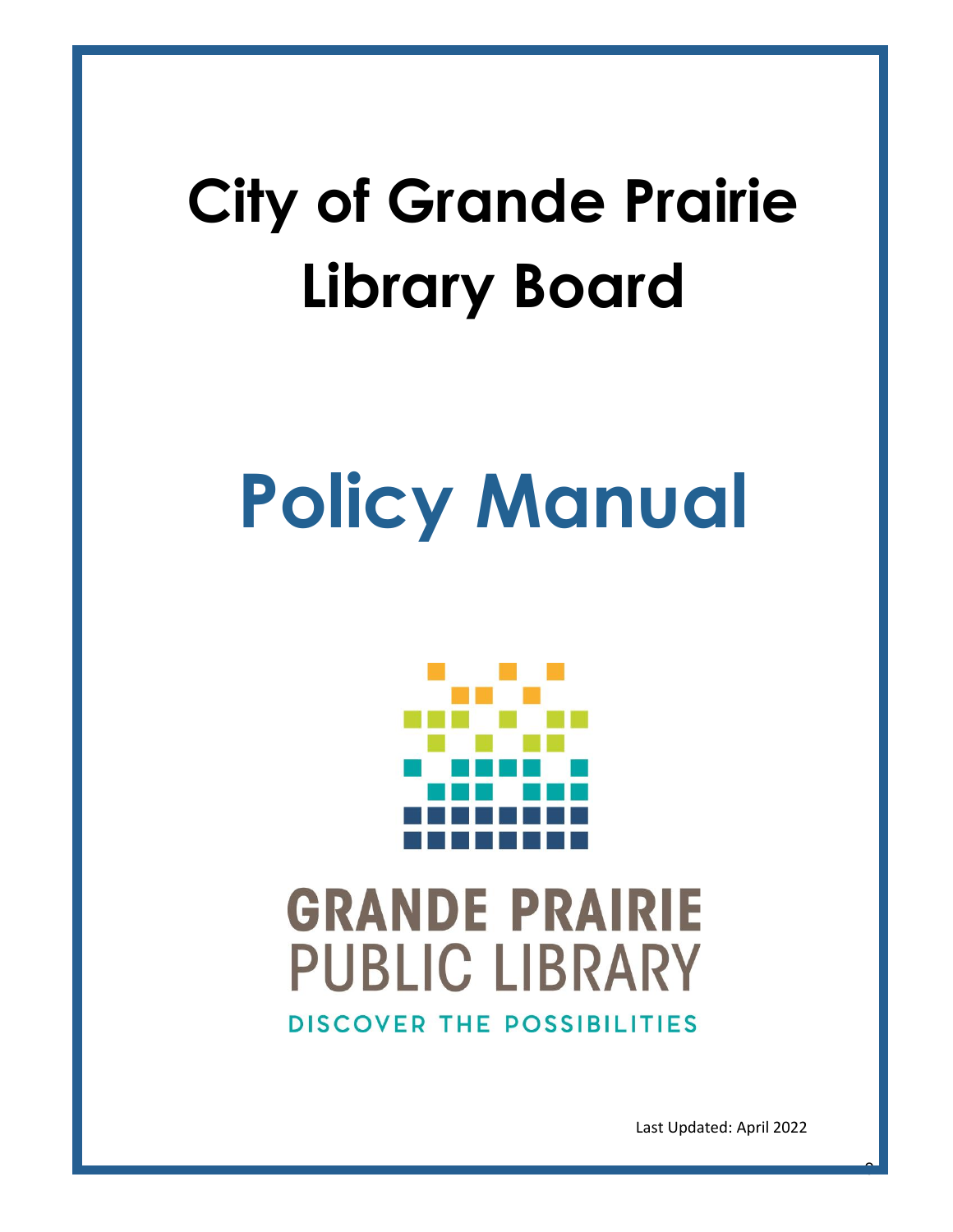# City of Grande Prairie Library Board

# Policy Manual

GRANDE PRAIRIE PUBLIC LIBRARY

DISCOVER THE POSSIBILITIES

Last Updated: April 2022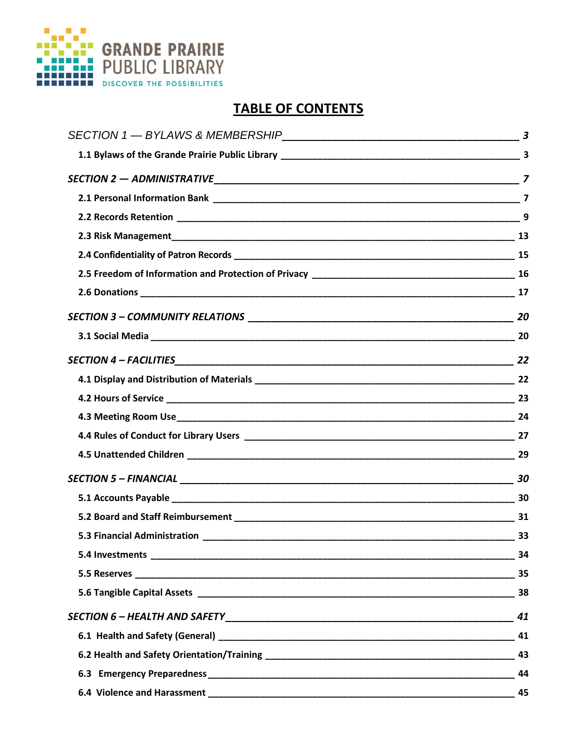GRANDE PRAIRIE PUBLIC LIBRARY

DISCOVER THE POSSIBILITIES

# TABLE OF CONTENTS

*SECTION 1 — BYLAWS & MEMBERSHIP* — 3

- **1.1 Bylaws of the Grande Prairie Public Library** — 3

***SECTION 2 — ADMINISTRATIVE*** — 7

- **2.1 Personal Information Bank** — 7
- **2.2 Records Retention** — 9
- **2.3 Risk Management** — 13
- **2.4 Confidentiality of Patron Records** — 15
- **2.5 Freedom of Information and Protection of Privacy** — 16
- **2.6 Donations** — 17

***SECTION 3 – COMMUNITY RELATIONS*** — 20

- **3.1 Social Media** — 20

***SECTION 4 – FACILITIES*** — 22

- **4.1 Display and Distribution of Materials** — 22
- **4.2 Hours of Service** — 23
- **4.3 Meeting Room Use** — 24
- **4.4 Rules of Conduct for Library Users** — 27
- **4.5 Unattended Children** — 29

***SECTION 5 – FINANCIAL*** — 30

- **5.1 Accounts Payable** — 30
- **5.2 Board and Staff Reimbursement** — 31
- **5.3 Financial Administration** — 33
- **5.4 Investments** — 34
- **5.5 Reserves** — 35
- **5.6 Tangible Capital Assets** — 38

***SECTION 6 – HEALTH AND SAFETY*** — 41

- **6.1 Health and Safety (General)** — 41
- **6.2 Health and Safety Orientation/Training** — 43
- **6.3 Emergency Preparedness** — 44
- **6.4 Violence and Harassment** — 45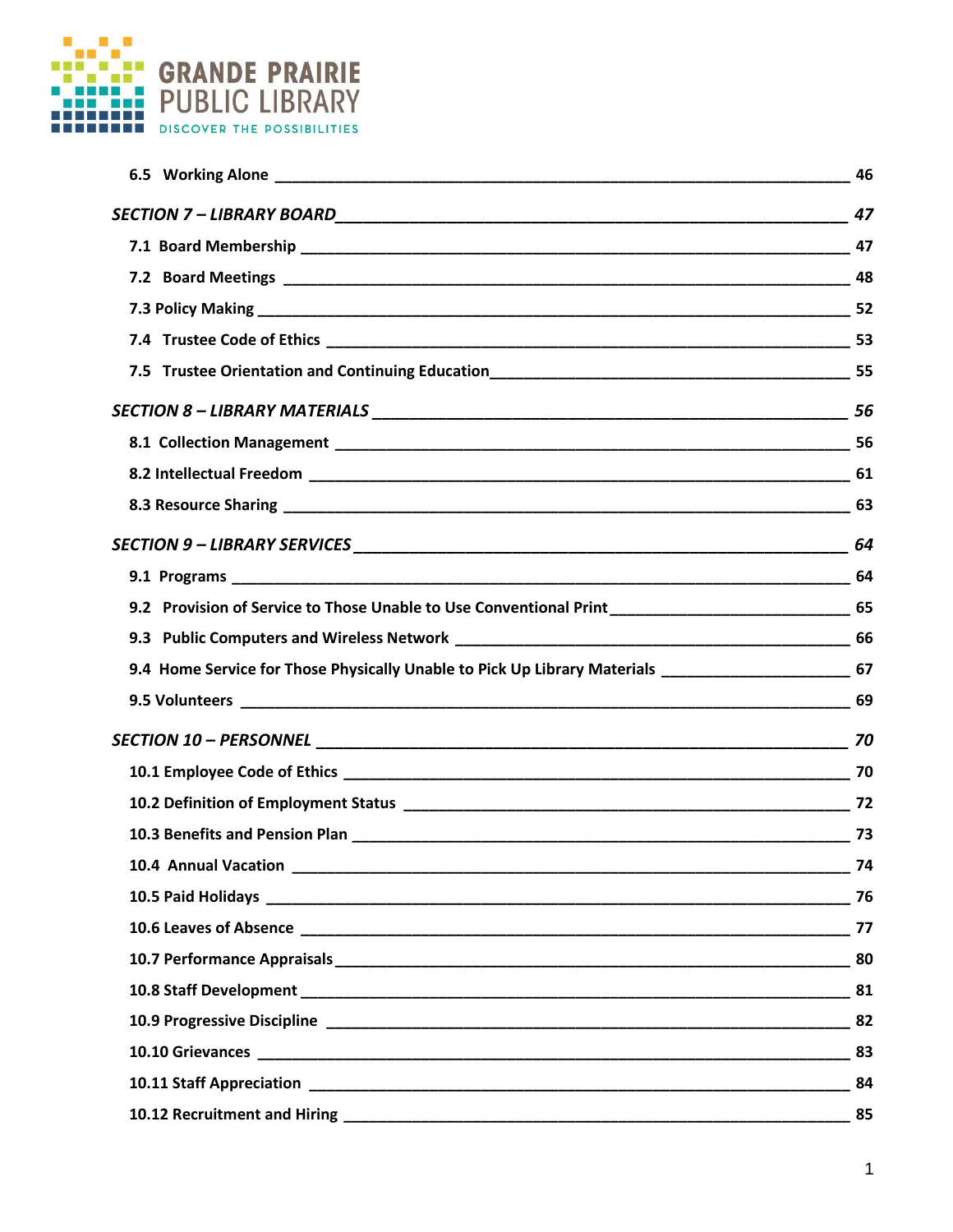6.5 Working Alone ______ 46

*SECTION 7 – LIBRARY BOARD* ______ *47*

7.1 Board Membership ______ 47

7.2 Board Meetings ______ 48

7.3 Policy Making ______ 52

7.4 Trustee Code of Ethics ______ 53

7.5 Trustee Orientation and Continuing Education ______ 55

*SECTION 8 – LIBRARY MATERIALS* ______ *56*

8.1 Collection Management ______ 56

8.2 Intellectual Freedom ______ 61

8.3 Resource Sharing ______ 63

*SECTION 9 – LIBRARY SERVICES* ______ *64*

9.1 Programs ______ 64

9.2 Provision of Service to Those Unable to Use Conventional Print ______ 65

9.3 Public Computers and Wireless Network ______ 66

9.4 Home Service for Those Physically Unable to Pick Up Library Materials ______ 67

9.5 Volunteers ______ 69

*SECTION 10 – PERSONNEL* ______ *70*

10.1 Employee Code of Ethics ______ 70

10.2 Definition of Employment Status ______ 72

10.3 Benefits and Pension Plan ______ 73

10.4 Annual Vacation ______ 74

10.5 Paid Holidays ______ 76

10.6 Leaves of Absence ______ 77

10.7 Performance Appraisals ______ 80

10.8 Staff Development ______ 81

10.9 Progressive Discipline ______ 82

10.10 Grievances ______ 83

10.11 Staff Appreciation ______ 84

10.12 Recruitment and Hiring ______ 85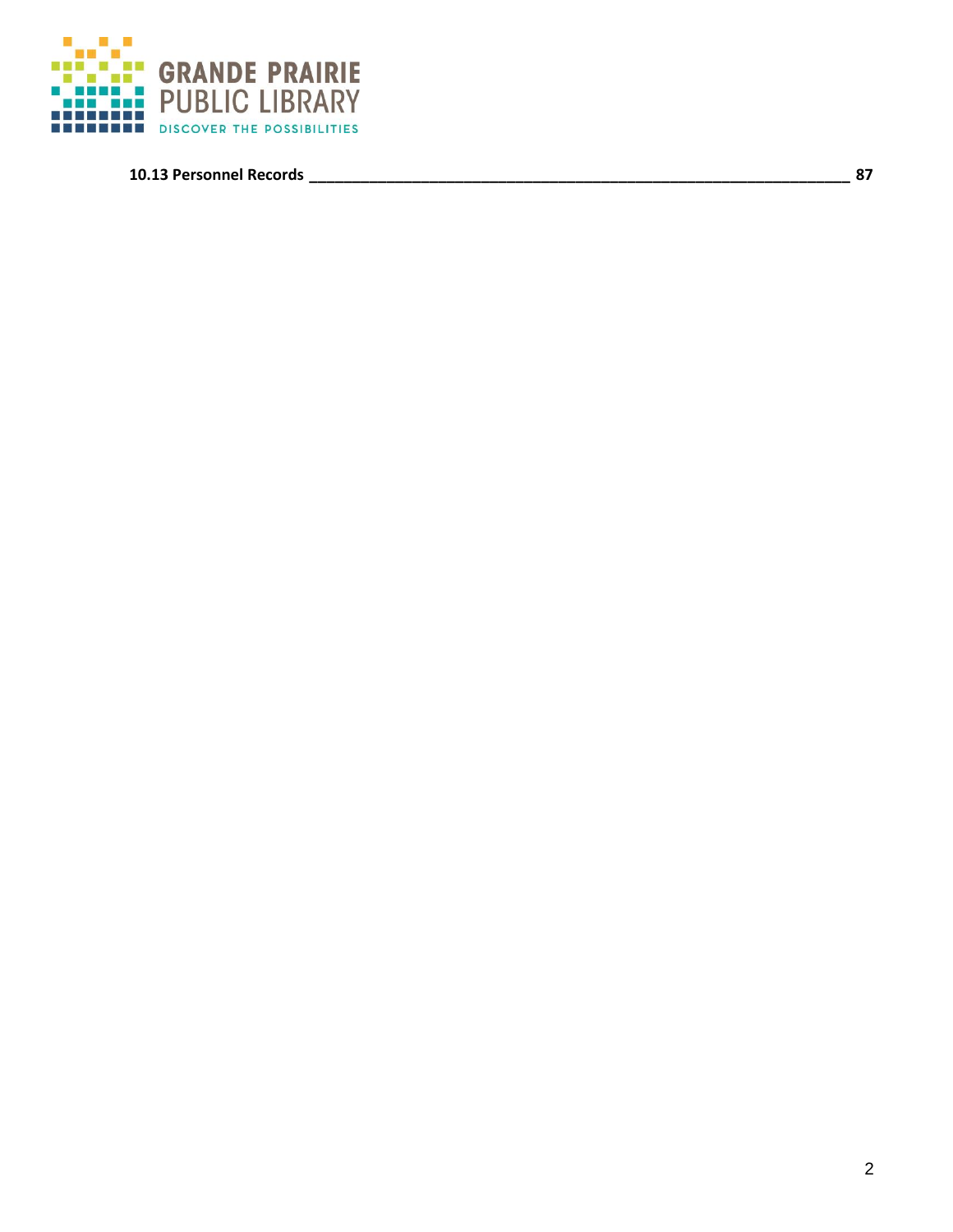**10.13 Personnel Records \_\_\_\_\_\_\_\_\_\_\_\_\_\_\_\_\_\_\_\_\_\_\_\_\_\_\_\_\_\_\_\_\_\_\_\_\_\_\_\_\_\_\_\_\_\_\_\_\_\_\_\_\_\_\_\_\_\_\_\_\_\_\_\_\_\_\_\_\_ 87**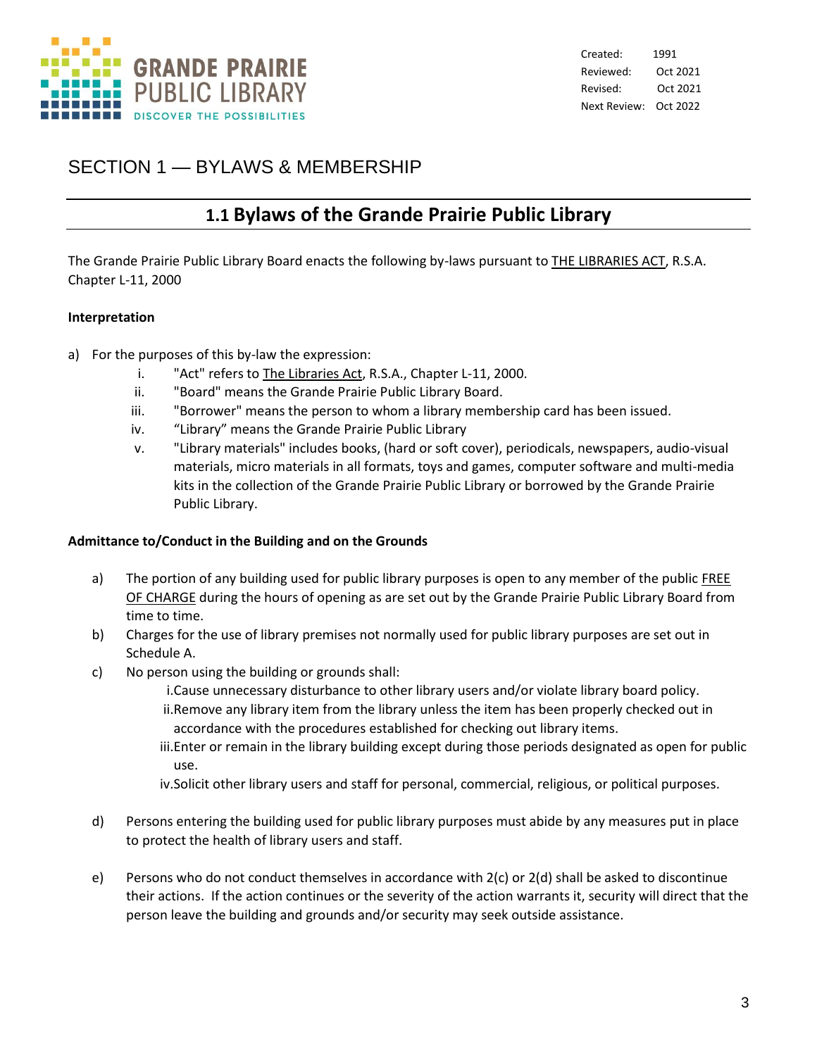Created: 1991
Reviewed: Oct 2021
Revised: Oct 2021
Next Review: Oct 2022

# SECTION 1 — BYLAWS & MEMBERSHIP

## 1.1 Bylaws of the Grande Prairie Public Library

The Grande Prairie Public Library Board enacts the following by-laws pursuant to THE LIBRARIES ACT, R.S.A. Chapter L-11, 2000

**Interpretation**

a) For the purposes of this by-law the expression:
   i. "Act" refers to The Libraries Act, R.S.A., Chapter L-11, 2000.
   ii. "Board" means the Grande Prairie Public Library Board.
   iii. "Borrower" means the person to whom a library membership card has been issued.
   iv. "Library" means the Grande Prairie Public Library
   v. "Library materials" includes books, (hard or soft cover), periodicals, newspapers, audio-visual materials, micro materials in all formats, toys and games, computer software and multi-media kits in the collection of the Grande Prairie Public Library or borrowed by the Grande Prairie Public Library.

**Admittance to/Conduct in the Building and on the Grounds**

a) The portion of any building used for public library purposes is open to any member of the public FREE OF CHARGE during the hours of opening as are set out by the Grande Prairie Public Library Board from time to time.
b) Charges for the use of library premises not normally used for public library purposes are set out in Schedule A.
c) No person using the building or grounds shall:
   i. Cause unnecessary disturbance to other library users and/or violate library board policy.
   ii. Remove any library item from the library unless the item has been properly checked out in accordance with the procedures established for checking out library items.
   iii. Enter or remain in the library building except during those periods designated as open for public use.
   iv. Solicit other library users and staff for personal, commercial, religious, or political purposes.

d) Persons entering the building used for public library purposes must abide by any measures put in place to protect the health of library users and staff.

e) Persons who do not conduct themselves in accordance with 2(c) or 2(d) shall be asked to discontinue their actions. If the action continues or the severity of the action warrants it, security will direct that the person leave the building and grounds and/or security may seek outside assistance.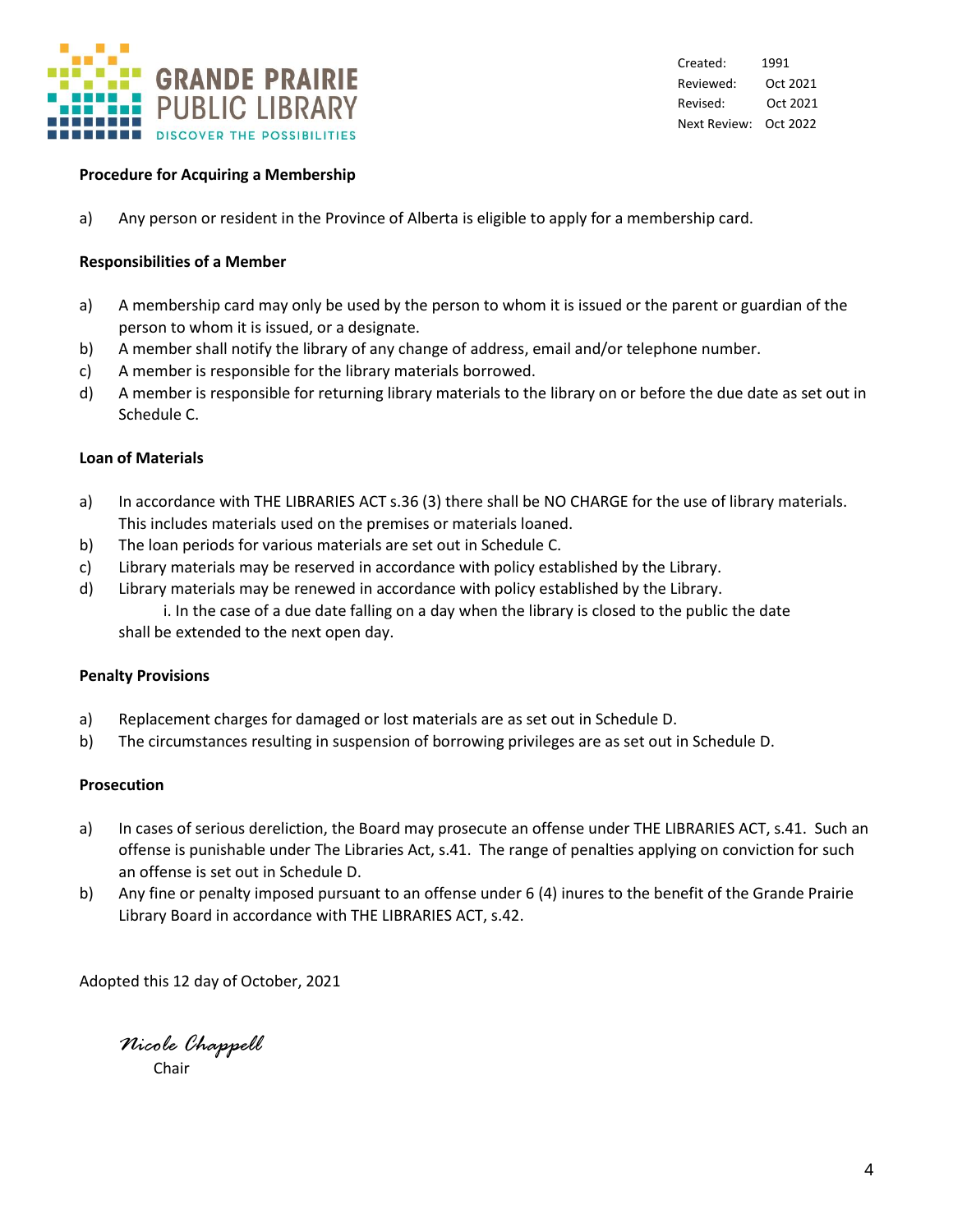Created: 1991
Reviewed: Oct 2021
Revised: Oct 2021
Next Review: Oct 2022

**Procedure for Acquiring a Membership**

a) Any person or resident in the Province of Alberta is eligible to apply for a membership card.

**Responsibilities of a Member**

a) A membership card may only be used by the person to whom it is issued or the parent or guardian of the person to whom it is issued, or a designate.
b) A member shall notify the library of any change of address, email and/or telephone number.
c) A member is responsible for the library materials borrowed.
d) A member is responsible for returning library materials to the library on or before the due date as set out in Schedule C.

**Loan of Materials**

a) In accordance with THE LIBRARIES ACT s.36 (3) there shall be NO CHARGE for the use of library materials. This includes materials used on the premises or materials loaned.
b) The loan periods for various materials are set out in Schedule C.
c) Library materials may be reserved in accordance with policy established by the Library.
d) Library materials may be renewed in accordance with policy established by the Library.
    i. In the case of a due date falling on a day when the library is closed to the public the date shall be extended to the next open day.

**Penalty Provisions**

a) Replacement charges for damaged or lost materials are as set out in Schedule D.
b) The circumstances resulting in suspension of borrowing privileges are as set out in Schedule D.

**Prosecution**

a) In cases of serious dereliction, the Board may prosecute an offense under THE LIBRARIES ACT, s.41. Such an offense is punishable under The Libraries Act, s.41. The range of penalties applying on conviction for such an offense is set out in Schedule D.
b) Any fine or penalty imposed pursuant to an offense under 6 (4) inures to the benefit of the Grande Prairie Library Board in accordance with THE LIBRARIES ACT, s.42.

Adopted this 12 day of October, 2021

*Nicole Chappell*
Chair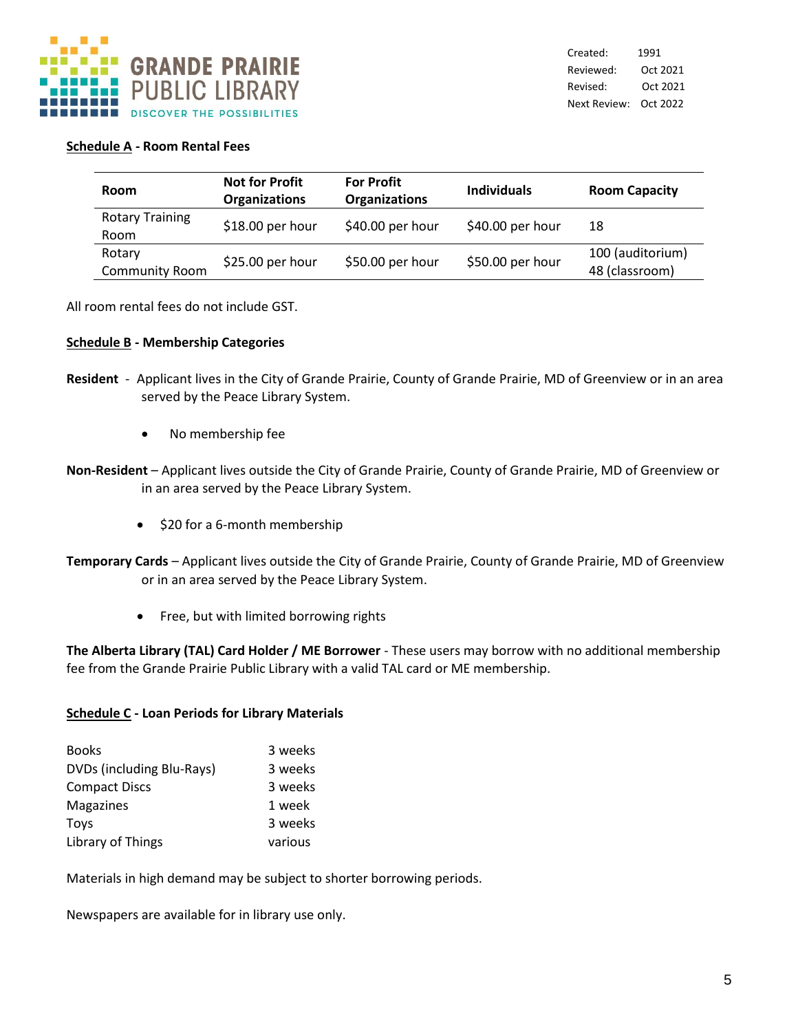Created: 1991
Reviewed: Oct 2021
Revised: Oct 2021
Next Review: Oct 2022

**<u>Schedule A</u> - Room Rental Fees**

| Room | Not for Profit Organizations | For Profit Organizations | Individuals | Room Capacity |
|---|---|---|---|---|
| Rotary Training Room | $18.00 per hour | $40.00 per hour | $40.00 per hour | 18 |
| Rotary Community Room | $25.00 per hour | $50.00 per hour | $50.00 per hour | 100 (auditorium) 48 (classroom) |

All room rental fees do not include GST.

**<u>Schedule B</u> - Membership Categories**

**Resident** - Applicant lives in the City of Grande Prairie, County of Grande Prairie, MD of Greenview or in an area served by the Peace Library System.

- No membership fee

**Non-Resident** – Applicant lives outside the City of Grande Prairie, County of Grande Prairie, MD of Greenview or in an area served by the Peace Library System.

- $20 for a 6-month membership

**Temporary Cards** – Applicant lives outside the City of Grande Prairie, County of Grande Prairie, MD of Greenview or in an area served by the Peace Library System.

- Free, but with limited borrowing rights

**The Alberta Library (TAL) Card Holder / ME Borrower** - These users may borrow with no additional membership fee from the Grande Prairie Public Library with a valid TAL card or ME membership.

**<u>Schedule C</u> - Loan Periods for Library Materials**

| | |
|---|---|
| Books | 3 weeks |
| DVDs (including Blu-Rays) | 3 weeks |
| Compact Discs | 3 weeks |
| Magazines | 1 week |
| Toys | 3 weeks |
| Library of Things | various |

Materials in high demand may be subject to shorter borrowing periods.

Newspapers are available for in library use only.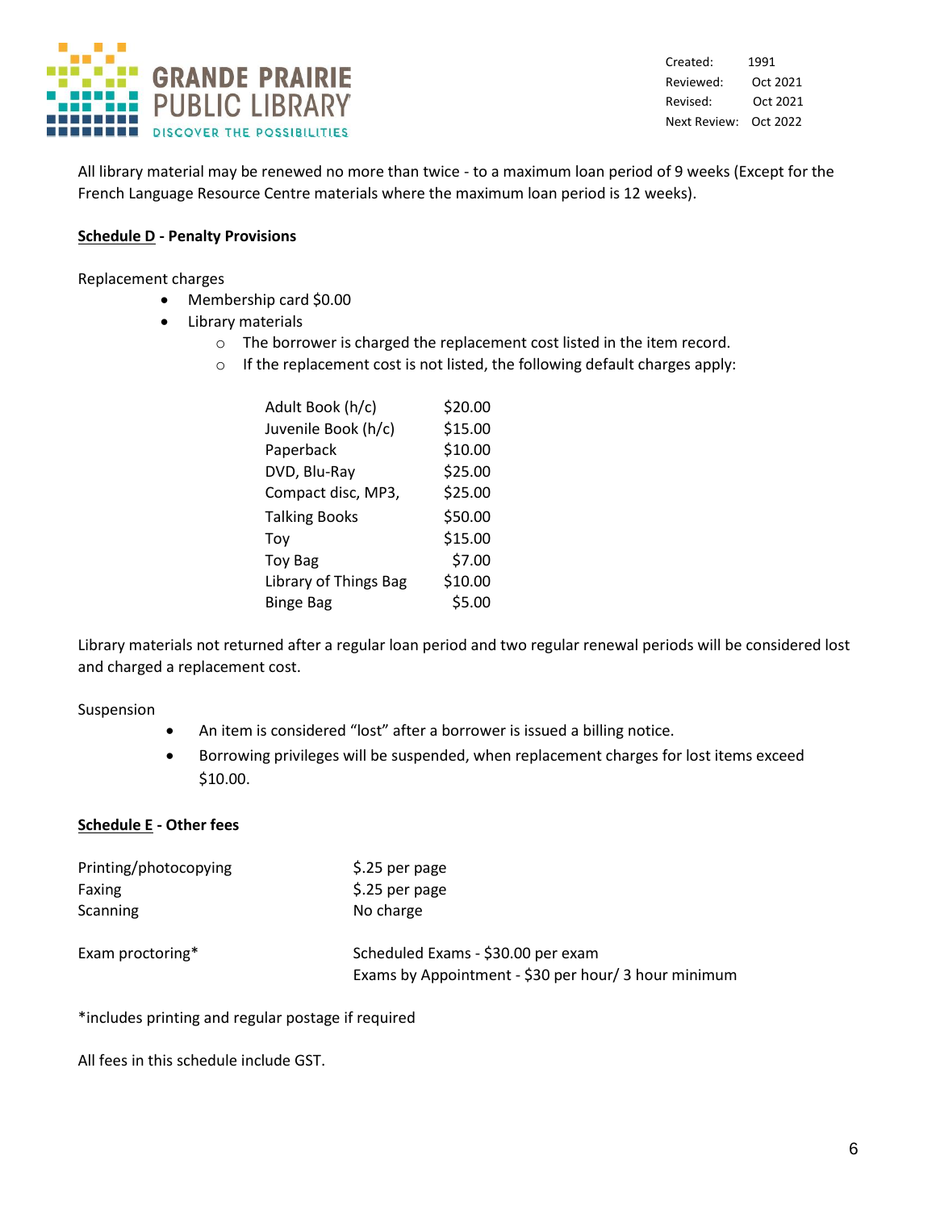All library material may be renewed no more than twice - to a maximum loan period of 9 weeks (Except for the French Language Resource Centre materials where the maximum loan period is 12 weeks).

**<u>Schedule D</u> - Penalty Provisions**

Replacement charges

- Membership card $0.00
- Library materials
  - The borrower is charged the replacement cost listed in the item record.
  - If the replacement cost is not listed, the following default charges apply:

| | |
|---|---|
| Adult Book (h/c) | $20.00 |
| Juvenile Book (h/c) | $15.00 |
| Paperback | $10.00 |
| DVD, Blu-Ray | $25.00 |
| Compact disc, MP3, | $25.00 |
| Talking Books | $50.00 |
| Toy | $15.00 |
| Toy Bag | $7.00 |
| Library of Things Bag | $10.00 |
| Binge Bag | $5.00 |

Library materials not returned after a regular loan period and two regular renewal periods will be considered lost and charged a replacement cost.

Suspension

- An item is considered "lost" after a borrower is issued a billing notice.
- Borrowing privileges will be suspended, when replacement charges for lost items exceed $10.00.

**<u>Schedule E</u> - Other fees**

| | |
|---|---|
| Printing/photocopying | $.25 per page |
| Faxing | $.25 per page |
| Scanning | No charge |
| Exam proctoring* | Scheduled Exams - $30.00 per exam<br>Exams by Appointment - $30 per hour/ 3 hour minimum |

*includes printing and regular postage if required

All fees in this schedule include GST.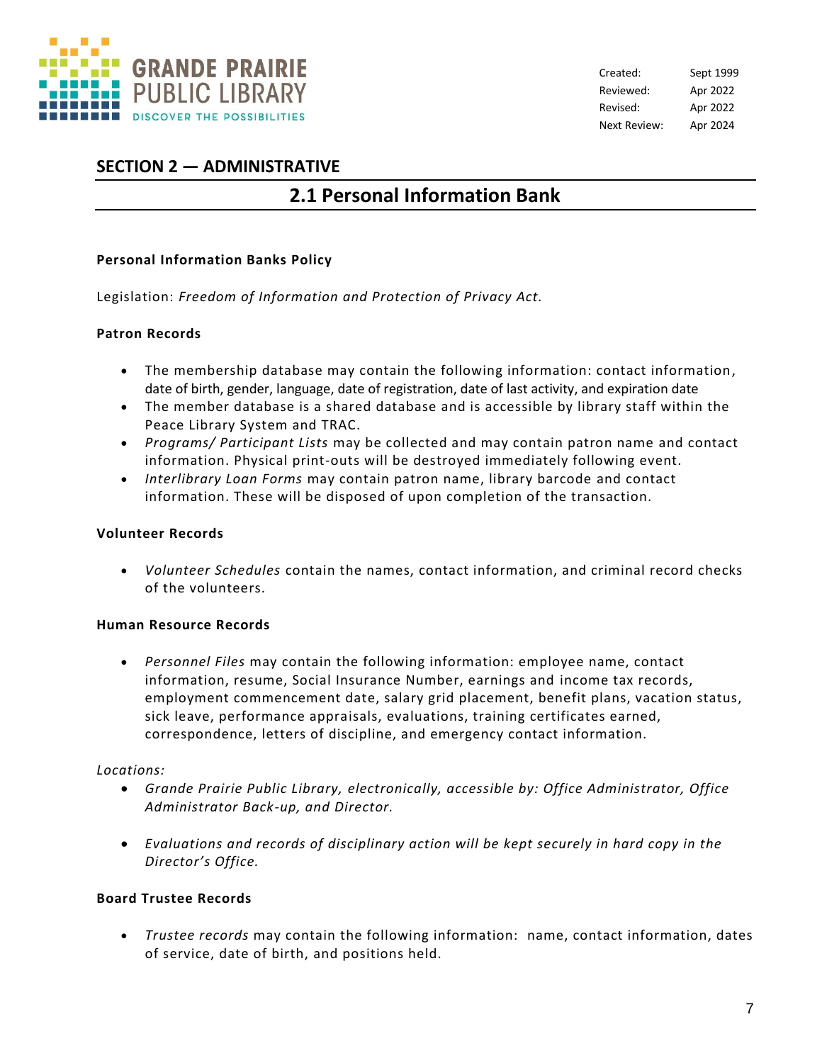| Created: | Sept 1999 |
| --- | --- |
| Reviewed: | Apr 2022 |
| Revised: | Apr 2022 |
| Next Review: | Apr 2024 |

## SECTION 2 — ADMINISTRATIVE

# 2.1 Personal Information Bank

**Personal Information Banks Policy**

Legislation: *Freedom of Information and Protection of Privacy Act.*

**Patron Records**

- The membership database may contain the following information: contact information, date of birth, gender, language, date of registration, date of last activity, and expiration date
- The member database is a shared database and is accessible by library staff within the Peace Library System and TRAC.
- *Programs/ Participant Lists* may be collected and may contain patron name and contact information. Physical print-outs will be destroyed immediately following event.
- *Interlibrary Loan Forms* may contain patron name, library barcode and contact information. These will be disposed of upon completion of the transaction.

**Volunteer Records**

- *Volunteer Schedules* contain the names, contact information, and criminal record checks of the volunteers.

**Human Resource Records**

- *Personnel Files* may contain the following information: employee name, contact information, resume, Social Insurance Number, earnings and income tax records, employment commencement date, salary grid placement, benefit plans, vacation status, sick leave, performance appraisals, evaluations, training certificates earned, correspondence, letters of discipline, and emergency contact information.

*Locations:*

- *Grande Prairie Public Library, electronically, accessible by: Office Administrator, Office Administrator Back-up, and Director.*
- *Evaluations and records of disciplinary action will be kept securely in hard copy in the Director's Office.*

**Board Trustee Records**

- *Trustee records* may contain the following information: name, contact information, dates of service, date of birth, and positions held.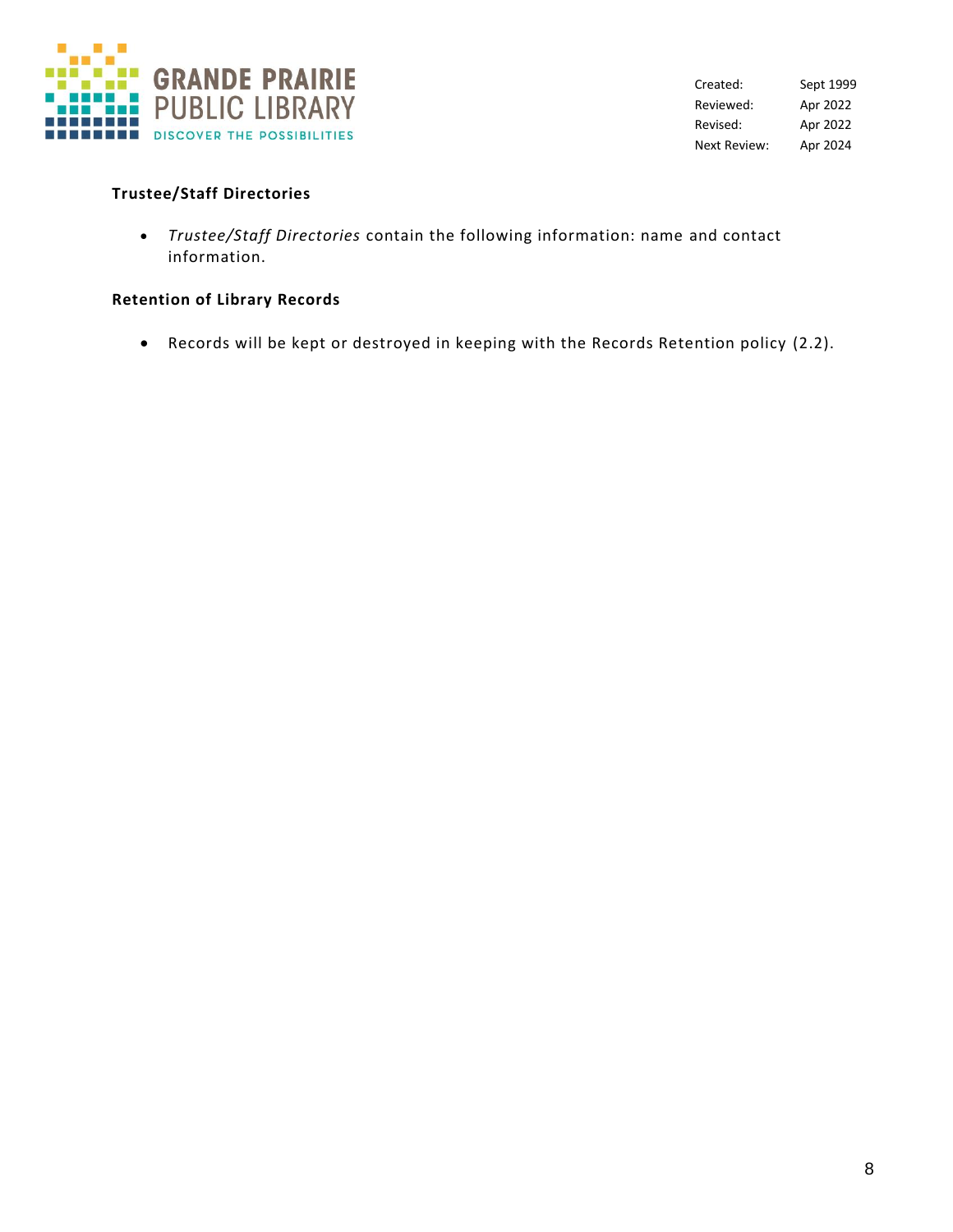**Trustee/Staff Directories**

- *Trustee/Staff Directories* contain the following information: name and contact information.

**Retention of Library Records**

- Records will be kept or destroyed in keeping with the Records Retention policy (2.2).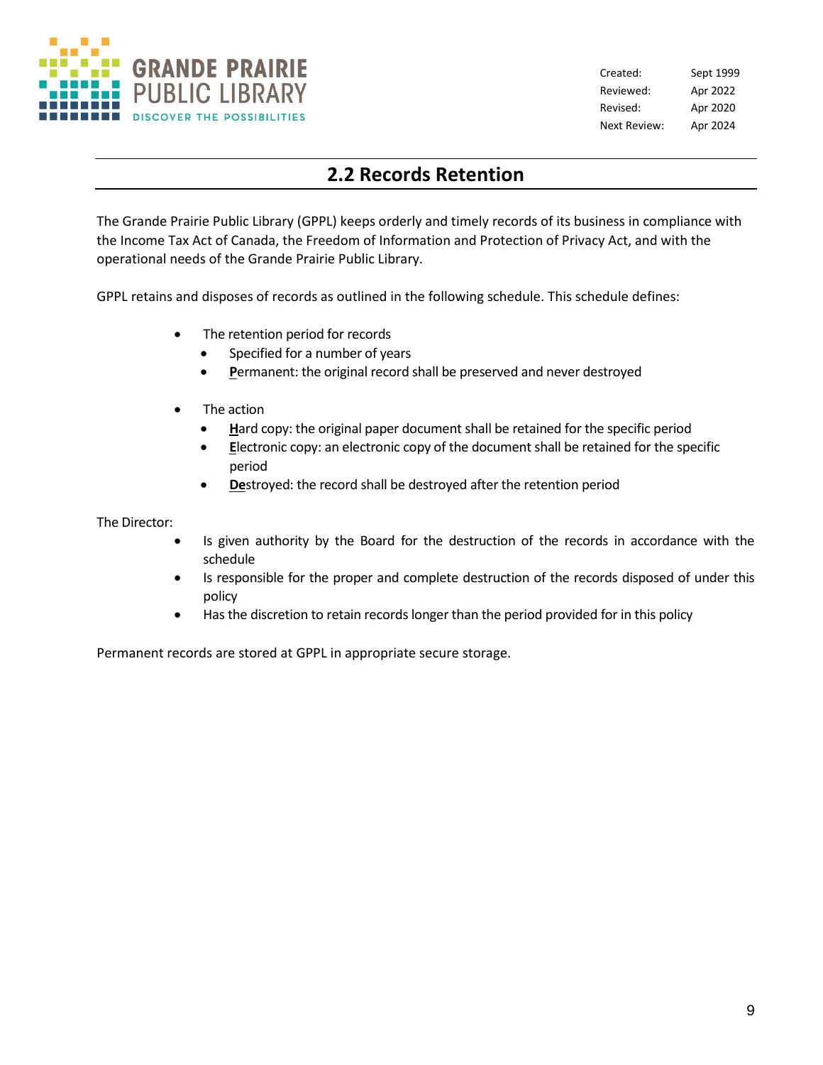| Created: | Sept 1999 |
| --- | --- |
| Reviewed: | Apr 2022 |
| Revised: | Apr 2020 |
| Next Review: | Apr 2024 |

# 2.2 Records Retention

The Grande Prairie Public Library (GPPL) keeps orderly and timely records of its business in compliance with the Income Tax Act of Canada, the Freedom of Information and Protection of Privacy Act, and with the operational needs of the Grande Prairie Public Library.

GPPL retains and disposes of records as outlined in the following schedule. This schedule defines:

- The retention period for records
  - Specified for a number of years
  - **P**ermanent: the original record shall be preserved and never destroyed

- The action
  - **H**ard copy: the original paper document shall be retained for the specific period
  - **E**lectronic copy: an electronic copy of the document shall be retained for the specific period
  - **De**stroyed: the record shall be destroyed after the retention period

The Director:

- Is given authority by the Board for the destruction of the records in accordance with the schedule
- Is responsible for the proper and complete destruction of the records disposed of under this policy
- Has the discretion to retain records longer than the period provided for in this policy

Permanent records are stored at GPPL in appropriate secure storage.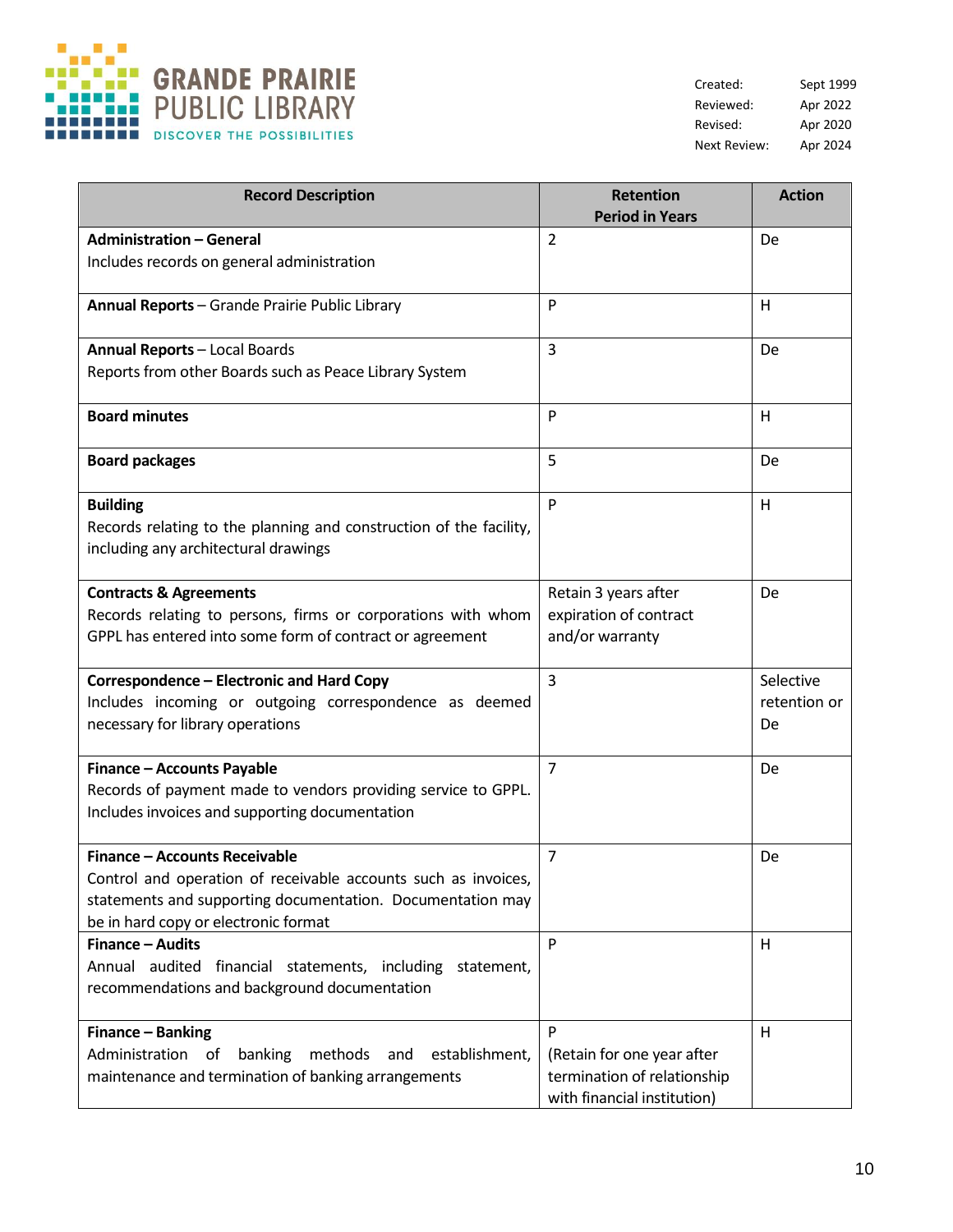| Created: | Sept 1999 |
|---|---|
| Reviewed: | Apr 2022 |
| Revised: | Apr 2020 |
| Next Review: | Apr 2024 |

| Record Description | Retention Period in Years | Action |
|---|---|---|
| **Administration – General**<br>Includes records on general administration | 2 | De |
| **Annual Reports** – Grande Prairie Public Library | P | H |
| **Annual Reports** – Local Boards<br>Reports from other Boards such as Peace Library System | 3 | De |
| **Board minutes** | P | H |
| **Board packages** | 5 | De |
| **Building**<br>Records relating to the planning and construction of the facility, including any architectural drawings | P | H |
| **Contracts & Agreements**<br>Records relating to persons, firms or corporations with whom GPPL has entered into some form of contract or agreement | Retain 3 years after expiration of contract and/or warranty | De |
| **Correspondence – Electronic and Hard Copy**<br>Includes incoming or outgoing correspondence as deemed necessary for library operations | 3 | Selective retention or De |
| **Finance – Accounts Payable**<br>Records of payment made to vendors providing service to GPPL. Includes invoices and supporting documentation | 7 | De |
| **Finance – Accounts Receivable**<br>Control and operation of receivable accounts such as invoices, statements and supporting documentation. Documentation may be in hard copy or electronic format | 7 | De |
| **Finance – Audits**<br>Annual audited financial statements, including statement, recommendations and background documentation | P | H |
| **Finance – Banking**<br>Administration of banking methods and establishment, maintenance and termination of banking arrangements | P<br>(Retain for one year after termination of relationship with financial institution) | H |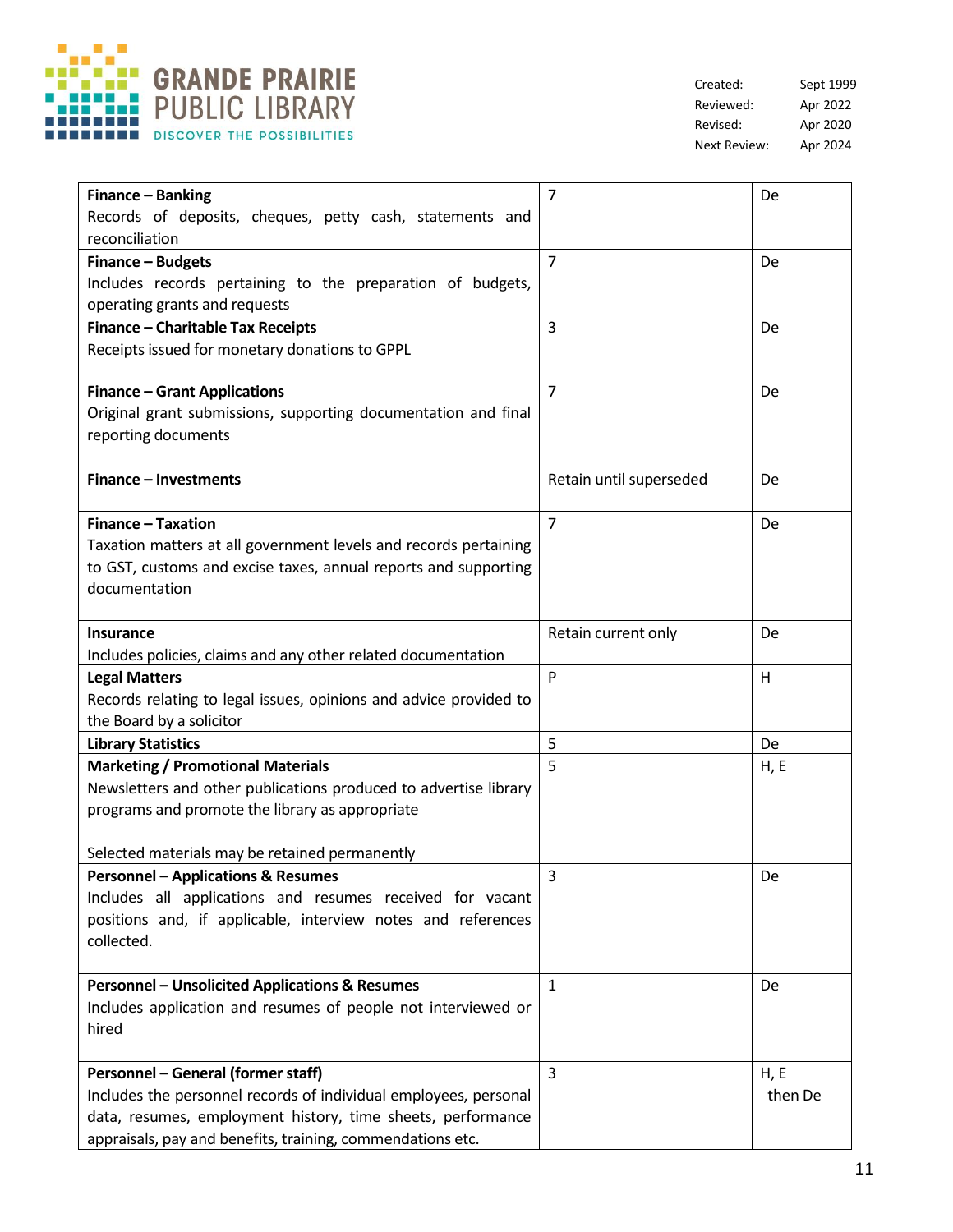Created: Sept 1999
Reviewed: Apr 2022
Revised: Apr 2020
Next Review: Apr 2024

| | | |
|---|---|---|
| **Finance – Banking**<br>Records of deposits, cheques, petty cash, statements and reconciliation | 7 | De |
| **Finance – Budgets**<br>Includes records pertaining to the preparation of budgets, operating grants and requests | 7 | De |
| **Finance – Charitable Tax Receipts**<br>Receipts issued for monetary donations to GPPL | 3 | De |
| **Finance – Grant Applications**<br>Original grant submissions, supporting documentation and final reporting documents | 7 | De |
| **Finance – Investments** | Retain until superseded | De |
| **Finance – Taxation**<br>Taxation matters at all government levels and records pertaining to GST, customs and excise taxes, annual reports and supporting documentation | 7 | De |
| **Insurance**<br>Includes policies, claims and any other related documentation | Retain current only | De |
| **Legal Matters**<br>Records relating to legal issues, opinions and advice provided to the Board by a solicitor | P | H |
| **Library Statistics** | 5 | De |
| **Marketing / Promotional Materials**<br>Newsletters and other publications produced to advertise library programs and promote the library as appropriate<br><br>Selected materials may be retained permanently | 5 | H, E |
| **Personnel – Applications & Resumes**<br>Includes all applications and resumes received for vacant positions and, if applicable, interview notes and references collected. | 3 | De |
| **Personnel – Unsolicited Applications & Resumes**<br>Includes application and resumes of people not interviewed or hired | 1 | De |
| **Personnel – General (former staff)**<br>Includes the personnel records of individual employees, personal data, resumes, employment history, time sheets, performance appraisals, pay and benefits, training, commendations etc. | 3 | H, E then De |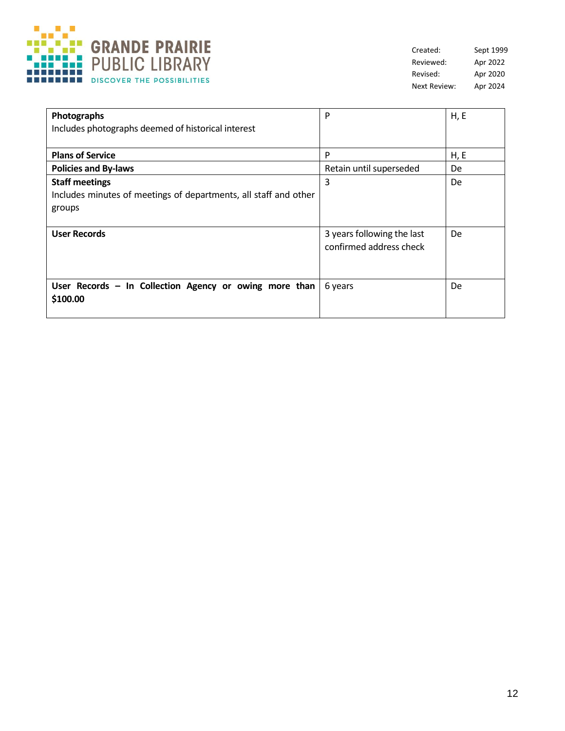| | | |
|---|---|---|
| **Photographs**<br>Includes photographs deemed of historical interest | P | H, E |
| **Plans of Service** | P | H, E |
| **Policies and By-laws** | Retain until superseded | De |
| **Staff meetings**<br>Includes minutes of meetings of departments, all staff and other groups | 3 | De |
| **User Records** | 3 years following the last confirmed address check | De |
| **User Records – In Collection Agency or owing more than $100.00** | 6 years | De |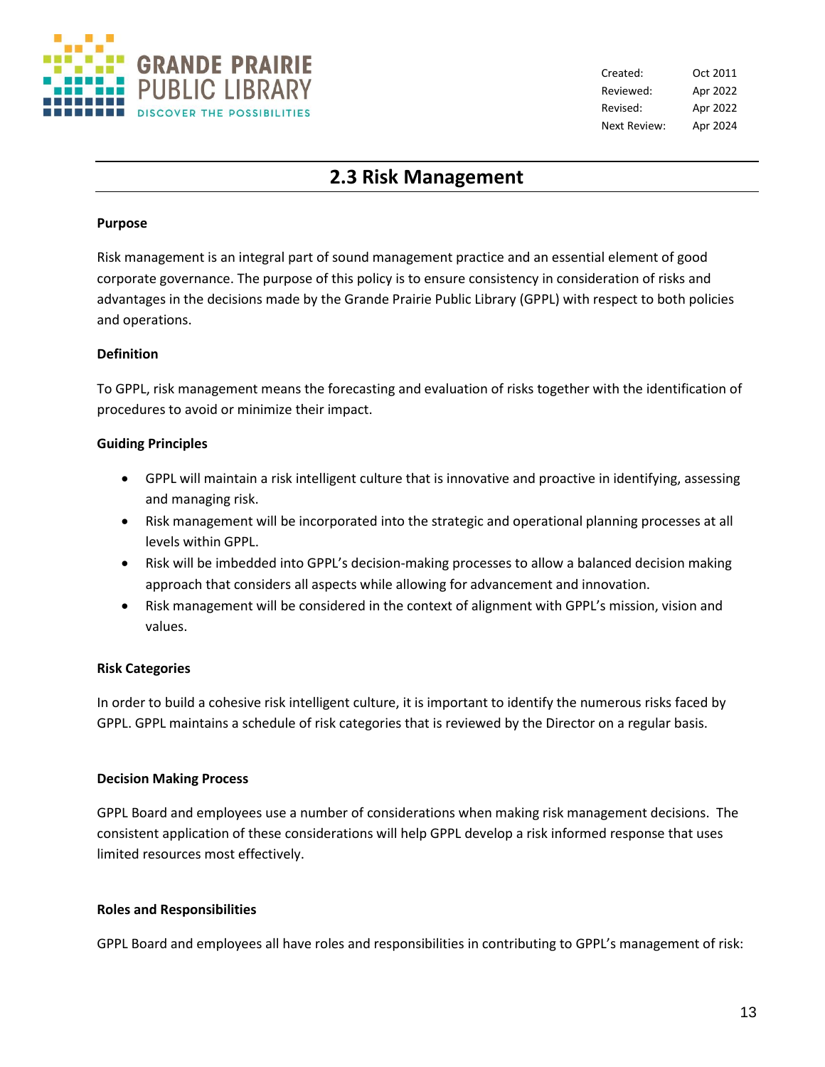Created: Oct 2011
Reviewed: Apr 2022
Revised: Apr 2022
Next Review: Apr 2024

# 2.3 Risk Management

**Purpose**

Risk management is an integral part of sound management practice and an essential element of good corporate governance. The purpose of this policy is to ensure consistency in consideration of risks and advantages in the decisions made by the Grande Prairie Public Library (GPPL) with respect to both policies and operations.

**Definition**

To GPPL, risk management means the forecasting and evaluation of risks together with the identification of procedures to avoid or minimize their impact.

**Guiding Principles**

- GPPL will maintain a risk intelligent culture that is innovative and proactive in identifying, assessing and managing risk.
- Risk management will be incorporated into the strategic and operational planning processes at all levels within GPPL.
- Risk will be imbedded into GPPL's decision-making processes to allow a balanced decision making approach that considers all aspects while allowing for advancement and innovation.
- Risk management will be considered in the context of alignment with GPPL's mission, vision and values.

**Risk Categories**

In order to build a cohesive risk intelligent culture, it is important to identify the numerous risks faced by GPPL. GPPL maintains a schedule of risk categories that is reviewed by the Director on a regular basis.

**Decision Making Process**

GPPL Board and employees use a number of considerations when making risk management decisions. The consistent application of these considerations will help GPPL develop a risk informed response that uses limited resources most effectively.

**Roles and Responsibilities**

GPPL Board and employees all have roles and responsibilities in contributing to GPPL's management of risk: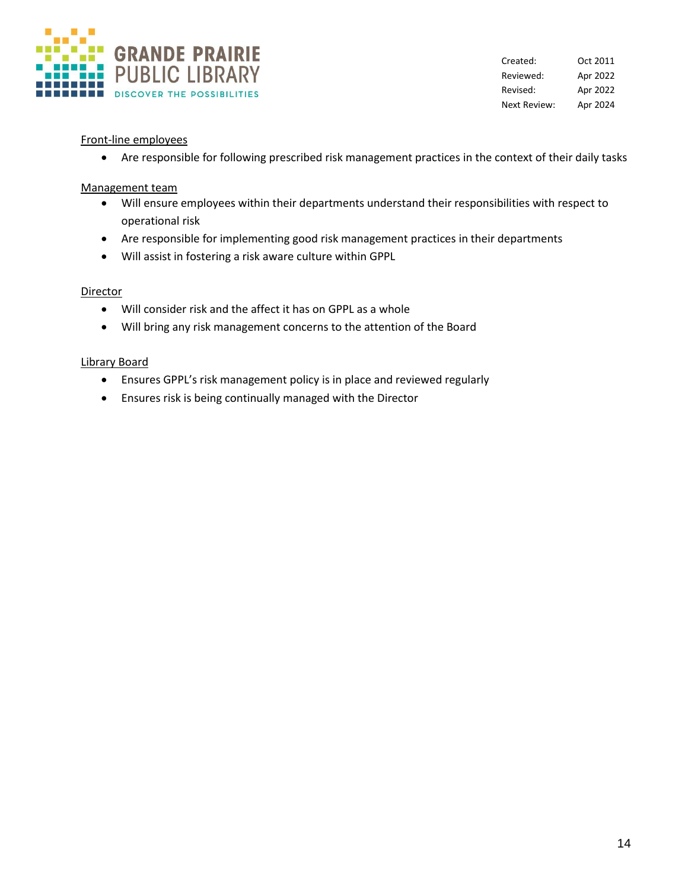Front-line employees

- Are responsible for following prescribed risk management practices in the context of their daily tasks

Management team

- Will ensure employees within their departments understand their responsibilities with respect to operational risk
- Are responsible for implementing good risk management practices in their departments
- Will assist in fostering a risk aware culture within GPPL

Director

- Will consider risk and the affect it has on GPPL as a whole
- Will bring any risk management concerns to the attention of the Board

Library Board

- Ensures GPPL's risk management policy is in place and reviewed regularly
- Ensures risk is being continually managed with the Director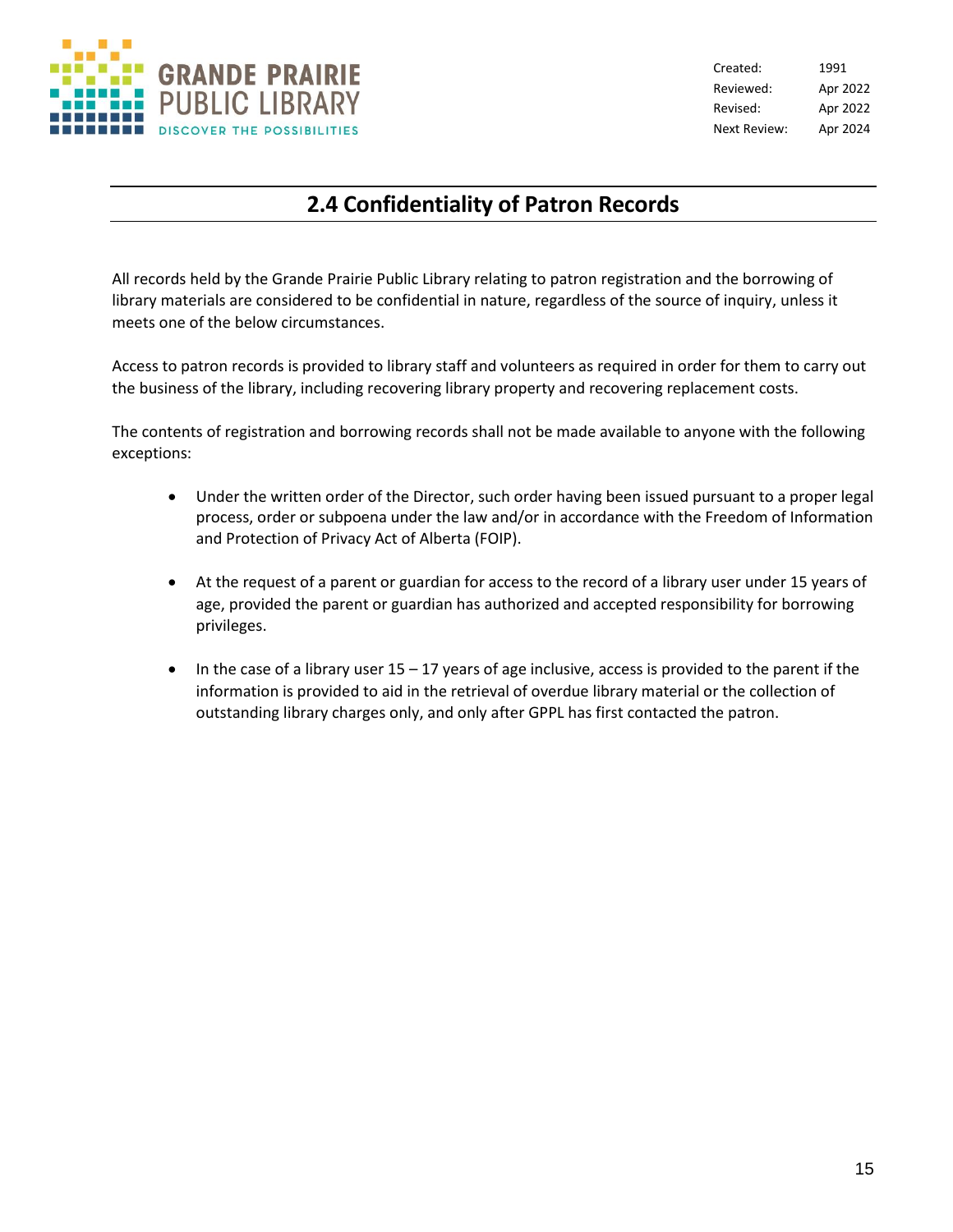| Created: | 1991 |
| --- | --- |
| Reviewed: | Apr 2022 |
| Revised: | Apr 2022 |
| Next Review: | Apr 2024 |

# 2.4 Confidentiality of Patron Records

All records held by the Grande Prairie Public Library relating to patron registration and the borrowing of library materials are considered to be confidential in nature, regardless of the source of inquiry, unless it meets one of the below circumstances.

Access to patron records is provided to library staff and volunteers as required in order for them to carry out the business of the library, including recovering library property and recovering replacement costs.

The contents of registration and borrowing records shall not be made available to anyone with the following exceptions:

- Under the written order of the Director, such order having been issued pursuant to a proper legal process, order or subpoena under the law and/or in accordance with the Freedom of Information and Protection of Privacy Act of Alberta (FOIP).
- At the request of a parent or guardian for access to the record of a library user under 15 years of age, provided the parent or guardian has authorized and accepted responsibility for borrowing privileges.
- In the case of a library user 15 – 17 years of age inclusive, access is provided to the parent if the information is provided to aid in the retrieval of overdue library material or the collection of outstanding library charges only, and only after GPPL has first contacted the patron.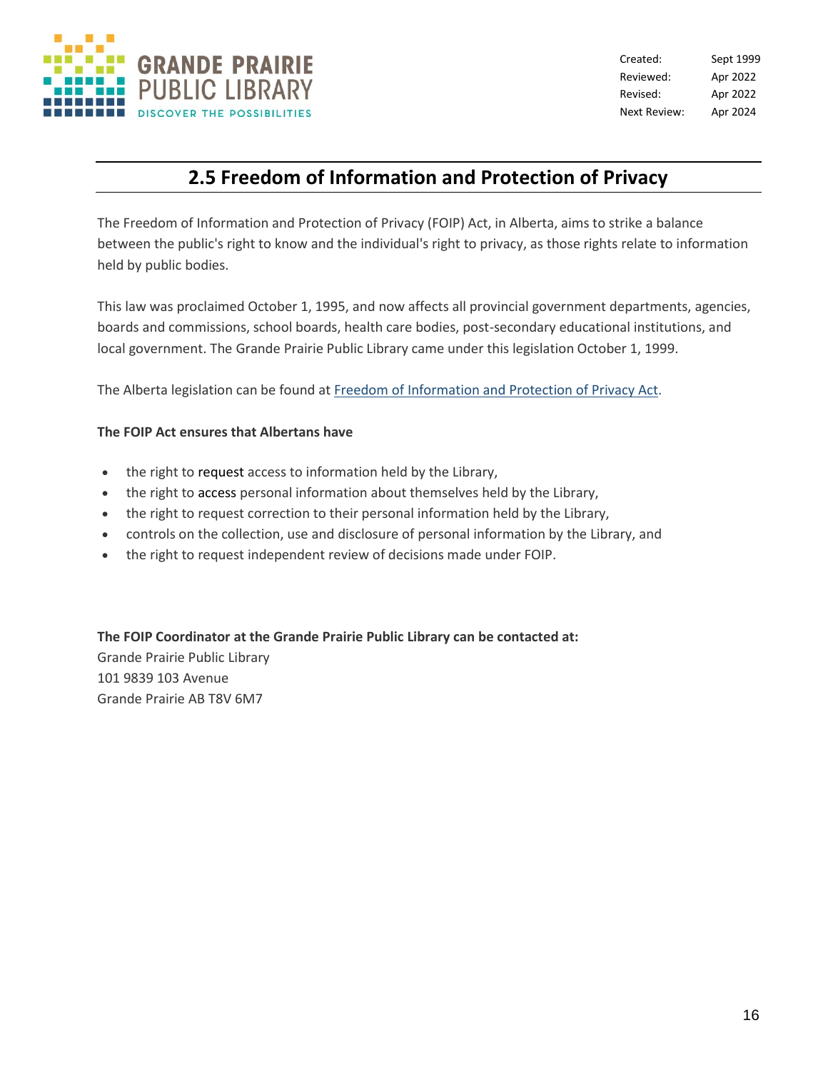| Created: | Sept 1999 |
| --- | --- |
| Reviewed: | Apr 2022 |
| Revised: | Apr 2022 |
| Next Review: | Apr 2024 |

## 2.5 Freedom of Information and Protection of Privacy

The Freedom of Information and Protection of Privacy (FOIP) Act, in Alberta, aims to strike a balance between the public's right to know and the individual's right to privacy, as those rights relate to information held by public bodies.

This law was proclaimed October 1, 1995, and now affects all provincial government departments, agencies, boards and commissions, school boards, health care bodies, post-secondary educational institutions, and local government. The Grande Prairie Public Library came under this legislation October 1, 1999.

The Alberta legislation can be found at Freedom of Information and Protection of Privacy Act.

**The FOIP Act ensures that Albertans have**

- the right to request access to information held by the Library,
- the right to access personal information about themselves held by the Library,
- the right to request correction to their personal information held by the Library,
- controls on the collection, use and disclosure of personal information by the Library, and
- the right to request independent review of decisions made under FOIP.

**The FOIP Coordinator at the Grande Prairie Public Library can be contacted at:**
Grande Prairie Public Library
101 9839 103 Avenue
Grande Prairie AB T8V 6M7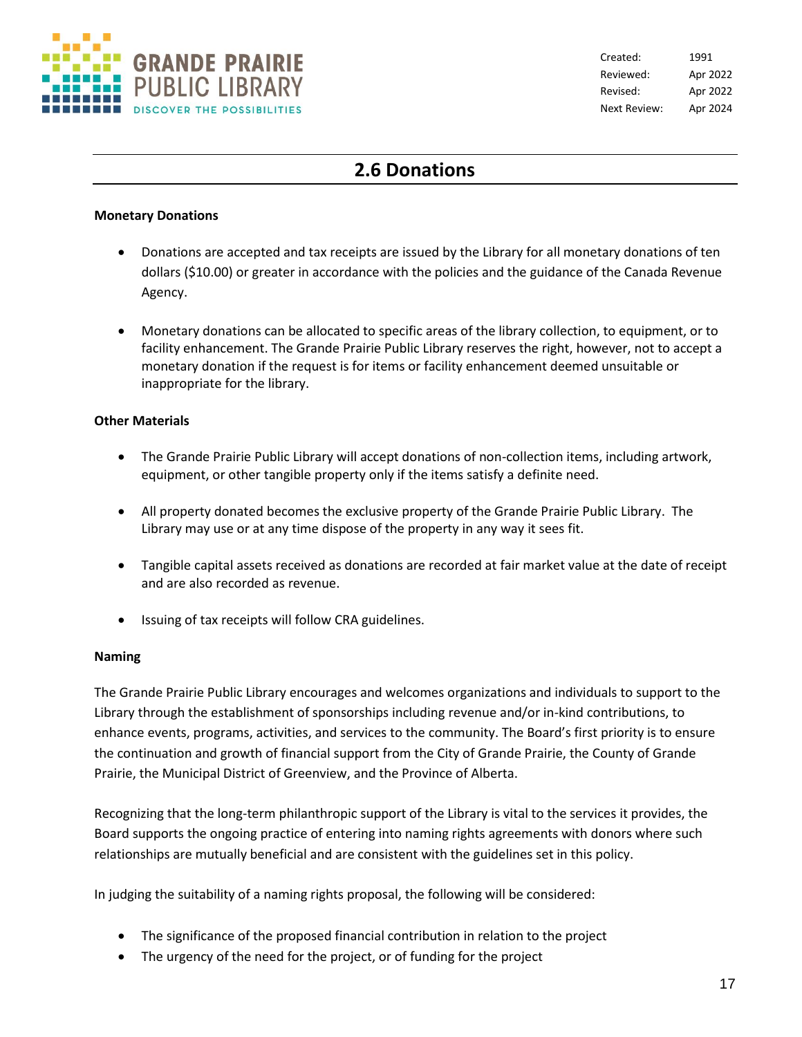| Created: | 1991 |
| --- | --- |
| Reviewed: | Apr 2022 |
| Revised: | Apr 2022 |
| Next Review: | Apr 2024 |

# 2.6 Donations

**Monetary Donations**

- Donations are accepted and tax receipts are issued by the Library for all monetary donations of ten dollars ($10.00) or greater in accordance with the policies and the guidance of the Canada Revenue Agency.

- Monetary donations can be allocated to specific areas of the library collection, to equipment, or to facility enhancement. The Grande Prairie Public Library reserves the right, however, not to accept a monetary donation if the request is for items or facility enhancement deemed unsuitable or inappropriate for the library.

**Other Materials**

- The Grande Prairie Public Library will accept donations of non-collection items, including artwork, equipment, or other tangible property only if the items satisfy a definite need.

- All property donated becomes the exclusive property of the Grande Prairie Public Library. The Library may use or at any time dispose of the property in any way it sees fit.

- Tangible capital assets received as donations are recorded at fair market value at the date of receipt and are also recorded as revenue.

- Issuing of tax receipts will follow CRA guidelines.

**Naming**

The Grande Prairie Public Library encourages and welcomes organizations and individuals to support to the Library through the establishment of sponsorships including revenue and/or in-kind contributions, to enhance events, programs, activities, and services to the community. The Board's first priority is to ensure the continuation and growth of financial support from the City of Grande Prairie, the County of Grande Prairie, the Municipal District of Greenview, and the Province of Alberta.

Recognizing that the long-term philanthropic support of the Library is vital to the services it provides, the Board supports the ongoing practice of entering into naming rights agreements with donors where such relationships are mutually beneficial and are consistent with the guidelines set in this policy.

In judging the suitability of a naming rights proposal, the following will be considered:

- The significance of the proposed financial contribution in relation to the project
- The urgency of the need for the project, or of funding for the project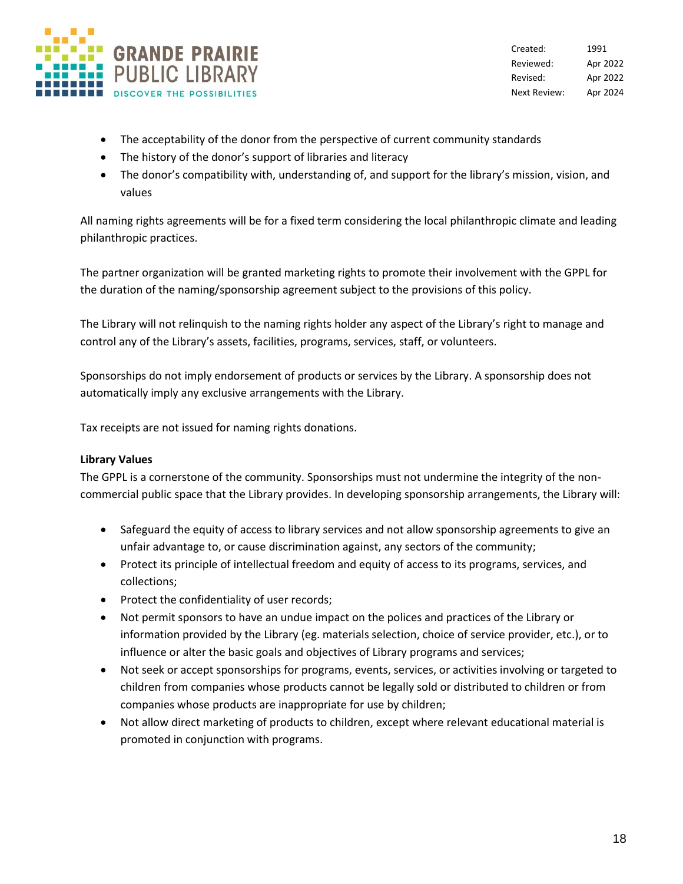- The acceptability of the donor from the perspective of current community standards
- The history of the donor's support of libraries and literacy
- The donor's compatibility with, understanding of, and support for the library's mission, vision, and values

All naming rights agreements will be for a fixed term considering the local philanthropic climate and leading philanthropic practices.

The partner organization will be granted marketing rights to promote their involvement with the GPPL for the duration of the naming/sponsorship agreement subject to the provisions of this policy.

The Library will not relinquish to the naming rights holder any aspect of the Library's right to manage and control any of the Library's assets, facilities, programs, services, staff, or volunteers.

Sponsorships do not imply endorsement of products or services by the Library. A sponsorship does not automatically imply any exclusive arrangements with the Library.

Tax receipts are not issued for naming rights donations.

**Library Values**

The GPPL is a cornerstone of the community. Sponsorships must not undermine the integrity of the non-commercial public space that the Library provides. In developing sponsorship arrangements, the Library will:

- Safeguard the equity of access to library services and not allow sponsorship agreements to give an unfair advantage to, or cause discrimination against, any sectors of the community;
- Protect its principle of intellectual freedom and equity of access to its programs, services, and collections;
- Protect the confidentiality of user records;
- Not permit sponsors to have an undue impact on the polices and practices of the Library or information provided by the Library (eg. materials selection, choice of service provider, etc.), or to influence or alter the basic goals and objectives of Library programs and services;
- Not seek or accept sponsorships for programs, events, services, or activities involving or targeted to children from companies whose products cannot be legally sold or distributed to children or from companies whose products are inappropriate for use by children;
- Not allow direct marketing of products to children, except where relevant educational material is promoted in conjunction with programs.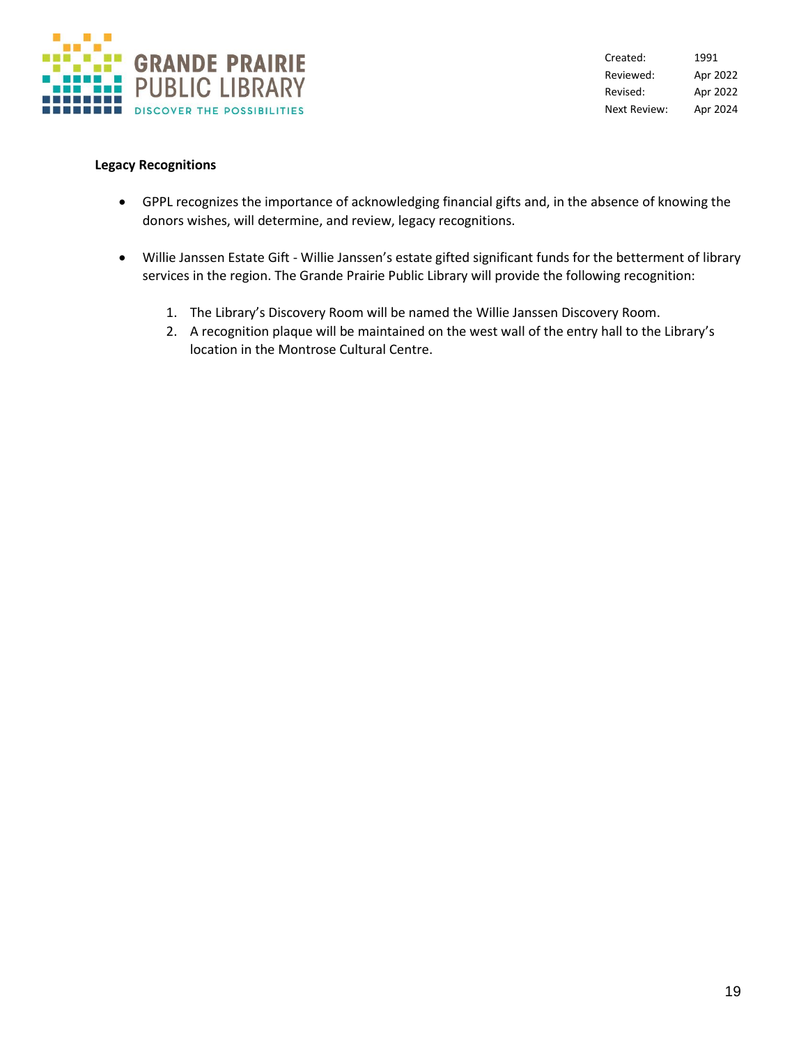**Legacy Recognitions**

- GPPL recognizes the importance of acknowledging financial gifts and, in the absence of knowing the donors wishes, will determine, and review, legacy recognitions.

- Willie Janssen Estate Gift - Willie Janssen's estate gifted significant funds for the betterment of library services in the region. The Grande Prairie Public Library will provide the following recognition:

  1. The Library's Discovery Room will be named the Willie Janssen Discovery Room.
  2. A recognition plaque will be maintained on the west wall of the entry hall to the Library's location in the Montrose Cultural Centre.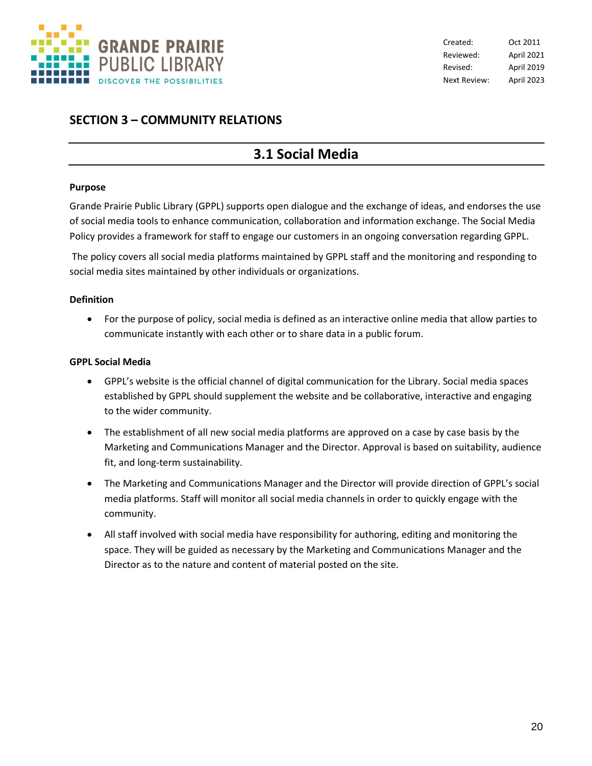Created: Oct 2011
Reviewed: April 2021
Revised: April 2019
Next Review: April 2023

## SECTION 3 – COMMUNITY RELATIONS

# 3.1 Social Media

**Purpose**

Grande Prairie Public Library (GPPL) supports open dialogue and the exchange of ideas, and endorses the use of social media tools to enhance communication, collaboration and information exchange. The Social Media Policy provides a framework for staff to engage our customers in an ongoing conversation regarding GPPL.

The policy covers all social media platforms maintained by GPPL staff and the monitoring and responding to social media sites maintained by other individuals or organizations.

**Definition**

- For the purpose of policy, social media is defined as an interactive online media that allow parties to communicate instantly with each other or to share data in a public forum.

**GPPL Social Media**

- GPPL's website is the official channel of digital communication for the Library. Social media spaces established by GPPL should supplement the website and be collaborative, interactive and engaging to the wider community.
- The establishment of all new social media platforms are approved on a case by case basis by the Marketing and Communications Manager and the Director. Approval is based on suitability, audience fit, and long-term sustainability.
- The Marketing and Communications Manager and the Director will provide direction of GPPL's social media platforms. Staff will monitor all social media channels in order to quickly engage with the community.
- All staff involved with social media have responsibility for authoring, editing and monitoring the space. They will be guided as necessary by the Marketing and Communications Manager and the Director as to the nature and content of material posted on the site.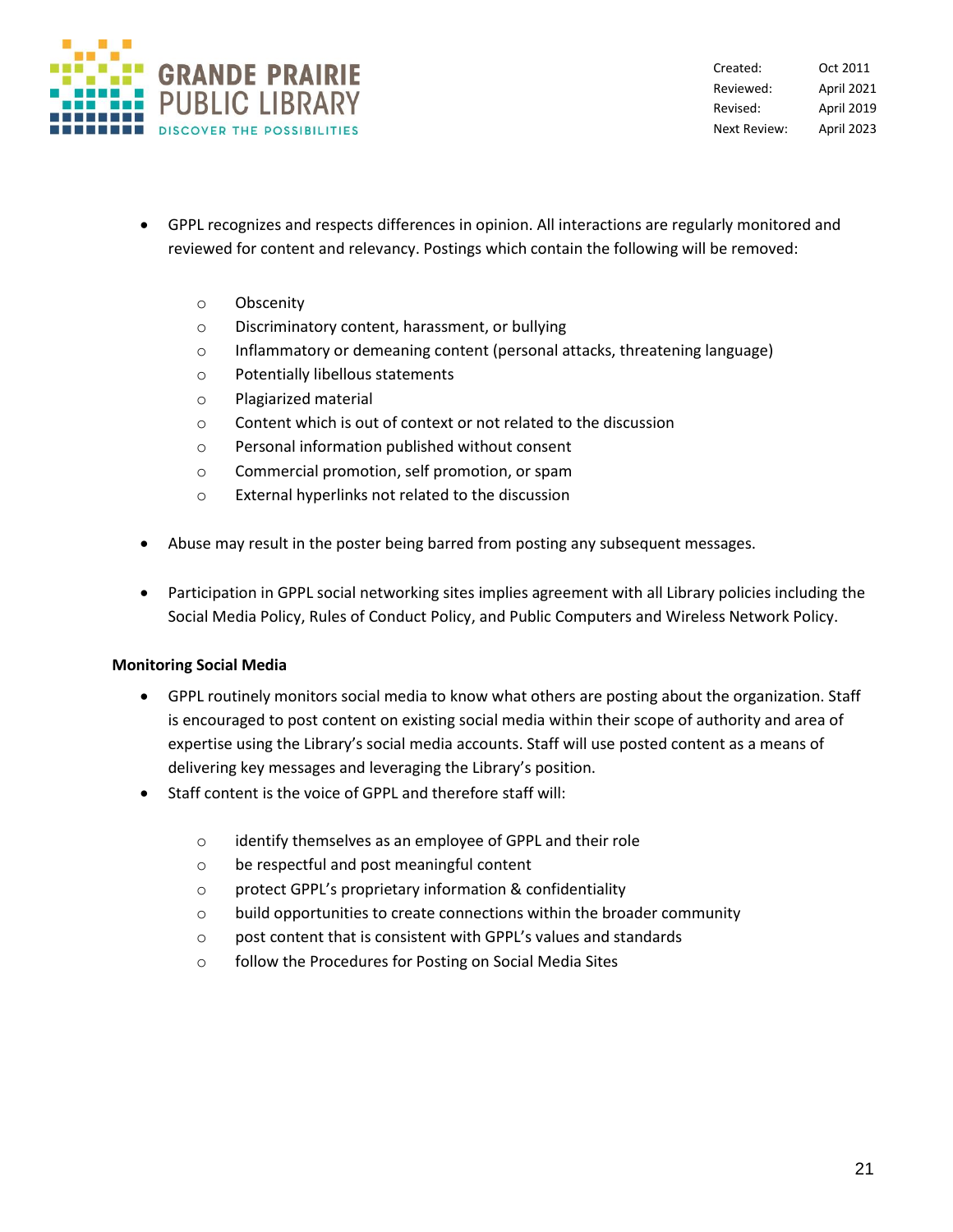- GPPL recognizes and respects differences in opinion. All interactions are regularly monitored and reviewed for content and relevancy. Postings which contain the following will be removed:

  - Obscenity
  - Discriminatory content, harassment, or bullying
  - Inflammatory or demeaning content (personal attacks, threatening language)
  - Potentially libellous statements
  - Plagiarized material
  - Content which is out of context or not related to the discussion
  - Personal information published without consent
  - Commercial promotion, self promotion, or spam
  - External hyperlinks not related to the discussion

- Abuse may result in the poster being barred from posting any subsequent messages.

- Participation in GPPL social networking sites implies agreement with all Library policies including the Social Media Policy, Rules of Conduct Policy, and Public Computers and Wireless Network Policy.

**Monitoring Social Media**

- GPPL routinely monitors social media to know what others are posting about the organization. Staff is encouraged to post content on existing social media within their scope of authority and area of expertise using the Library's social media accounts. Staff will use posted content as a means of delivering key messages and leveraging the Library's position.
- Staff content is the voice of GPPL and therefore staff will:

  - identify themselves as an employee of GPPL and their role
  - be respectful and post meaningful content
  - protect GPPL's proprietary information & confidentiality
  - build opportunities to create connections within the broader community
  - post content that is consistent with GPPL's values and standards
  - follow the Procedures for Posting on Social Media Sites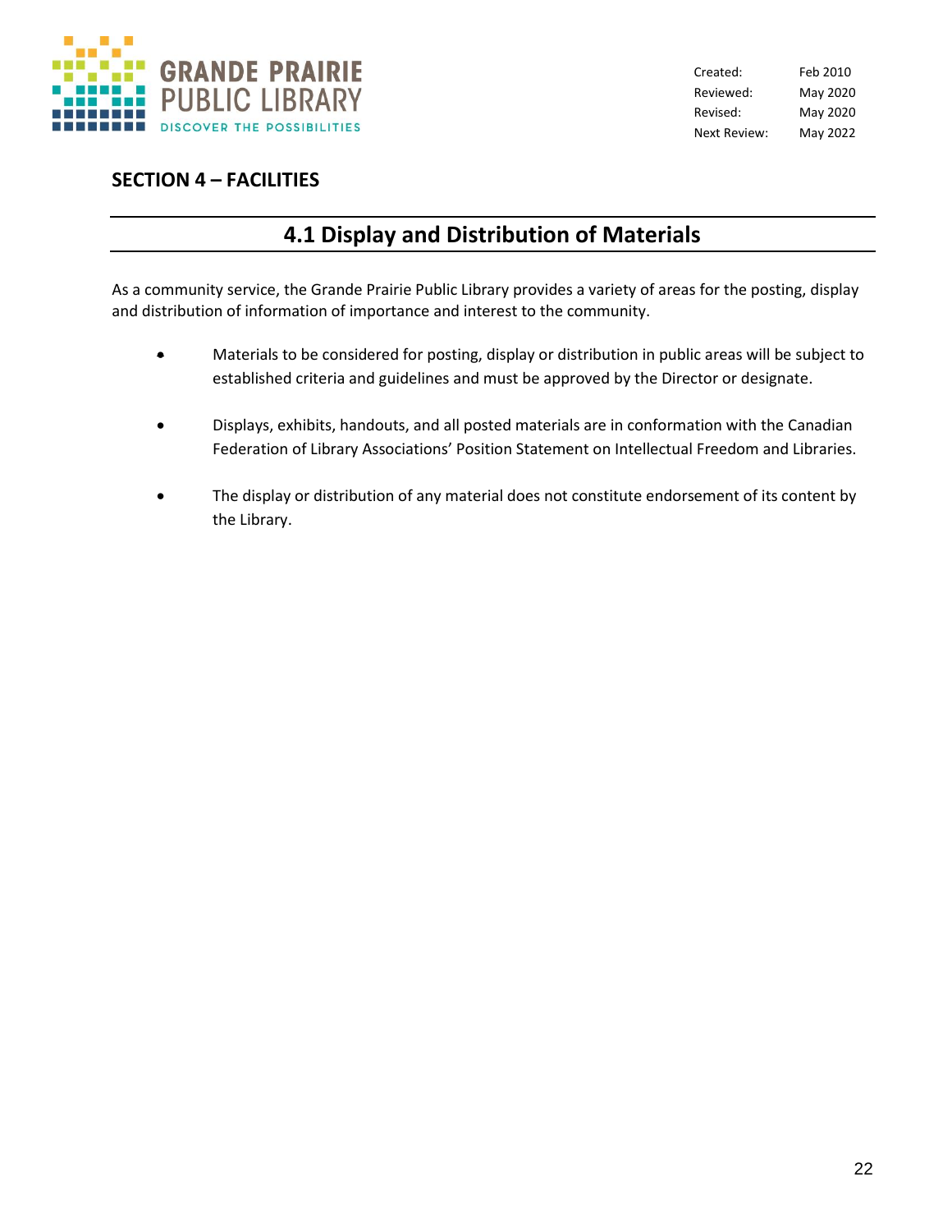| Created: | Feb 2010 |
| --- | --- |
| Reviewed: | May 2020 |
| Revised: | May 2020 |
| Next Review: | May 2022 |

## SECTION 4 – FACILITIES

# 4.1 Display and Distribution of Materials

As a community service, the Grande Prairie Public Library provides a variety of areas for the posting, display and distribution of information of importance and interest to the community.

- Materials to be considered for posting, display or distribution in public areas will be subject to established criteria and guidelines and must be approved by the Director or designate.
- Displays, exhibits, handouts, and all posted materials are in conformation with the Canadian Federation of Library Associations' Position Statement on Intellectual Freedom and Libraries.
- The display or distribution of any material does not constitute endorsement of its content by the Library.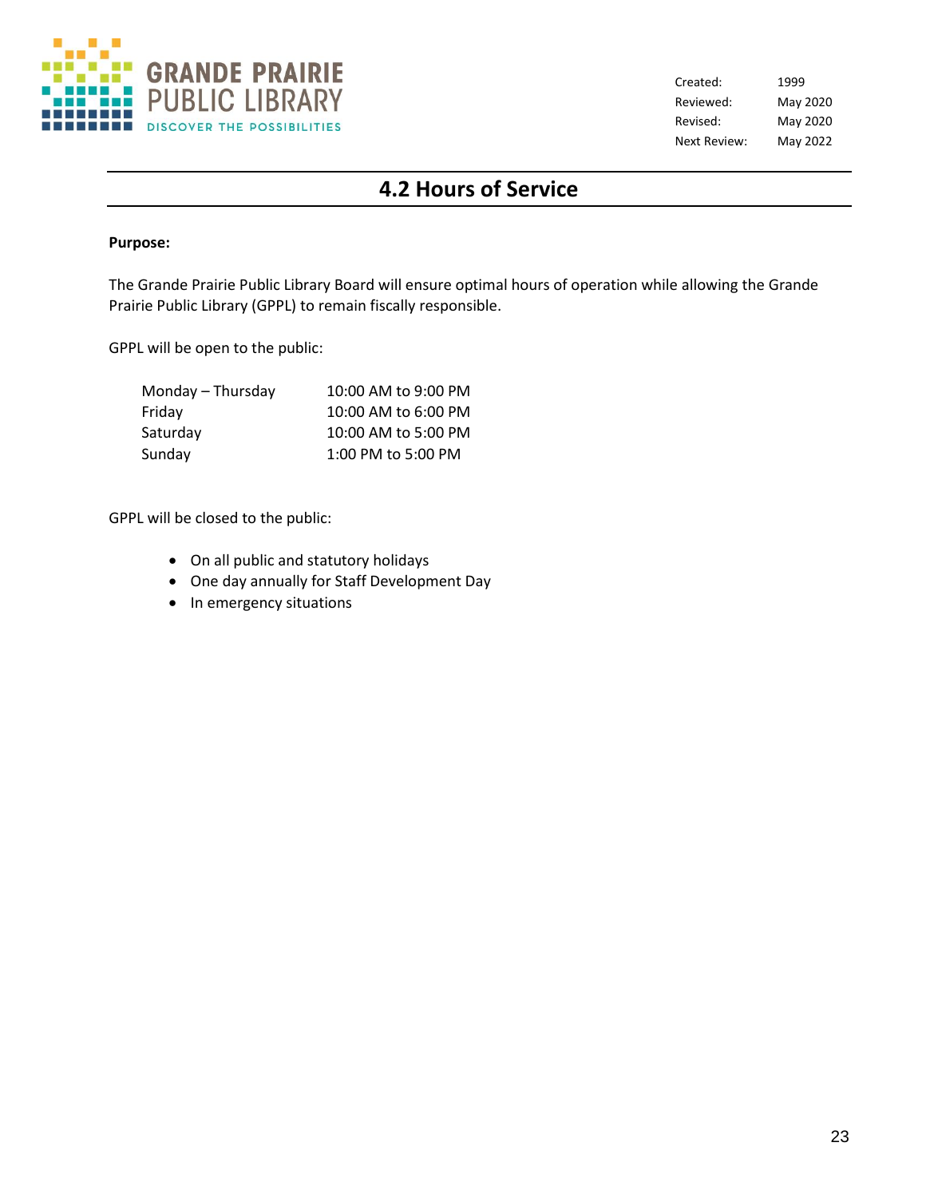| | |
|---|---|
| Created: | 1999 |
| Reviewed: | May 2020 |
| Revised: | May 2020 |
| Next Review: | May 2022 |

# 4.2 Hours of Service

**Purpose:**

The Grande Prairie Public Library Board will ensure optimal hours of operation while allowing the Grande Prairie Public Library (GPPL) to remain fiscally responsible.

GPPL will be open to the public:

| | |
|---|---|
| Monday – Thursday | 10:00 AM to 9:00 PM |
| Friday | 10:00 AM to 6:00 PM |
| Saturday | 10:00 AM to 5:00 PM |
| Sunday | 1:00 PM to 5:00 PM |

GPPL will be closed to the public:

- On all public and statutory holidays
- One day annually for Staff Development Day
- In emergency situations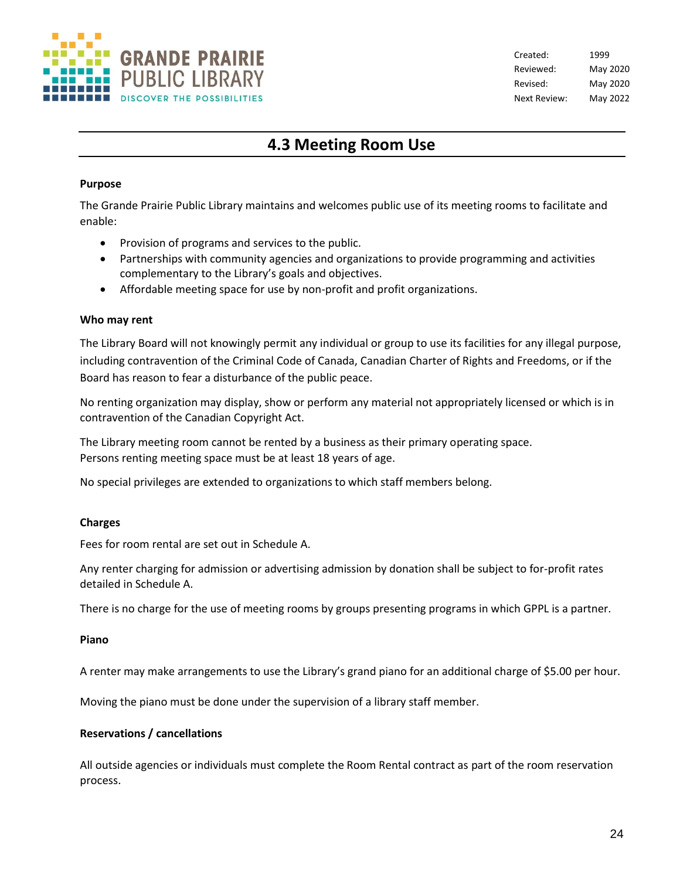GRANDE PRAIRIE PUBLIC LIBRARY
DISCOVER THE POSSIBILITIES

| | |
|---|---|
| Created: | 1999 |
| Reviewed: | May 2020 |
| Revised: | May 2020 |
| Next Review: | May 2022 |

# 4.3 Meeting Room Use

**Purpose**

The Grande Prairie Public Library maintains and welcomes public use of its meeting rooms to facilitate and enable:

- Provision of programs and services to the public.
- Partnerships with community agencies and organizations to provide programming and activities complementary to the Library's goals and objectives.
- Affordable meeting space for use by non-profit and profit organizations.

**Who may rent**

The Library Board will not knowingly permit any individual or group to use its facilities for any illegal purpose, including contravention of the Criminal Code of Canada, Canadian Charter of Rights and Freedoms, or if the Board has reason to fear a disturbance of the public peace.

No renting organization may display, show or perform any material not appropriately licensed or which is in contravention of the Canadian Copyright Act.

The Library meeting room cannot be rented by a business as their primary operating space.
Persons renting meeting space must be at least 18 years of age.

No special privileges are extended to organizations to which staff members belong.

**Charges**

Fees for room rental are set out in Schedule A.

Any renter charging for admission or advertising admission by donation shall be subject to for-profit rates detailed in Schedule A.

There is no charge for the use of meeting rooms by groups presenting programs in which GPPL is a partner.

**Piano**

A renter may make arrangements to use the Library's grand piano for an additional charge of $5.00 per hour.

Moving the piano must be done under the supervision of a library staff member.

**Reservations / cancellations**

All outside agencies or individuals must complete the Room Rental contract as part of the room reservation process.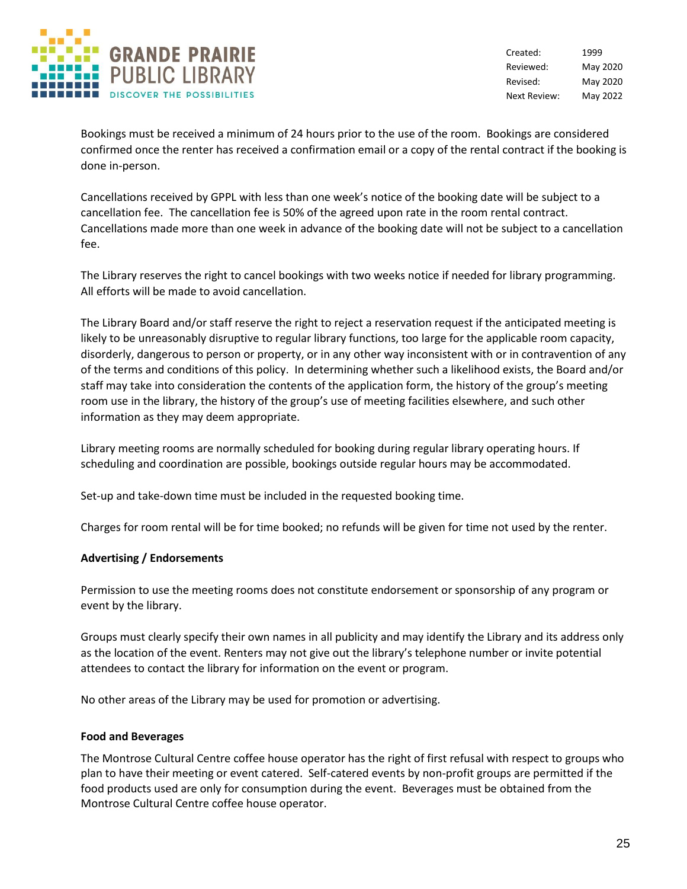Bookings must be received a minimum of 24 hours prior to the use of the room. Bookings are considered confirmed once the renter has received a confirmation email or a copy of the rental contract if the booking is done in-person.

Cancellations received by GPPL with less than one week's notice of the booking date will be subject to a cancellation fee. The cancellation fee is 50% of the agreed upon rate in the room rental contract. Cancellations made more than one week in advance of the booking date will not be subject to a cancellation fee.

The Library reserves the right to cancel bookings with two weeks notice if needed for library programming. All efforts will be made to avoid cancellation.

The Library Board and/or staff reserve the right to reject a reservation request if the anticipated meeting is likely to be unreasonably disruptive to regular library functions, too large for the applicable room capacity, disorderly, dangerous to person or property, or in any other way inconsistent with or in contravention of any of the terms and conditions of this policy. In determining whether such a likelihood exists, the Board and/or staff may take into consideration the contents of the application form, the history of the group's meeting room use in the library, the history of the group's use of meeting facilities elsewhere, and such other information as they may deem appropriate.

Library meeting rooms are normally scheduled for booking during regular library operating hours. If scheduling and coordination are possible, bookings outside regular hours may be accommodated.

Set-up and take-down time must be included in the requested booking time.

Charges for room rental will be for time booked; no refunds will be given for time not used by the renter.

**Advertising / Endorsements**

Permission to use the meeting rooms does not constitute endorsement or sponsorship of any program or event by the library.

Groups must clearly specify their own names in all publicity and may identify the Library and its address only as the location of the event. Renters may not give out the library's telephone number or invite potential attendees to contact the library for information on the event or program.

No other areas of the Library may be used for promotion or advertising.

**Food and Beverages**

The Montrose Cultural Centre coffee house operator has the right of first refusal with respect to groups who plan to have their meeting or event catered. Self-catered events by non-profit groups are permitted if the food products used are only for consumption during the event. Beverages must be obtained from the Montrose Cultural Centre coffee house operator.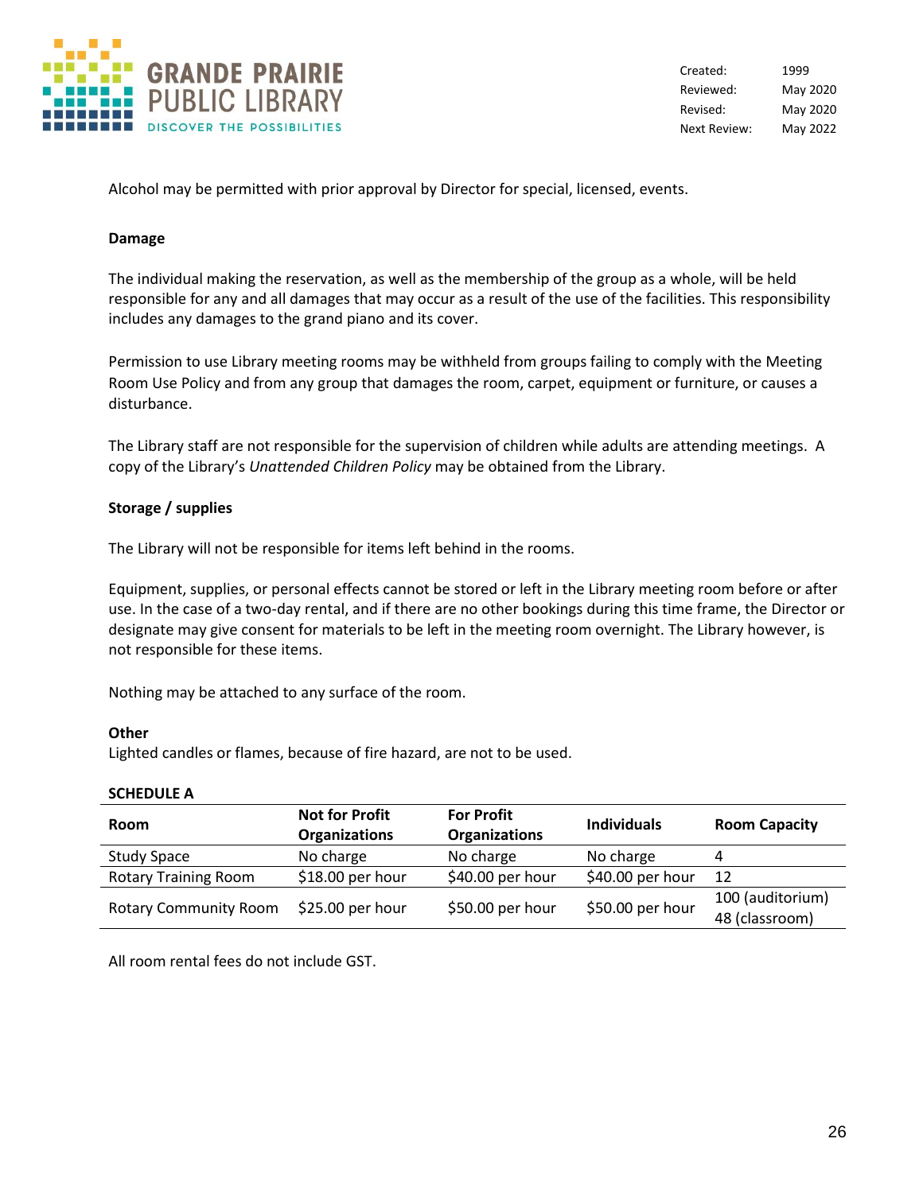Alcohol may be permitted with prior approval by Director for special, licensed, events.

**Damage**

The individual making the reservation, as well as the membership of the group as a whole, will be held responsible for any and all damages that may occur as a result of the use of the facilities. This responsibility includes any damages to the grand piano and its cover.

Permission to use Library meeting rooms may be withheld from groups failing to comply with the Meeting Room Use Policy and from any group that damages the room, carpet, equipment or furniture, or causes a disturbance.

The Library staff are not responsible for the supervision of children while adults are attending meetings. A copy of the Library's *Unattended Children Policy* may be obtained from the Library.

**Storage / supplies**

The Library will not be responsible for items left behind in the rooms.

Equipment, supplies, or personal effects cannot be stored or left in the Library meeting room before or after use. In the case of a two-day rental, and if there are no other bookings during this time frame, the Director or designate may give consent for materials to be left in the meeting room overnight. The Library however, is not responsible for these items.

Nothing may be attached to any surface of the room.

**Other**
Lighted candles or flames, because of fire hazard, are not to be used.

**SCHEDULE A**

| Room | Not for Profit Organizations | For Profit Organizations | Individuals | Room Capacity |
|---|---|---|---|---|
| Study Space | No charge | No charge | No charge | 4 |
| Rotary Training Room | $18.00 per hour | $40.00 per hour | $40.00 per hour | 12 |
| Rotary Community Room | $25.00 per hour | $50.00 per hour | $50.00 per hour | 100 (auditorium) 48 (classroom) |

All room rental fees do not include GST.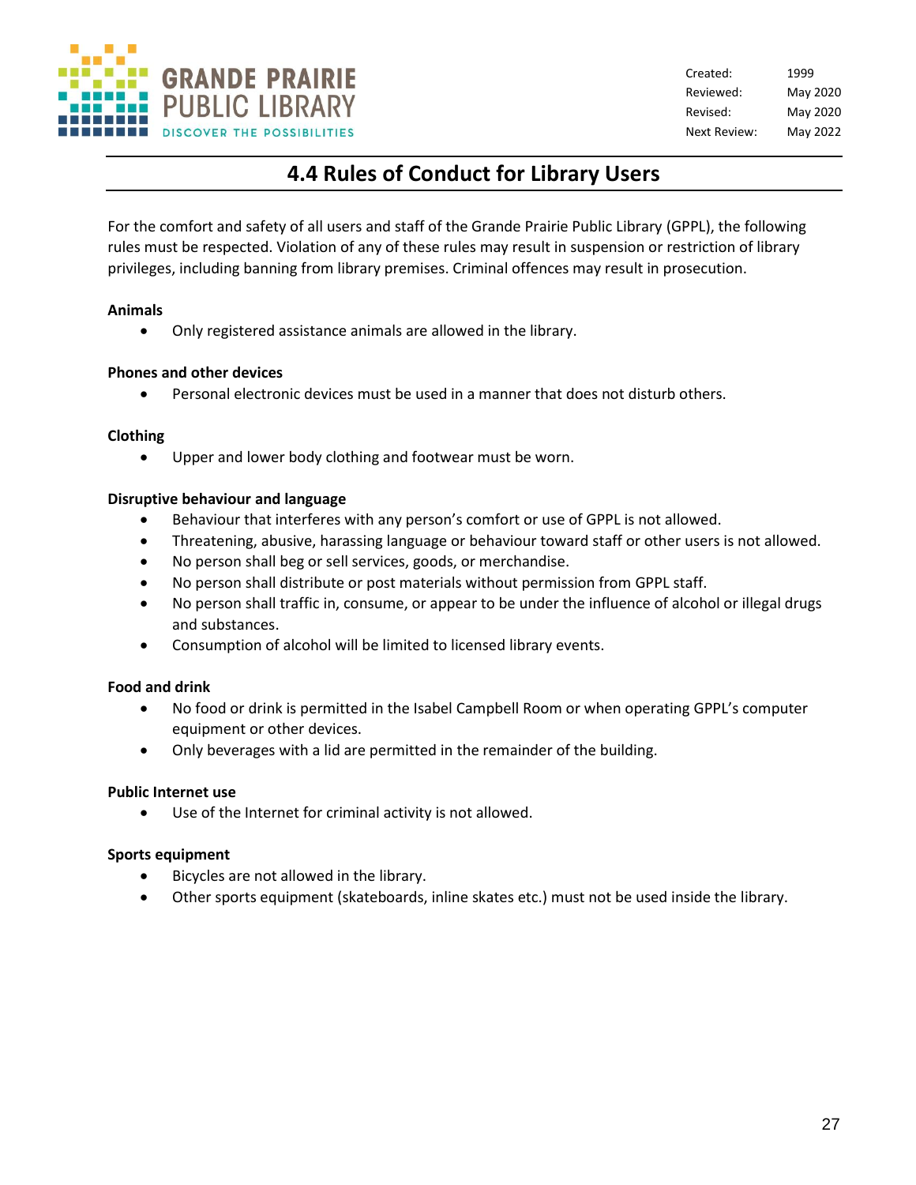| Created: | 1999 |
| --- | --- |
| Reviewed: | May 2020 |
| Revised: | May 2020 |
| Next Review: | May 2022 |

# 4.4 Rules of Conduct for Library Users

For the comfort and safety of all users and staff of the Grande Prairie Public Library (GPPL), the following rules must be respected. Violation of any of these rules may result in suspension or restriction of library privileges, including banning from library premises. Criminal offences may result in prosecution.

**Animals**

- Only registered assistance animals are allowed in the library.

**Phones and other devices**

- Personal electronic devices must be used in a manner that does not disturb others.

**Clothing**

- Upper and lower body clothing and footwear must be worn.

**Disruptive behaviour and language**

- Behaviour that interferes with any person's comfort or use of GPPL is not allowed.
- Threatening, abusive, harassing language or behaviour toward staff or other users is not allowed.
- No person shall beg or sell services, goods, or merchandise.
- No person shall distribute or post materials without permission from GPPL staff.
- No person shall traffic in, consume, or appear to be under the influence of alcohol or illegal drugs and substances.
- Consumption of alcohol will be limited to licensed library events.

**Food and drink**

- No food or drink is permitted in the Isabel Campbell Room or when operating GPPL's computer equipment or other devices.
- Only beverages with a lid are permitted in the remainder of the building.

**Public Internet use**

- Use of the Internet for criminal activity is not allowed.

**Sports equipment**

- Bicycles are not allowed in the library.
- Other sports equipment (skateboards, inline skates etc.) must not be used inside the library.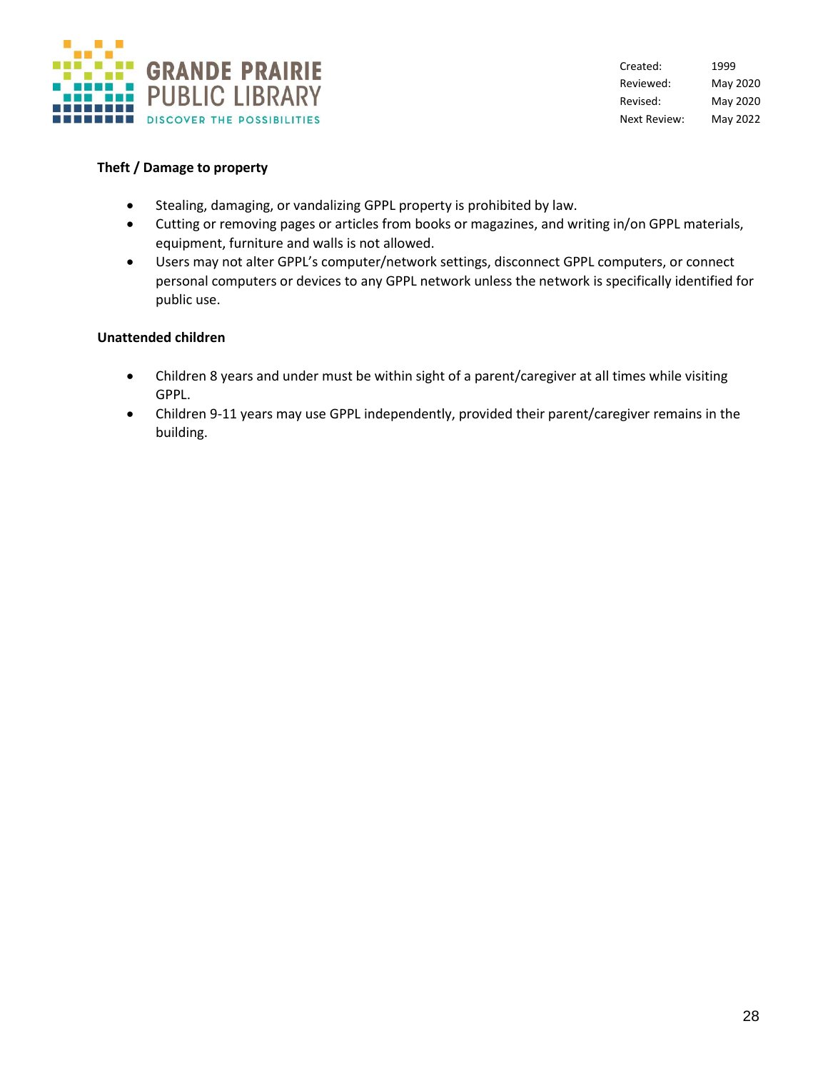**Theft / Damage to property**

- Stealing, damaging, or vandalizing GPPL property is prohibited by law.
- Cutting or removing pages or articles from books or magazines, and writing in/on GPPL materials, equipment, furniture and walls is not allowed.
- Users may not alter GPPL's computer/network settings, disconnect GPPL computers, or connect personal computers or devices to any GPPL network unless the network is specifically identified for public use.

**Unattended children**

- Children 8 years and under must be within sight of a parent/caregiver at all times while visiting GPPL.
- Children 9-11 years may use GPPL independently, provided their parent/caregiver remains in the building.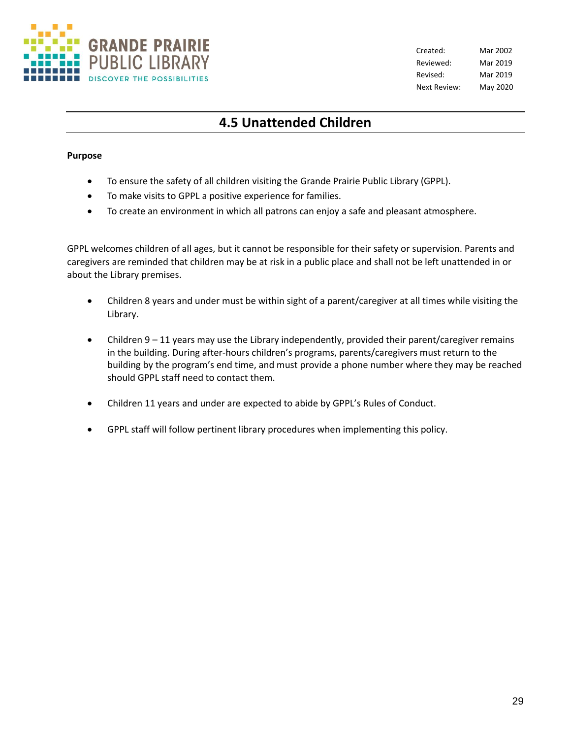| Created: | Mar 2002 |
| --- | --- |
| Reviewed: | Mar 2019 |
| Revised: | Mar 2019 |
| Next Review: | May 2020 |

# 4.5 Unattended Children

**Purpose**

- To ensure the safety of all children visiting the Grande Prairie Public Library (GPPL).
- To make visits to GPPL a positive experience for families.
- To create an environment in which all patrons can enjoy a safe and pleasant atmosphere.

GPPL welcomes children of all ages, but it cannot be responsible for their safety or supervision. Parents and caregivers are reminded that children may be at risk in a public place and shall not be left unattended in or about the Library premises.

- Children 8 years and under must be within sight of a parent/caregiver at all times while visiting the Library.
- Children 9 – 11 years may use the Library independently, provided their parent/caregiver remains in the building. During after-hours children's programs, parents/caregivers must return to the building by the program's end time, and must provide a phone number where they may be reached should GPPL staff need to contact them.
- Children 11 years and under are expected to abide by GPPL's Rules of Conduct.
- GPPL staff will follow pertinent library procedures when implementing this policy.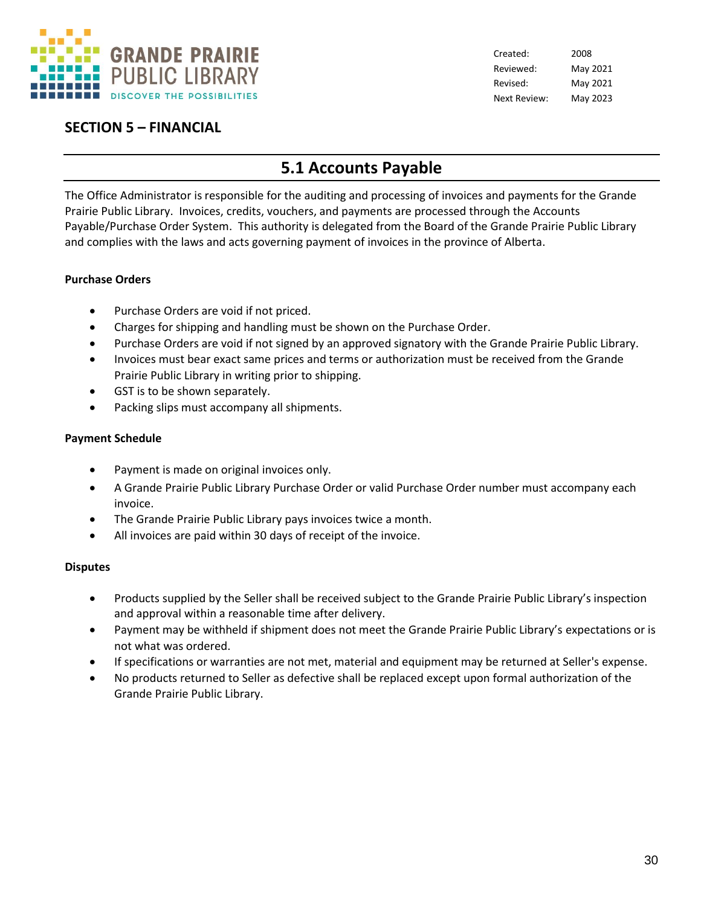| | |
|---|---|
| Created: | 2008 |
| Reviewed: | May 2021 |
| Revised: | May 2021 |
| Next Review: | May 2023 |

## SECTION 5 – FINANCIAL

# 5.1 Accounts Payable

The Office Administrator is responsible for the auditing and processing of invoices and payments for the Grande Prairie Public Library. Invoices, credits, vouchers, and payments are processed through the Accounts Payable/Purchase Order System. This authority is delegated from the Board of the Grande Prairie Public Library and complies with the laws and acts governing payment of invoices in the province of Alberta.

**Purchase Orders**

- Purchase Orders are void if not priced.
- Charges for shipping and handling must be shown on the Purchase Order.
- Purchase Orders are void if not signed by an approved signatory with the Grande Prairie Public Library.
- Invoices must bear exact same prices and terms or authorization must be received from the Grande Prairie Public Library in writing prior to shipping.
- GST is to be shown separately.
- Packing slips must accompany all shipments.

**Payment Schedule**

- Payment is made on original invoices only.
- A Grande Prairie Public Library Purchase Order or valid Purchase Order number must accompany each invoice.
- The Grande Prairie Public Library pays invoices twice a month.
- All invoices are paid within 30 days of receipt of the invoice.

**Disputes**

- Products supplied by the Seller shall be received subject to the Grande Prairie Public Library's inspection and approval within a reasonable time after delivery.
- Payment may be withheld if shipment does not meet the Grande Prairie Public Library's expectations or is not what was ordered.
- If specifications or warranties are not met, material and equipment may be returned at Seller's expense.
- No products returned to Seller as defective shall be replaced except upon formal authorization of the Grande Prairie Public Library.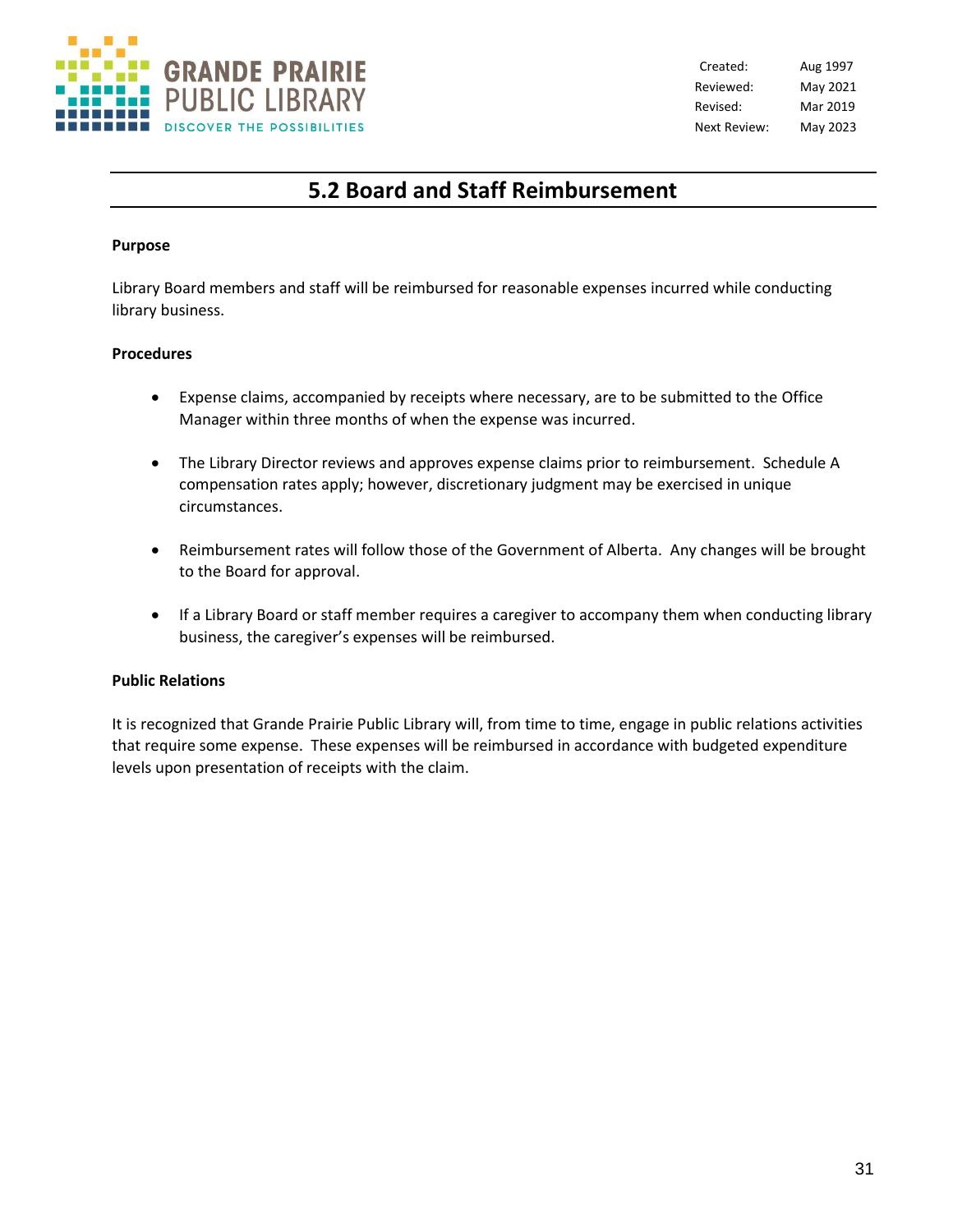| Created: | Aug 1997 |
| --- | --- |
| Reviewed: | May 2021 |
| Revised: | Mar 2019 |
| Next Review: | May 2023 |

# 5.2 Board and Staff Reimbursement

**Purpose**

Library Board members and staff will be reimbursed for reasonable expenses incurred while conducting library business.

**Procedures**

- Expense claims, accompanied by receipts where necessary, are to be submitted to the Office Manager within three months of when the expense was incurred.
- The Library Director reviews and approves expense claims prior to reimbursement. Schedule A compensation rates apply; however, discretionary judgment may be exercised in unique circumstances.
- Reimbursement rates will follow those of the Government of Alberta. Any changes will be brought to the Board for approval.
- If a Library Board or staff member requires a caregiver to accompany them when conducting library business, the caregiver's expenses will be reimbursed.

**Public Relations**

It is recognized that Grande Prairie Public Library will, from time to time, engage in public relations activities that require some expense. These expenses will be reimbursed in accordance with budgeted expenditure levels upon presentation of receipts with the claim.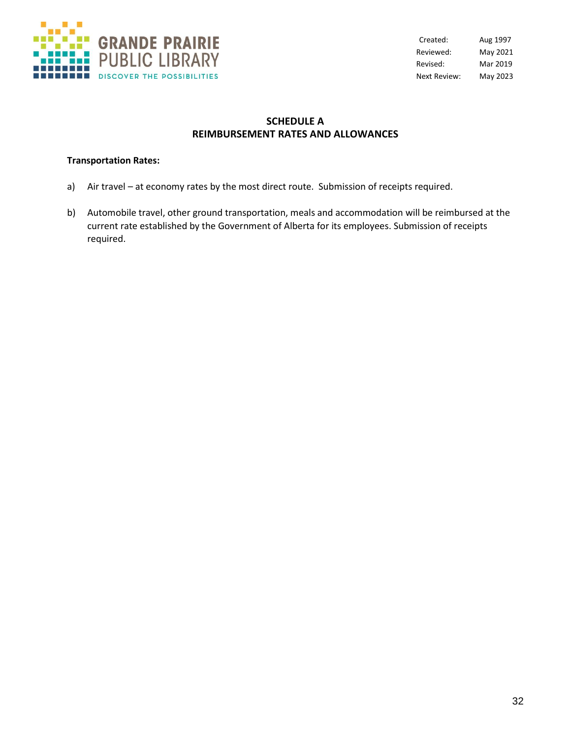## SCHEDULE A
## REIMBURSEMENT RATES AND ALLOWANCES

**Transportation Rates:**

a) Air travel – at economy rates by the most direct route. Submission of receipts required.

b) Automobile travel, other ground transportation, meals and accommodation will be reimbursed at the current rate established by the Government of Alberta for its employees. Submission of receipts required.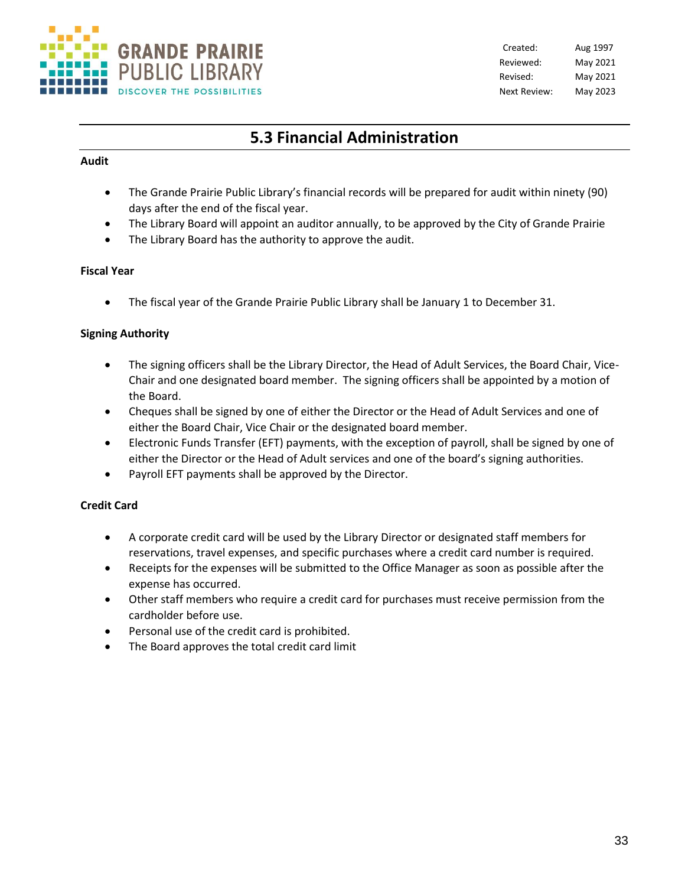Created: Aug 1997
Reviewed: May 2021
Revised: May 2021
Next Review: May 2023

# 5.3 Financial Administration

**Audit**

- The Grande Prairie Public Library's financial records will be prepared for audit within ninety (90) days after the end of the fiscal year.
- The Library Board will appoint an auditor annually, to be approved by the City of Grande Prairie
- The Library Board has the authority to approve the audit.

**Fiscal Year**

- The fiscal year of the Grande Prairie Public Library shall be January 1 to December 31.

**Signing Authority**

- The signing officers shall be the Library Director, the Head of Adult Services, the Board Chair, Vice-Chair and one designated board member. The signing officers shall be appointed by a motion of the Board.
- Cheques shall be signed by one of either the Director or the Head of Adult Services and one of either the Board Chair, Vice Chair or the designated board member.
- Electronic Funds Transfer (EFT) payments, with the exception of payroll, shall be signed by one of either the Director or the Head of Adult services and one of the board's signing authorities.
- Payroll EFT payments shall be approved by the Director.

**Credit Card**

- A corporate credit card will be used by the Library Director or designated staff members for reservations, travel expenses, and specific purchases where a credit card number is required.
- Receipts for the expenses will be submitted to the Office Manager as soon as possible after the expense has occurred.
- Other staff members who require a credit card for purchases must receive permission from the cardholder before use.
- Personal use of the credit card is prohibited.
- The Board approves the total credit card limit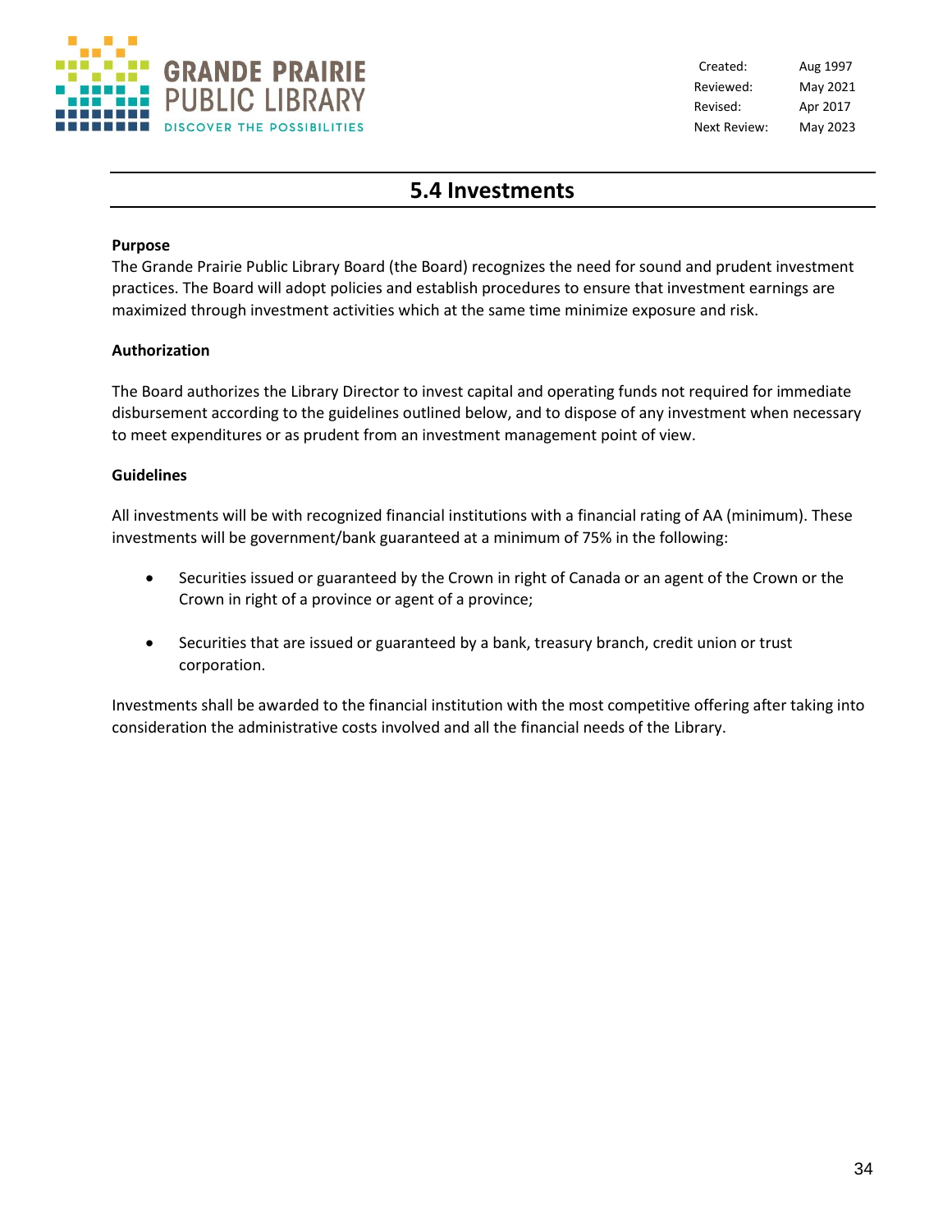| Created: | Aug 1997 |
| --- | --- |
| Reviewed: | May 2021 |
| Revised: | Apr 2017 |
| Next Review: | May 2023 |

# 5.4 Investments

**Purpose**

The Grande Prairie Public Library Board (the Board) recognizes the need for sound and prudent investment practices. The Board will adopt policies and establish procedures to ensure that investment earnings are maximized through investment activities which at the same time minimize exposure and risk.

**Authorization**

The Board authorizes the Library Director to invest capital and operating funds not required for immediate disbursement according to the guidelines outlined below, and to dispose of any investment when necessary to meet expenditures or as prudent from an investment management point of view.

**Guidelines**

All investments will be with recognized financial institutions with a financial rating of AA (minimum). These investments will be government/bank guaranteed at a minimum of 75% in the following:

- Securities issued or guaranteed by the Crown in right of Canada or an agent of the Crown or the Crown in right of a province or agent of a province;
- Securities that are issued or guaranteed by a bank, treasury branch, credit union or trust corporation.

Investments shall be awarded to the financial institution with the most competitive offering after taking into consideration the administrative costs involved and all the financial needs of the Library.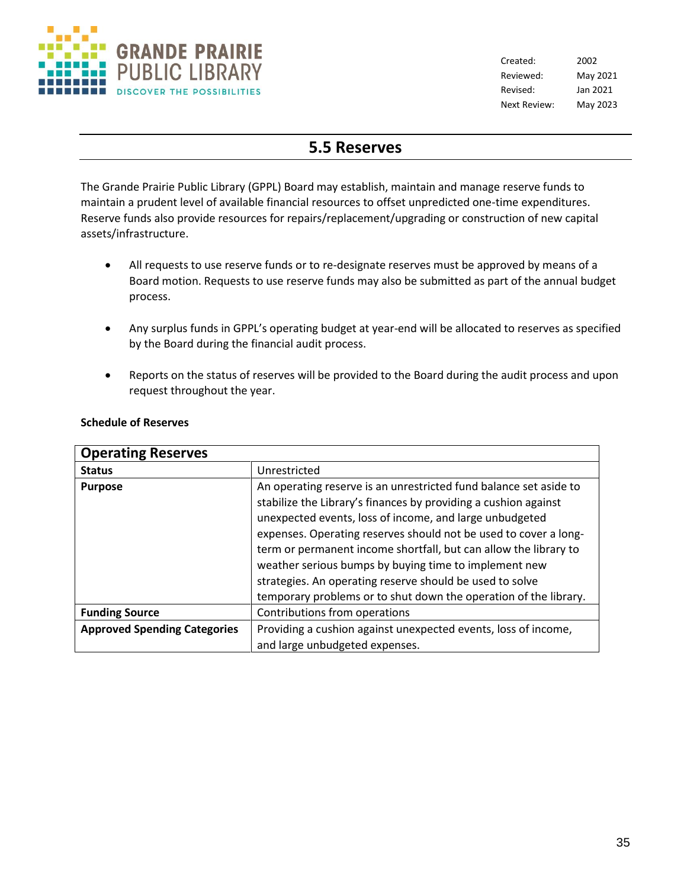| | |
|---|---|
| Created: | 2002 |
| Reviewed: | May 2021 |
| Revised: | Jan 2021 |
| Next Review: | May 2023 |

# 5.5 Reserves

The Grande Prairie Public Library (GPPL) Board may establish, maintain and manage reserve funds to maintain a prudent level of available financial resources to offset unpredicted one-time expenditures. Reserve funds also provide resources for repairs/replacement/upgrading or construction of new capital assets/infrastructure.

- All requests to use reserve funds or to re-designate reserves must be approved by means of a Board motion. Requests to use reserve funds may also be submitted as part of the annual budget process.
- Any surplus funds in GPPL's operating budget at year-end will be allocated to reserves as specified by the Board during the financial audit process.
- Reports on the status of reserves will be provided to the Board during the audit process and upon request throughout the year.

**Schedule of Reserves**

| **Operating Reserves** | |
|---|---|
| **Status** | Unrestricted |
| **Purpose** | An operating reserve is an unrestricted fund balance set aside to stabilize the Library's finances by providing a cushion against unexpected events, loss of income, and large unbudgeted expenses. Operating reserves should not be used to cover a long-term or permanent income shortfall, but can allow the library to weather serious bumps by buying time to implement new strategies. An operating reserve should be used to solve temporary problems or to shut down the operation of the library. |
| **Funding Source** | Contributions from operations |
| **Approved Spending Categories** | Providing a cushion against unexpected events, loss of income, and large unbudgeted expenses. |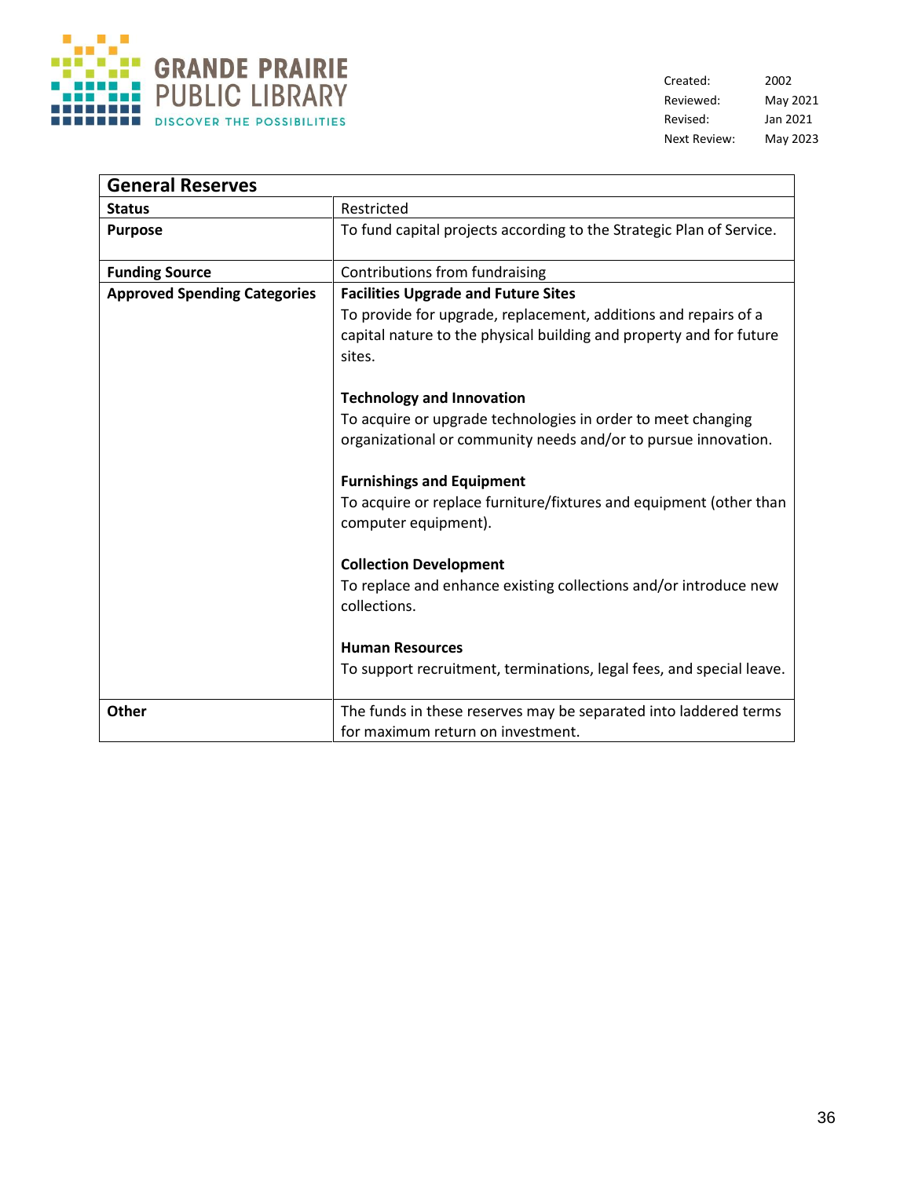| Created: | 2002 |
| --- | --- |
| Reviewed: | May 2021 |
| Revised: | Jan 2021 |
| Next Review: | May 2023 |

| **General Reserves** | |
| --- | --- |
| **Status** | Restricted |
| **Purpose** | To fund capital projects according to the Strategic Plan of Service. |
| **Funding Source** | Contributions from fundraising |
| **Approved Spending Categories** | **Facilities Upgrade and Future Sites**<br>To provide for upgrade, replacement, additions and repairs of a capital nature to the physical building and property and for future sites.<br><br>**Technology and Innovation**<br>To acquire or upgrade technologies in order to meet changing organizational or community needs and/or to pursue innovation.<br><br>**Furnishings and Equipment**<br>To acquire or replace furniture/fixtures and equipment (other than computer equipment).<br><br>**Collection Development**<br>To replace and enhance existing collections and/or introduce new collections.<br><br>**Human Resources**<br>To support recruitment, terminations, legal fees, and special leave. |
| **Other** | The funds in these reserves may be separated into laddered terms for maximum return on investment. |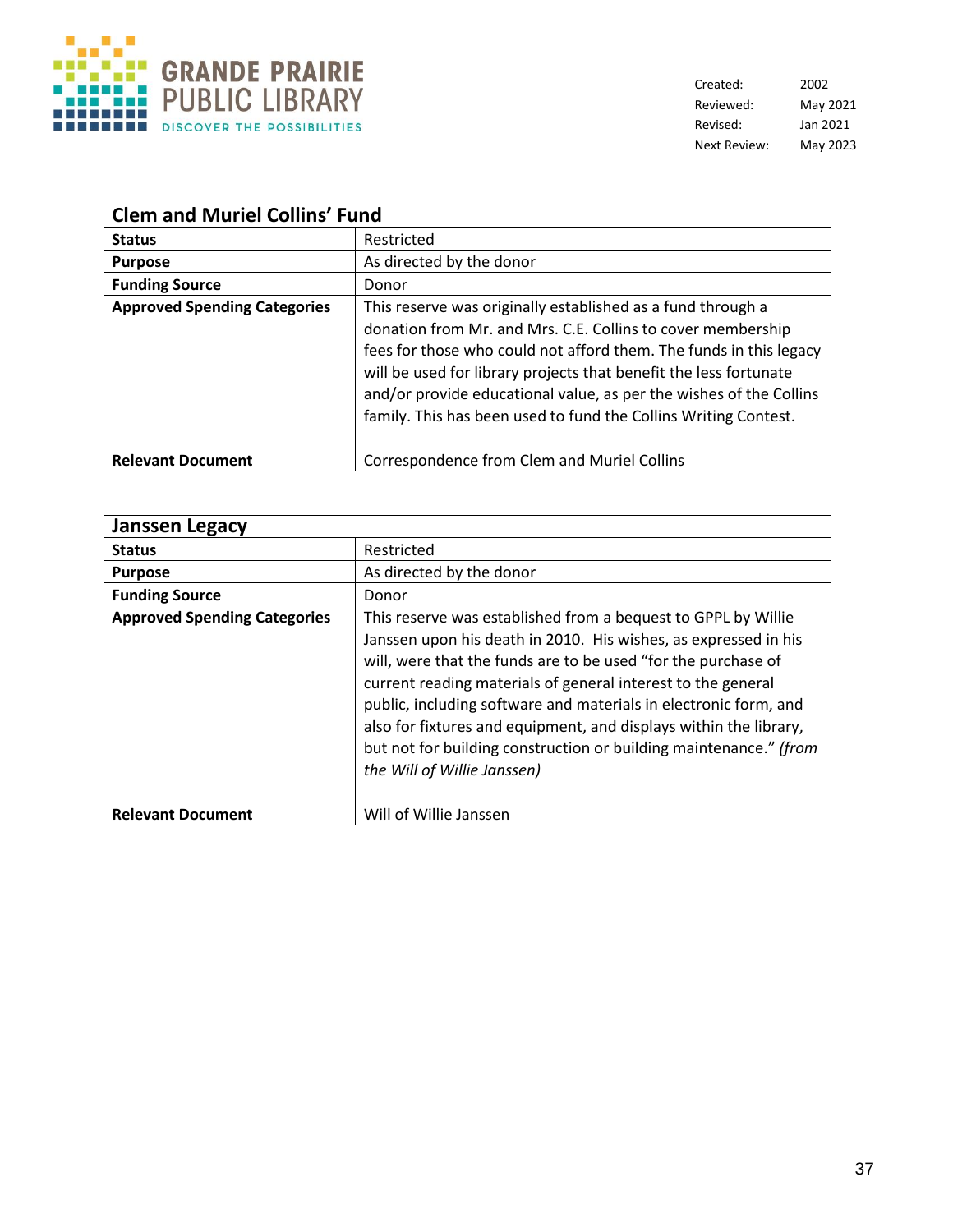| Created: | 2002 |
| --- | --- |
| Reviewed: | May 2021 |
| Revised: | Jan 2021 |
| Next Review: | May 2023 |

| Clem and Muriel Collins' Fund | |
| --- | --- |
| **Status** | Restricted |
| **Purpose** | As directed by the donor |
| **Funding Source** | Donor |
| **Approved Spending Categories** | This reserve was originally established as a fund through a donation from Mr. and Mrs. C.E. Collins to cover membership fees for those who could not afford them. The funds in this legacy will be used for library projects that benefit the less fortunate and/or provide educational value, as per the wishes of the Collins family. This has been used to fund the Collins Writing Contest. |
| **Relevant Document** | Correspondence from Clem and Muriel Collins |

| Janssen Legacy | |
| --- | --- |
| **Status** | Restricted |
| **Purpose** | As directed by the donor |
| **Funding Source** | Donor |
| **Approved Spending Categories** | This reserve was established from a bequest to GPPL by Willie Janssen upon his death in 2010. His wishes, as expressed in his will, were that the funds are to be used "for the purchase of current reading materials of general interest to the general public, including software and materials in electronic form, and also for fixtures and equipment, and displays within the library, but not for building construction or building maintenance." *(from the Will of Willie Janssen)* |
| **Relevant Document** | Will of Willie Janssen |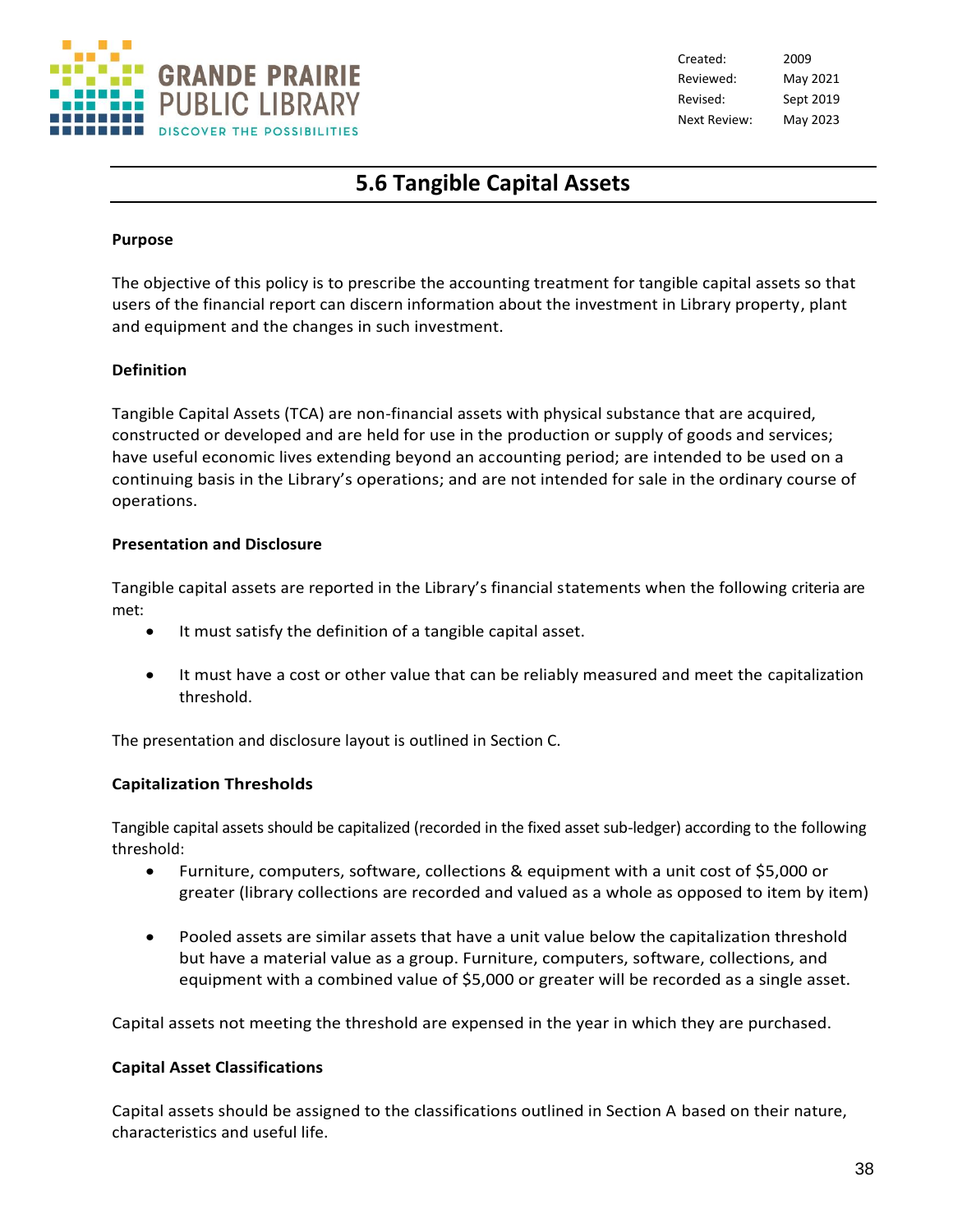| Created: | 2009 |
|---|---|
| Reviewed: | May 2021 |
| Revised: | Sept 2019 |
| Next Review: | May 2023 |

# 5.6 Tangible Capital Assets

**Purpose**

The objective of this policy is to prescribe the accounting treatment for tangible capital assets so that users of the financial report can discern information about the investment in Library property, plant and equipment and the changes in such investment.

**Definition**

Tangible Capital Assets (TCA) are non-financial assets with physical substance that are acquired, constructed or developed and are held for use in the production or supply of goods and services; have useful economic lives extending beyond an accounting period; are intended to be used on a continuing basis in the Library's operations; and are not intended for sale in the ordinary course of operations.

**Presentation and Disclosure**

Tangible capital assets are reported in the Library's financial statements when the following criteria are met:

- It must satisfy the definition of a tangible capital asset.
- It must have a cost or other value that can be reliably measured and meet the capitalization threshold.

The presentation and disclosure layout is outlined in Section C.

**Capitalization Thresholds**

Tangible capital assets should be capitalized (recorded in the fixed asset sub-ledger) according to the following threshold:

- Furniture, computers, software, collections & equipment with a unit cost of $5,000 or greater (library collections are recorded and valued as a whole as opposed to item by item)
- Pooled assets are similar assets that have a unit value below the capitalization threshold but have a material value as a group. Furniture, computers, software, collections, and equipment with a combined value of $5,000 or greater will be recorded as a single asset.

Capital assets not meeting the threshold are expensed in the year in which they are purchased.

**Capital Asset Classifications**

Capital assets should be assigned to the classifications outlined in Section A based on their nature, characteristics and useful life.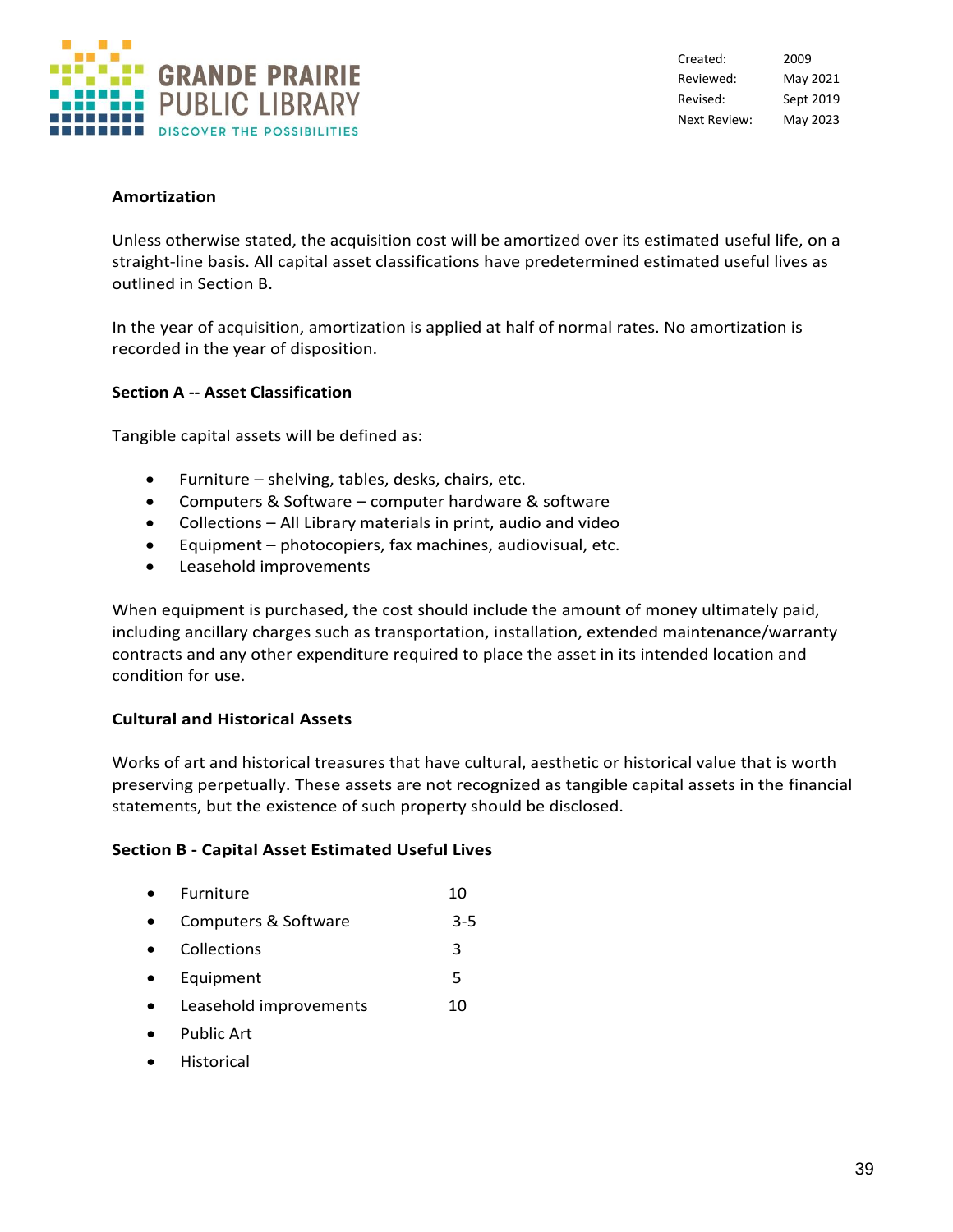**Amortization**

Unless otherwise stated, the acquisition cost will be amortized over its estimated useful life, on a straight-line basis. All capital asset classifications have predetermined estimated useful lives as outlined in Section B.

In the year of acquisition, amortization is applied at half of normal rates. No amortization is recorded in the year of disposition.

**Section A -- Asset Classification**

Tangible capital assets will be defined as:

- Furniture – shelving, tables, desks, chairs, etc.
- Computers & Software – computer hardware & software
- Collections – All Library materials in print, audio and video
- Equipment – photocopiers, fax machines, audiovisual, etc.
- Leasehold improvements

When equipment is purchased, the cost should include the amount of money ultimately paid, including ancillary charges such as transportation, installation, extended maintenance/warranty contracts and any other expenditure required to place the asset in its intended location and condition for use.

**Cultural and Historical Assets**

Works of art and historical treasures that have cultural, aesthetic or historical value that is worth preserving perpetually. These assets are not recognized as tangible capital assets in the financial statements, but the existence of such property should be disclosed.

**Section B - Capital Asset Estimated Useful Lives**

| | |
|---|---|
| • Furniture | 10 |
| • Computers & Software | 3-5 |
| • Collections | 3 |
| • Equipment | 5 |
| • Leasehold improvements | 10 |
| • Public Art | |
| • Historical | |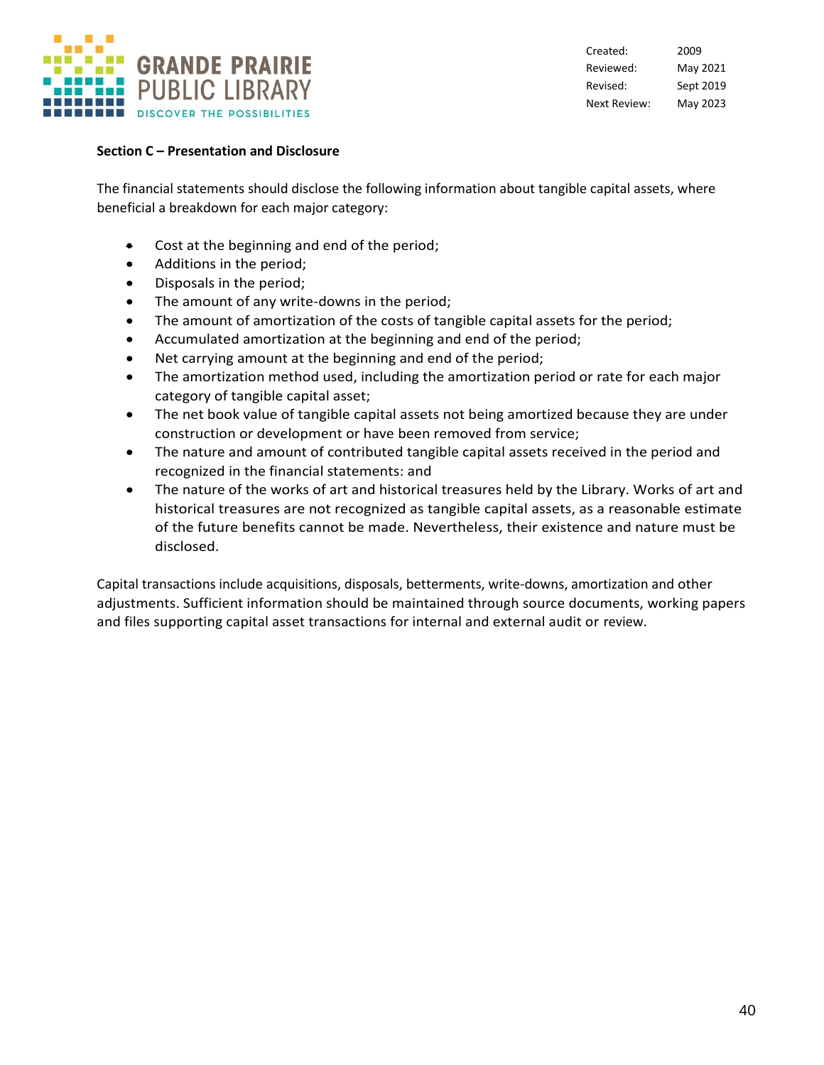**Section C – Presentation and Disclosure**

The financial statements should disclose the following information about tangible capital assets, where beneficial a breakdown for each major category:

- Cost at the beginning and end of the period;
- Additions in the period;
- Disposals in the period;
- The amount of any write-downs in the period;
- The amount of amortization of the costs of tangible capital assets for the period;
- Accumulated amortization at the beginning and end of the period;
- Net carrying amount at the beginning and end of the period;
- The amortization method used, including the amortization period or rate for each major category of tangible capital asset;
- The net book value of tangible capital assets not being amortized because they are under construction or development or have been removed from service;
- The nature and amount of contributed tangible capital assets received in the period and recognized in the financial statements: and
- The nature of the works of art and historical treasures held by the Library. Works of art and historical treasures are not recognized as tangible capital assets, as a reasonable estimate of the future benefits cannot be made. Nevertheless, their existence and nature must be disclosed.

Capital transactions include acquisitions, disposals, betterments, write-downs, amortization and other adjustments. Sufficient information should be maintained through source documents, working papers and files supporting capital asset transactions for internal and external audit or review.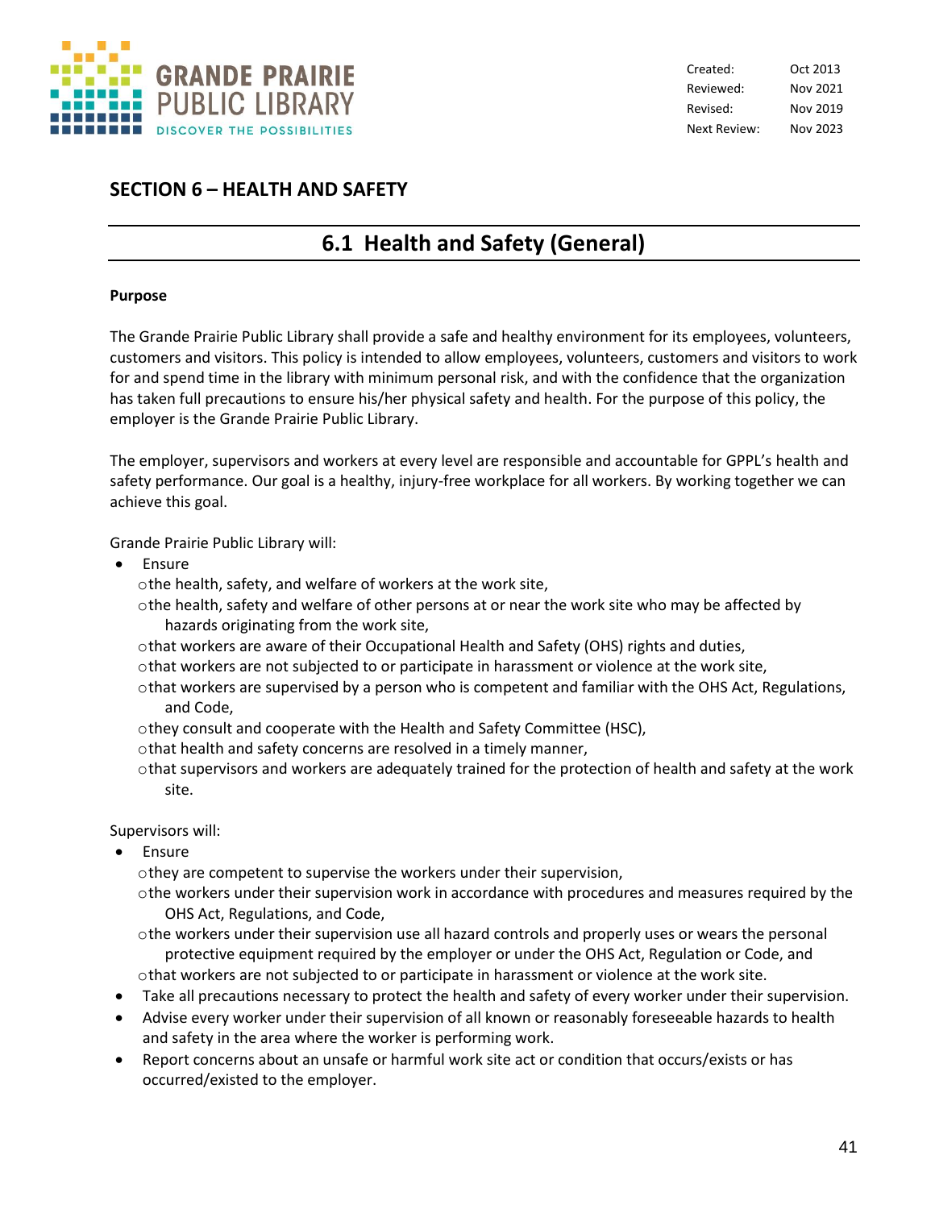Created: Oct 2013
Reviewed: Nov 2021
Revised: Nov 2019
Next Review: Nov 2023

## SECTION 6 – HEALTH AND SAFETY

# 6.1 Health and Safety (General)

**Purpose**

The Grande Prairie Public Library shall provide a safe and healthy environment for its employees, volunteers, customers and visitors. This policy is intended to allow employees, volunteers, customers and visitors to work for and spend time in the library with minimum personal risk, and with the confidence that the organization has taken full precautions to ensure his/her physical safety and health. For the purpose of this policy, the employer is the Grande Prairie Public Library.

The employer, supervisors and workers at every level are responsible and accountable for GPPL's health and safety performance. Our goal is a healthy, injury-free workplace for all workers. By working together we can achieve this goal.

Grande Prairie Public Library will:

- Ensure
  - the health, safety, and welfare of workers at the work site,
  - the health, safety and welfare of other persons at or near the work site who may be affected by hazards originating from the work site,
  - that workers are aware of their Occupational Health and Safety (OHS) rights and duties,
  - that workers are not subjected to or participate in harassment or violence at the work site,
  - that workers are supervised by a person who is competent and familiar with the OHS Act, Regulations, and Code,
  - they consult and cooperate with the Health and Safety Committee (HSC),
  - that health and safety concerns are resolved in a timely manner,
  - that supervisors and workers are adequately trained for the protection of health and safety at the work site.

Supervisors will:

- Ensure
  - they are competent to supervise the workers under their supervision,
  - the workers under their supervision work in accordance with procedures and measures required by the OHS Act, Regulations, and Code,
  - the workers under their supervision use all hazard controls and properly uses or wears the personal protective equipment required by the employer or under the OHS Act, Regulation or Code, and
  - that workers are not subjected to or participate in harassment or violence at the work site.
- Take all precautions necessary to protect the health and safety of every worker under their supervision.
- Advise every worker under their supervision of all known or reasonably foreseeable hazards to health and safety in the area where the worker is performing work.
- Report concerns about an unsafe or harmful work site act or condition that occurs/exists or has occurred/existed to the employer.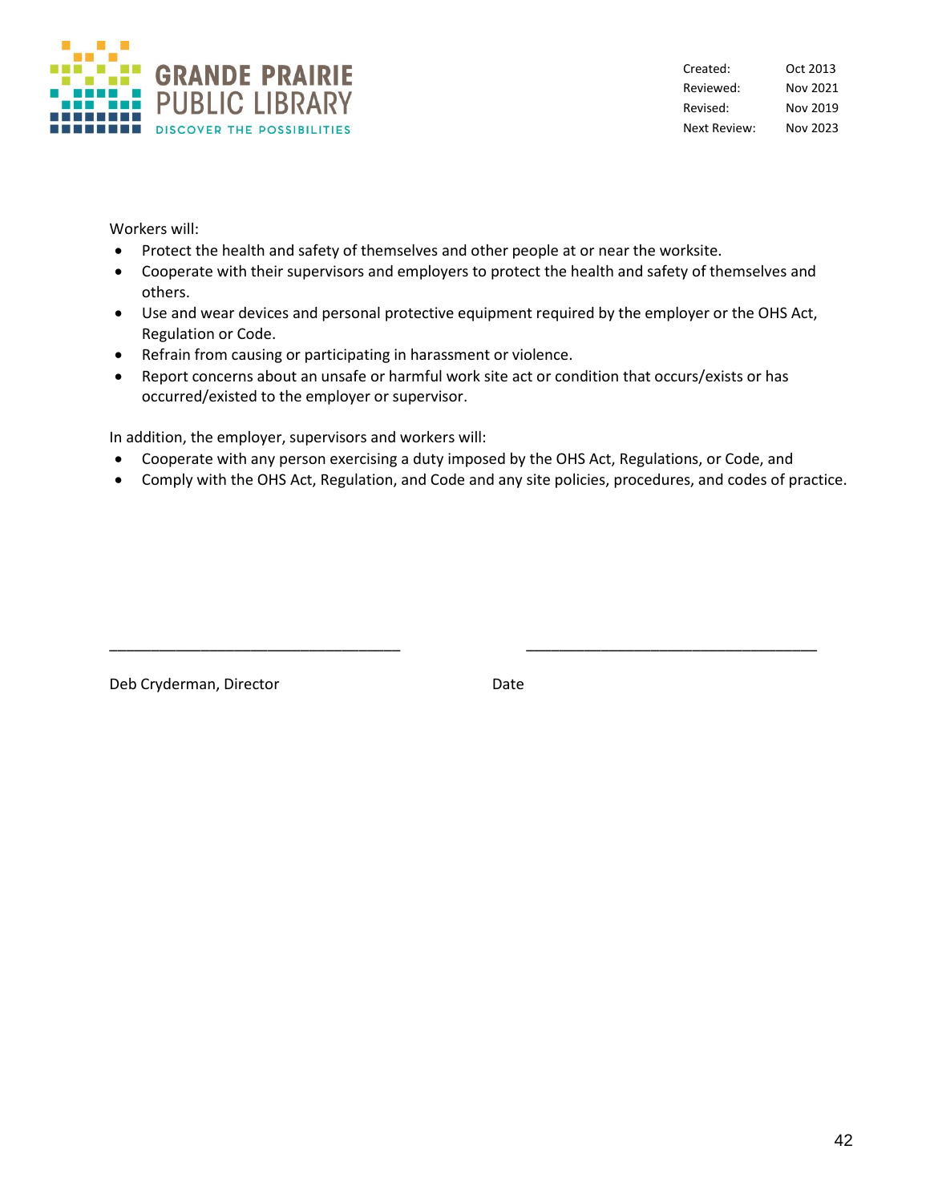Workers will:

- Protect the health and safety of themselves and other people at or near the worksite.
- Cooperate with their supervisors and employers to protect the health and safety of themselves and others.
- Use and wear devices and personal protective equipment required by the employer or the OHS Act, Regulation or Code.
- Refrain from causing or participating in harassment or violence.
- Report concerns about an unsafe or harmful work site act or condition that occurs/exists or has occurred/existed to the employer or supervisor.

In addition, the employer, supervisors and workers will:

- Cooperate with any person exercising a duty imposed by the OHS Act, Regulations, or Code, and
- Comply with the OHS Act, Regulation, and Code and any site policies, procedures, and codes of practice.

\_\_\_\_\_\_\_\_\_\_\_\_\_\_\_\_\_\_\_\_\_\_\_\_\_\_\_\_\_\_\_\_\_\_\_ \_\_\_\_\_\_\_\_\_\_\_\_\_\_\_\_\_\_\_\_\_\_\_\_\_\_\_\_\_\_\_\_\_\_\_

Deb Cryderman, Director Date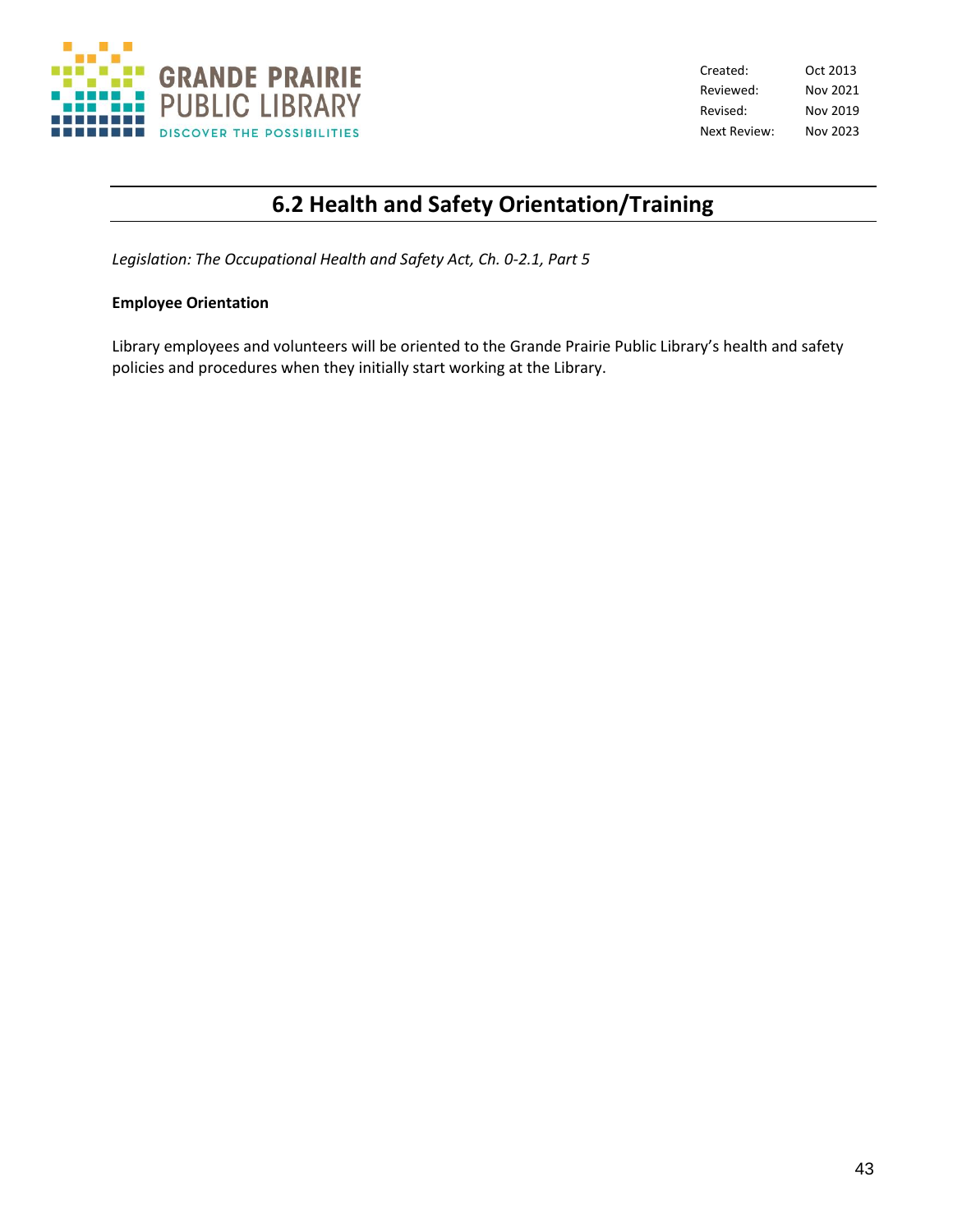| Created: | Oct 2013 |
| --- | --- |
| Reviewed: | Nov 2021 |
| Revised: | Nov 2019 |
| Next Review: | Nov 2023 |

# 6.2 Health and Safety Orientation/Training

*Legislation: The Occupational Health and Safety Act, Ch. 0-2.1, Part 5*

**Employee Orientation**

Library employees and volunteers will be oriented to the Grande Prairie Public Library's health and safety policies and procedures when they initially start working at the Library.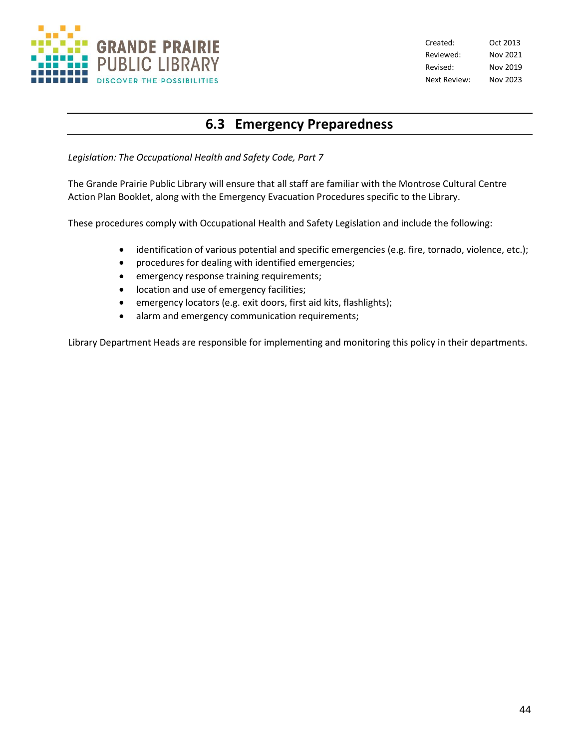| | |
|---|---|
| Created: | Oct 2013 |
| Reviewed: | Nov 2021 |
| Revised: | Nov 2019 |
| Next Review: | Nov 2023 |

## 6.3 Emergency Preparedness

*Legislation: The Occupational Health and Safety Code, Part 7*

The Grande Prairie Public Library will ensure that all staff are familiar with the Montrose Cultural Centre Action Plan Booklet, along with the Emergency Evacuation Procedures specific to the Library.

These procedures comply with Occupational Health and Safety Legislation and include the following:

- identification of various potential and specific emergencies (e.g. fire, tornado, violence, etc.);
- procedures for dealing with identified emergencies;
- emergency response training requirements;
- location and use of emergency facilities;
- emergency locators (e.g. exit doors, first aid kits, flashlights);
- alarm and emergency communication requirements;

Library Department Heads are responsible for implementing and monitoring this policy in their departments.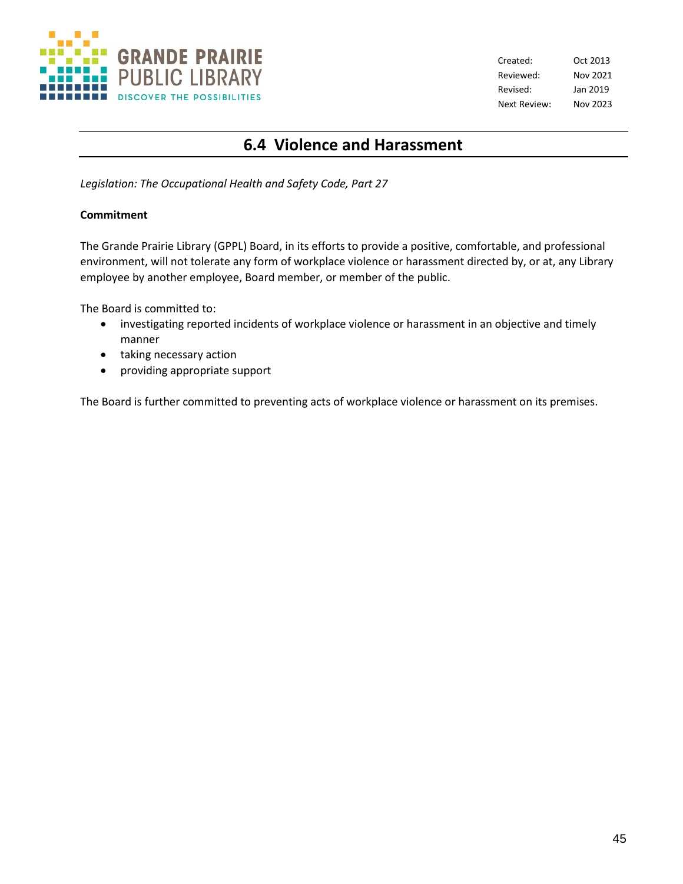| | |
|---|---|
| Created: | Oct 2013 |
| Reviewed: | Nov 2021 |
| Revised: | Jan 2019 |
| Next Review: | Nov 2023 |

## 6.4 Violence and Harassment

*Legislation: The Occupational Health and Safety Code, Part 27*

**Commitment**

The Grande Prairie Library (GPPL) Board, in its efforts to provide a positive, comfortable, and professional environment, will not tolerate any form of workplace violence or harassment directed by, or at, any Library employee by another employee, Board member, or member of the public.

The Board is committed to:

- investigating reported incidents of workplace violence or harassment in an objective and timely manner
- taking necessary action
- providing appropriate support

The Board is further committed to preventing acts of workplace violence or harassment on its premises.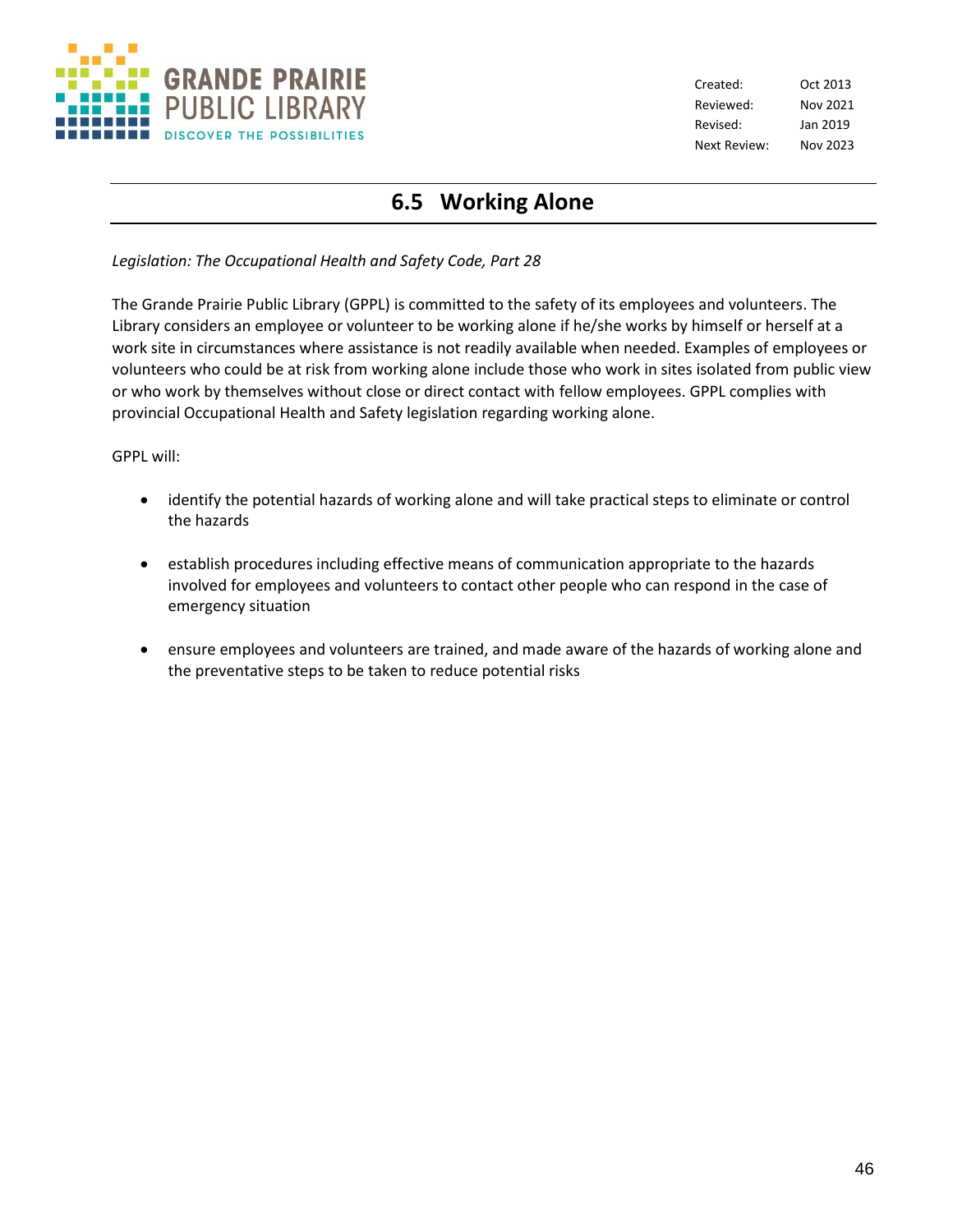| | |
|---|---|
| Created: | Oct 2013 |
| Reviewed: | Nov 2021 |
| Revised: | Jan 2019 |
| Next Review: | Nov 2023 |

# 6.5 Working Alone

*Legislation: The Occupational Health and Safety Code, Part 28*

The Grande Prairie Public Library (GPPL) is committed to the safety of its employees and volunteers. The Library considers an employee or volunteer to be working alone if he/she works by himself or herself at a work site in circumstances where assistance is not readily available when needed. Examples of employees or volunteers who could be at risk from working alone include those who work in sites isolated from public view or who work by themselves without close or direct contact with fellow employees. GPPL complies with provincial Occupational Health and Safety legislation regarding working alone.

GPPL will:

- identify the potential hazards of working alone and will take practical steps to eliminate or control the hazards
- establish procedures including effective means of communication appropriate to the hazards involved for employees and volunteers to contact other people who can respond in the case of emergency situation
- ensure employees and volunteers are trained, and made aware of the hazards of working alone and the preventative steps to be taken to reduce potential risks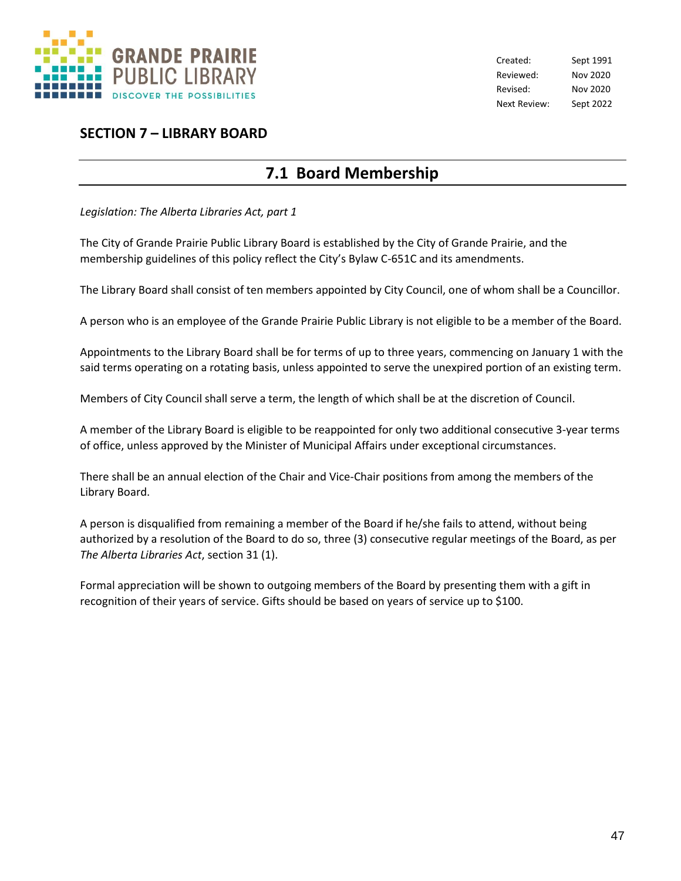Created: Sept 1991
Reviewed: Nov 2020
Revised: Nov 2020
Next Review: Sept 2022

## SECTION 7 – LIBRARY BOARD

# 7.1 Board Membership

*Legislation: The Alberta Libraries Act, part 1*

The City of Grande Prairie Public Library Board is established by the City of Grande Prairie, and the membership guidelines of this policy reflect the City's Bylaw C-651C and its amendments.

The Library Board shall consist of ten members appointed by City Council, one of whom shall be a Councillor.

A person who is an employee of the Grande Prairie Public Library is not eligible to be a member of the Board.

Appointments to the Library Board shall be for terms of up to three years, commencing on January 1 with the said terms operating on a rotating basis, unless appointed to serve the unexpired portion of an existing term.

Members of City Council shall serve a term, the length of which shall be at the discretion of Council.

A member of the Library Board is eligible to be reappointed for only two additional consecutive 3-year terms of office, unless approved by the Minister of Municipal Affairs under exceptional circumstances.

There shall be an annual election of the Chair and Vice-Chair positions from among the members of the Library Board.

A person is disqualified from remaining a member of the Board if he/she fails to attend, without being authorized by a resolution of the Board to do so, three (3) consecutive regular meetings of the Board, as per *The Alberta Libraries Act*, section 31 (1).

Formal appreciation will be shown to outgoing members of the Board by presenting them with a gift in recognition of their years of service. Gifts should be based on years of service up to $100.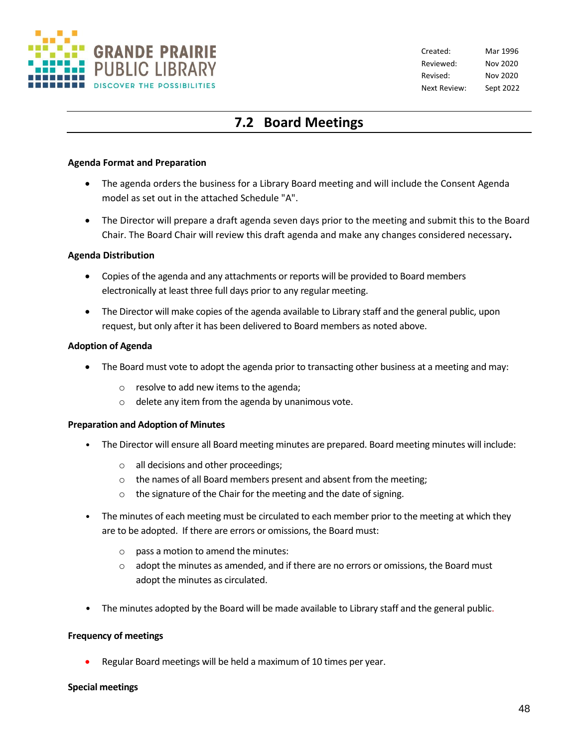| | |
|---|---|
| Created: | Mar 1996 |
| Reviewed: | Nov 2020 |
| Revised: | Nov 2020 |
| Next Review: | Sept 2022 |

# 7.2 Board Meetings

**Agenda Format and Preparation**

- The agenda orders the business for a Library Board meeting and will include the Consent Agenda model as set out in the attached Schedule "A".
- The Director will prepare a draft agenda seven days prior to the meeting and submit this to the Board Chair. The Board Chair will review this draft agenda and make any changes considered necessary**.**

**Agenda Distribution**

- Copies of the agenda and any attachments or reports will be provided to Board members electronically at least three full days prior to any regular meeting.
- The Director will make copies of the agenda available to Library staff and the general public, upon request, but only after it has been delivered to Board members as noted above.

**Adoption of Agenda**

- The Board must vote to adopt the agenda prior to transacting other business at a meeting and may:
  - resolve to add new items to the agenda;
  - delete any item from the agenda by unanimous vote.

**Preparation and Adoption of Minutes**

- The Director will ensure all Board meeting minutes are prepared. Board meeting minutes will include:
  - all decisions and other proceedings;
  - the names of all Board members present and absent from the meeting;
  - the signature of the Chair for the meeting and the date of signing.
- The minutes of each meeting must be circulated to each member prior to the meeting at which they are to be adopted. If there are errors or omissions, the Board must:
  - pass a motion to amend the minutes:
  - adopt the minutes as amended, and if there are no errors or omissions, the Board must adopt the minutes as circulated.
- The minutes adopted by the Board will be made available to Library staff and the general public.

**Frequency of meetings**

- Regular Board meetings will be held a maximum of 10 times per year.

**Special meetings**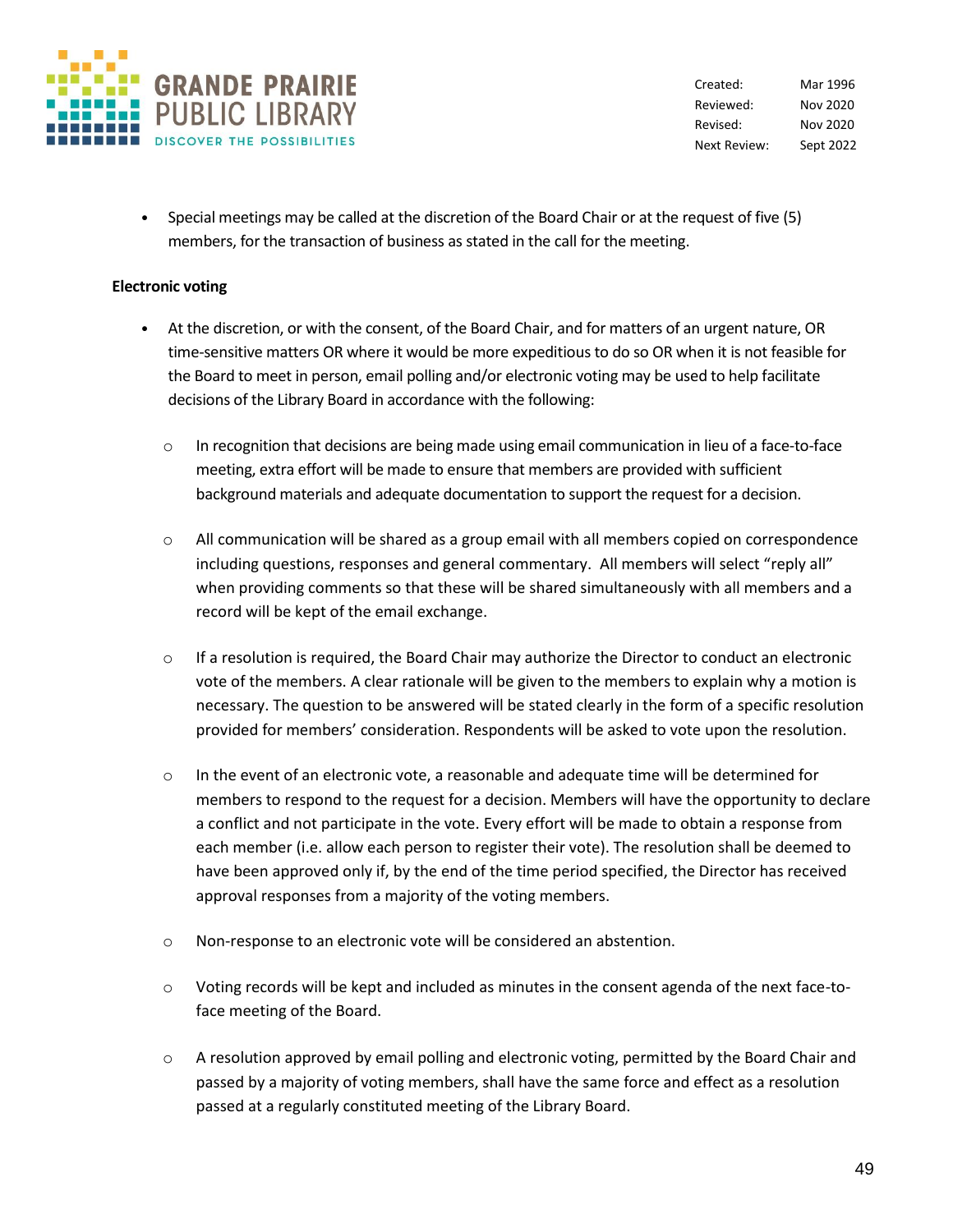- Special meetings may be called at the discretion of the Board Chair or at the request of five (5) members, for the transaction of business as stated in the call for the meeting.

**Electronic voting**

- At the discretion, or with the consent, of the Board Chair, and for matters of an urgent nature, OR time-sensitive matters OR where it would be more expeditious to do so OR when it is not feasible for the Board to meet in person, email polling and/or electronic voting may be used to help facilitate decisions of the Library Board in accordance with the following:
    - In recognition that decisions are being made using email communication in lieu of a face-to-face meeting, extra effort will be made to ensure that members are provided with sufficient background materials and adequate documentation to support the request for a decision.
    - All communication will be shared as a group email with all members copied on correspondence including questions, responses and general commentary. All members will select "reply all" when providing comments so that these will be shared simultaneously with all members and a record will be kept of the email exchange.
    - If a resolution is required, the Board Chair may authorize the Director to conduct an electronic vote of the members. A clear rationale will be given to the members to explain why a motion is necessary. The question to be answered will be stated clearly in the form of a specific resolution provided for members' consideration. Respondents will be asked to vote upon the resolution.
    - In the event of an electronic vote, a reasonable and adequate time will be determined for members to respond to the request for a decision. Members will have the opportunity to declare a conflict and not participate in the vote. Every effort will be made to obtain a response from each member (i.e. allow each person to register their vote). The resolution shall be deemed to have been approved only if, by the end of the time period specified, the Director has received approval responses from a majority of the voting members.
    - Non-response to an electronic vote will be considered an abstention.
    - Voting records will be kept and included as minutes in the consent agenda of the next face-to-face meeting of the Board.
    - A resolution approved by email polling and electronic voting, permitted by the Board Chair and passed by a majority of voting members, shall have the same force and effect as a resolution passed at a regularly constituted meeting of the Library Board.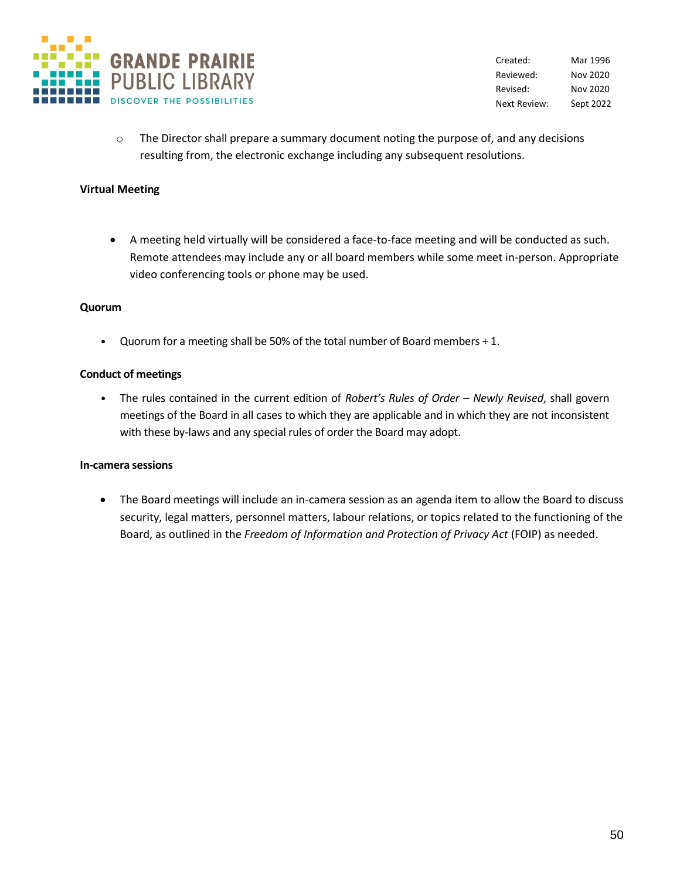- The Director shall prepare a summary document noting the purpose of, and any decisions resulting from, the electronic exchange including any subsequent resolutions.

**Virtual Meeting**

- A meeting held virtually will be considered a face-to-face meeting and will be conducted as such. Remote attendees may include any or all board members while some meet in-person. Appropriate video conferencing tools or phone may be used.

**Quorum**

- Quorum for a meeting shall be 50% of the total number of Board members + 1.

**Conduct of meetings**

- The rules contained in the current edition of *Robert's Rules of Order – Newly Revised*, shall govern meetings of the Board in all cases to which they are applicable and in which they are not inconsistent with these by-laws and any special rules of order the Board may adopt.

**In-camera sessions**

- The Board meetings will include an in-camera session as an agenda item to allow the Board to discuss security, legal matters, personnel matters, labour relations, or topics related to the functioning of the Board, as outlined in the *Freedom of Information and Protection of Privacy Act* (FOIP) as needed.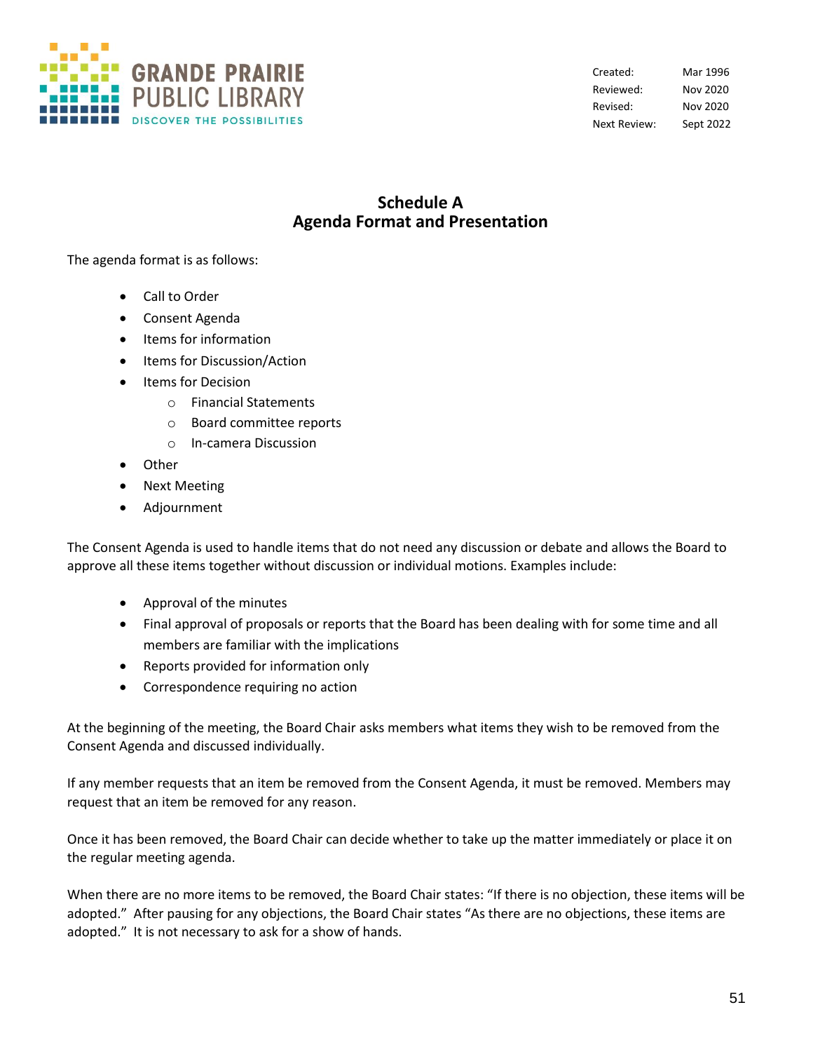Created: Mar 1996
Reviewed: Nov 2020
Revised: Nov 2020
Next Review: Sept 2022

# Schedule A
# Agenda Format and Presentation

The agenda format is as follows:

- Call to Order
- Consent Agenda
- Items for information
- Items for Discussion/Action
- Items for Decision
  - Financial Statements
  - Board committee reports
  - In-camera Discussion
- Other
- Next Meeting
- Adjournment

The Consent Agenda is used to handle items that do not need any discussion or debate and allows the Board to approve all these items together without discussion or individual motions. Examples include:

- Approval of the minutes
- Final approval of proposals or reports that the Board has been dealing with for some time and all members are familiar with the implications
- Reports provided for information only
- Correspondence requiring no action

At the beginning of the meeting, the Board Chair asks members what items they wish to be removed from the Consent Agenda and discussed individually.

If any member requests that an item be removed from the Consent Agenda, it must be removed. Members may request that an item be removed for any reason.

Once it has been removed, the Board Chair can decide whether to take up the matter immediately or place it on the regular meeting agenda.

When there are no more items to be removed, the Board Chair states: "If there is no objection, these items will be adopted." After pausing for any objections, the Board Chair states "As there are no objections, these items are adopted." It is not necessary to ask for a show of hands.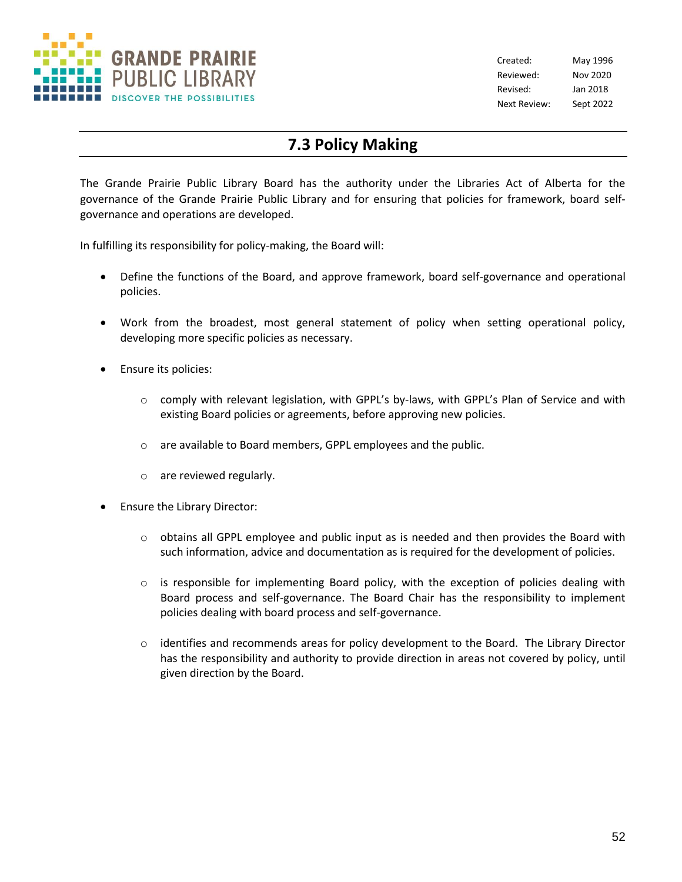| Created: | May 1996 |
| --- | --- |
| Reviewed: | Nov 2020 |
| Revised: | Jan 2018 |
| Next Review: | Sept 2022 |

# 7.3 Policy Making

The Grande Prairie Public Library Board has the authority under the Libraries Act of Alberta for the governance of the Grande Prairie Public Library and for ensuring that policies for framework, board self-governance and operations are developed.

In fulfilling its responsibility for policy-making, the Board will:

- Define the functions of the Board, and approve framework, board self-governance and operational policies.

- Work from the broadest, most general statement of policy when setting operational policy, developing more specific policies as necessary.

- Ensure its policies:

  - comply with relevant legislation, with GPPL's by-laws, with GPPL's Plan of Service and with existing Board policies or agreements, before approving new policies.

  - are available to Board members, GPPL employees and the public.

  - are reviewed regularly.

- Ensure the Library Director:

  - obtains all GPPL employee and public input as is needed and then provides the Board with such information, advice and documentation as is required for the development of policies.

  - is responsible for implementing Board policy, with the exception of policies dealing with Board process and self-governance. The Board Chair has the responsibility to implement policies dealing with board process and self-governance.

  - identifies and recommends areas for policy development to the Board. The Library Director has the responsibility and authority to provide direction in areas not covered by policy, until given direction by the Board.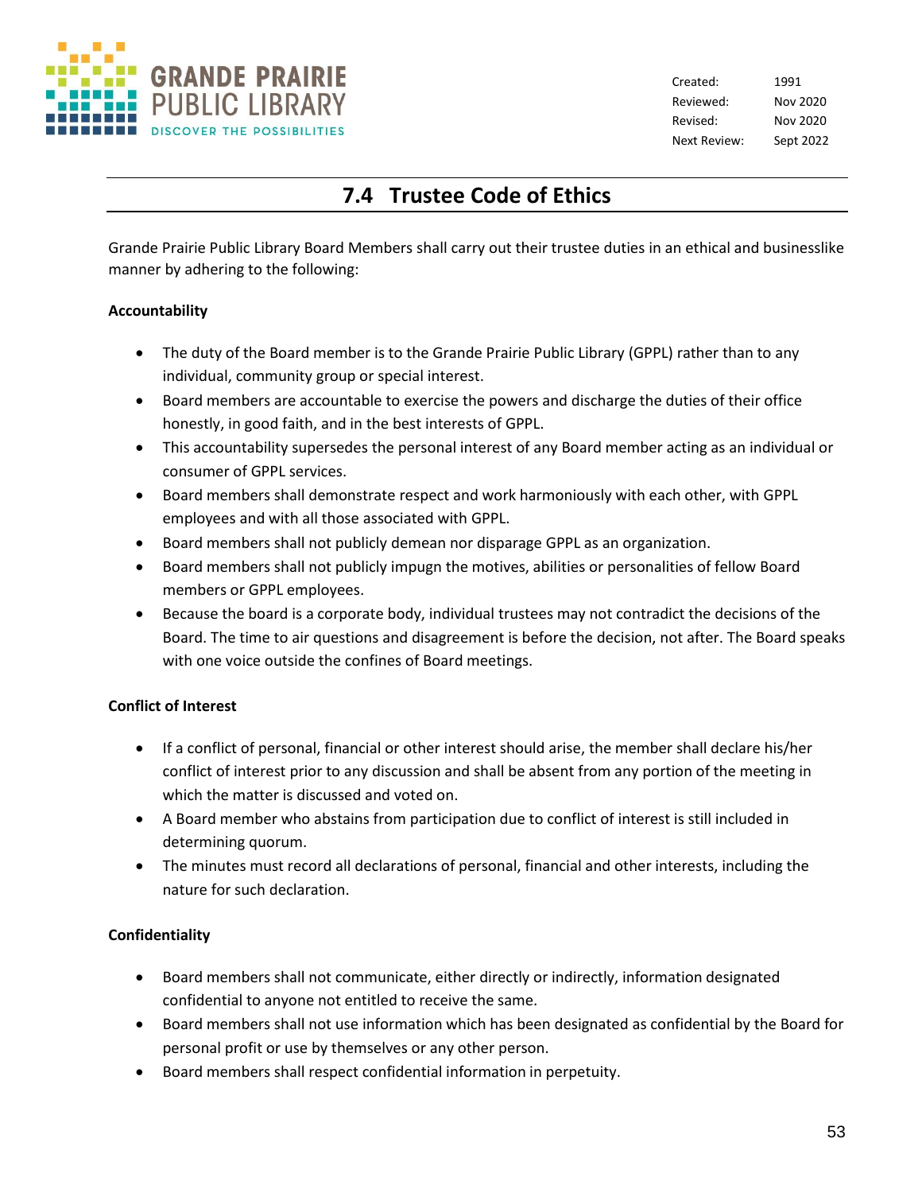Created: 1991
Reviewed: Nov 2020
Revised: Nov 2020
Next Review: Sept 2022

## 7.4 Trustee Code of Ethics

Grande Prairie Public Library Board Members shall carry out their trustee duties in an ethical and businesslike manner by adhering to the following:

**Accountability**

- The duty of the Board member is to the Grande Prairie Public Library (GPPL) rather than to any individual, community group or special interest.
- Board members are accountable to exercise the powers and discharge the duties of their office honestly, in good faith, and in the best interests of GPPL.
- This accountability supersedes the personal interest of any Board member acting as an individual or consumer of GPPL services.
- Board members shall demonstrate respect and work harmoniously with each other, with GPPL employees and with all those associated with GPPL.
- Board members shall not publicly demean nor disparage GPPL as an organization.
- Board members shall not publicly impugn the motives, abilities or personalities of fellow Board members or GPPL employees.
- Because the board is a corporate body, individual trustees may not contradict the decisions of the Board. The time to air questions and disagreement is before the decision, not after. The Board speaks with one voice outside the confines of Board meetings.

**Conflict of Interest**

- If a conflict of personal, financial or other interest should arise, the member shall declare his/her conflict of interest prior to any discussion and shall be absent from any portion of the meeting in which the matter is discussed and voted on.
- A Board member who abstains from participation due to conflict of interest is still included in determining quorum.
- The minutes must record all declarations of personal, financial and other interests, including the nature for such declaration.

**Confidentiality**

- Board members shall not communicate, either directly or indirectly, information designated confidential to anyone not entitled to receive the same.
- Board members shall not use information which has been designated as confidential by the Board for personal profit or use by themselves or any other person.
- Board members shall respect confidential information in perpetuity.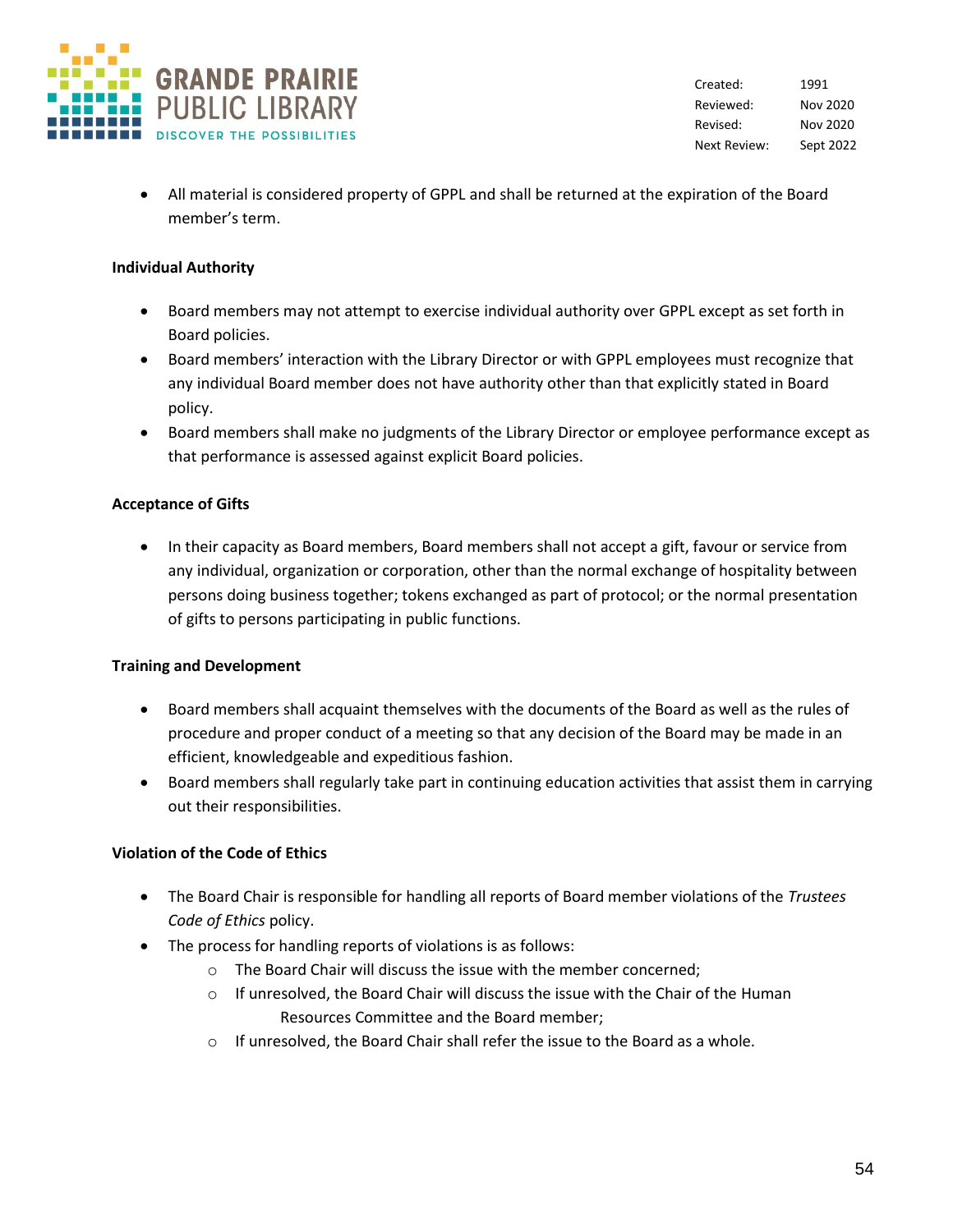- All material is considered property of GPPL and shall be returned at the expiration of the Board member's term.

**Individual Authority**

- Board members may not attempt to exercise individual authority over GPPL except as set forth in Board policies.
- Board members' interaction with the Library Director or with GPPL employees must recognize that any individual Board member does not have authority other than that explicitly stated in Board policy.
- Board members shall make no judgments of the Library Director or employee performance except as that performance is assessed against explicit Board policies.

**Acceptance of Gifts**

- In their capacity as Board members, Board members shall not accept a gift, favour or service from any individual, organization or corporation, other than the normal exchange of hospitality between persons doing business together; tokens exchanged as part of protocol; or the normal presentation of gifts to persons participating in public functions.

**Training and Development**

- Board members shall acquaint themselves with the documents of the Board as well as the rules of procedure and proper conduct of a meeting so that any decision of the Board may be made in an efficient, knowledgeable and expeditious fashion.
- Board members shall regularly take part in continuing education activities that assist them in carrying out their responsibilities.

**Violation of the Code of Ethics**

- The Board Chair is responsible for handling all reports of Board member violations of the *Trustees Code of Ethics* policy.
- The process for handling reports of violations is as follows:
  - The Board Chair will discuss the issue with the member concerned;
  - If unresolved, the Board Chair will discuss the issue with the Chair of the Human Resources Committee and the Board member;
  - If unresolved, the Board Chair shall refer the issue to the Board as a whole.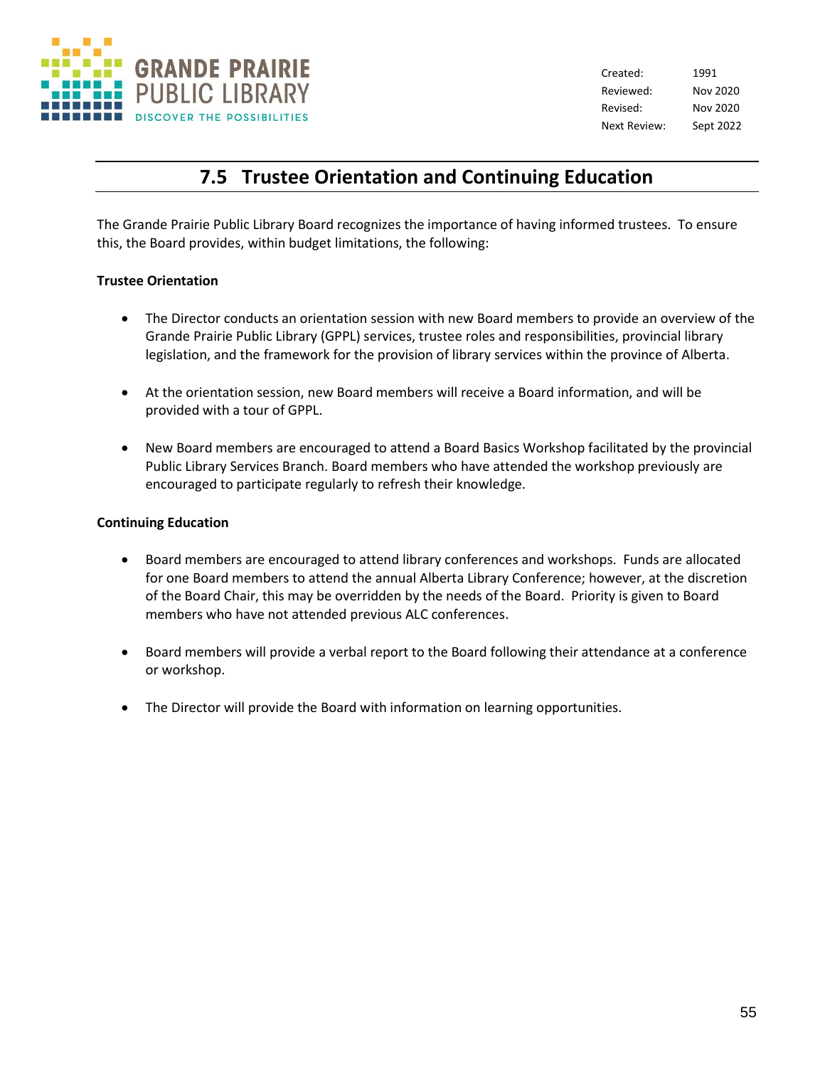| | |
|---|---|
| Created: | 1991 |
| Reviewed: | Nov 2020 |
| Revised: | Nov 2020 |
| Next Review: | Sept 2022 |

# 7.5 Trustee Orientation and Continuing Education

The Grande Prairie Public Library Board recognizes the importance of having informed trustees. To ensure this, the Board provides, within budget limitations, the following:

**Trustee Orientation**

- The Director conducts an orientation session with new Board members to provide an overview of the Grande Prairie Public Library (GPPL) services, trustee roles and responsibilities, provincial library legislation, and the framework for the provision of library services within the province of Alberta.

- At the orientation session, new Board members will receive a Board information, and will be provided with a tour of GPPL.

- New Board members are encouraged to attend a Board Basics Workshop facilitated by the provincial Public Library Services Branch. Board members who have attended the workshop previously are encouraged to participate regularly to refresh their knowledge.

**Continuing Education**

- Board members are encouraged to attend library conferences and workshops. Funds are allocated for one Board members to attend the annual Alberta Library Conference; however, at the discretion of the Board Chair, this may be overridden by the needs of the Board. Priority is given to Board members who have not attended previous ALC conferences.

- Board members will provide a verbal report to the Board following their attendance at a conference or workshop.

- The Director will provide the Board with information on learning opportunities.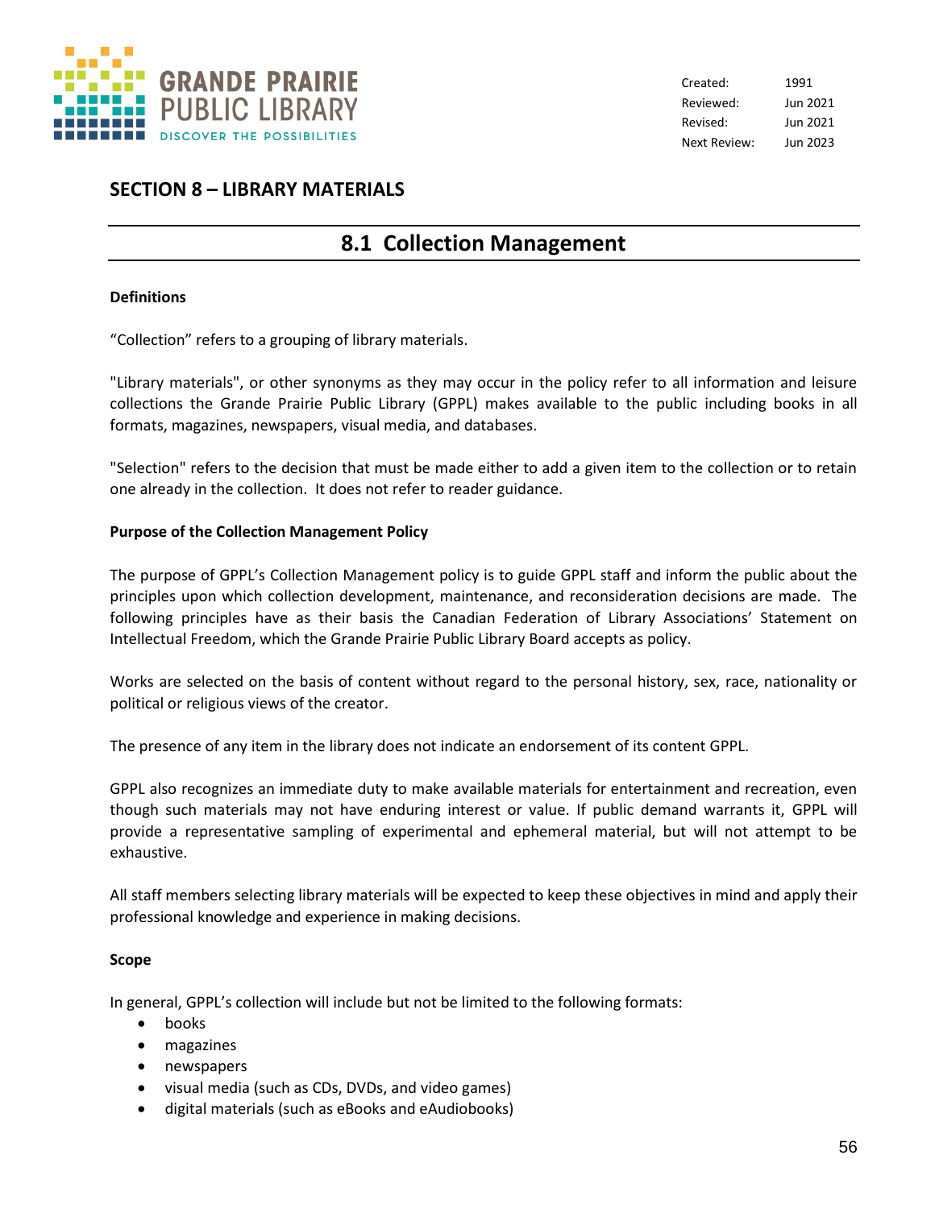Created: 1991
Reviewed: Jun 2021
Revised: Jun 2021
Next Review: Jun 2023

## SECTION 8 – LIBRARY MATERIALS

# 8.1 Collection Management

**Definitions**

"Collection" refers to a grouping of library materials.

"Library materials", or other synonyms as they may occur in the policy refer to all information and leisure collections the Grande Prairie Public Library (GPPL) makes available to the public including books in all formats, magazines, newspapers, visual media, and databases.

"Selection" refers to the decision that must be made either to add a given item to the collection or to retain one already in the collection. It does not refer to reader guidance.

**Purpose of the Collection Management Policy**

The purpose of GPPL's Collection Management policy is to guide GPPL staff and inform the public about the principles upon which collection development, maintenance, and reconsideration decisions are made. The following principles have as their basis the Canadian Federation of Library Associations' Statement on Intellectual Freedom, which the Grande Prairie Public Library Board accepts as policy.

Works are selected on the basis of content without regard to the personal history, sex, race, nationality or political or religious views of the creator.

The presence of any item in the library does not indicate an endorsement of its content GPPL.

GPPL also recognizes an immediate duty to make available materials for entertainment and recreation, even though such materials may not have enduring interest or value. If public demand warrants it, GPPL will provide a representative sampling of experimental and ephemeral material, but will not attempt to be exhaustive.

All staff members selecting library materials will be expected to keep these objectives in mind and apply their professional knowledge and experience in making decisions.

**Scope**

In general, GPPL's collection will include but not be limited to the following formats:

- books
- magazines
- newspapers
- visual media (such as CDs, DVDs, and video games)
- digital materials (such as eBooks and eAudiobooks)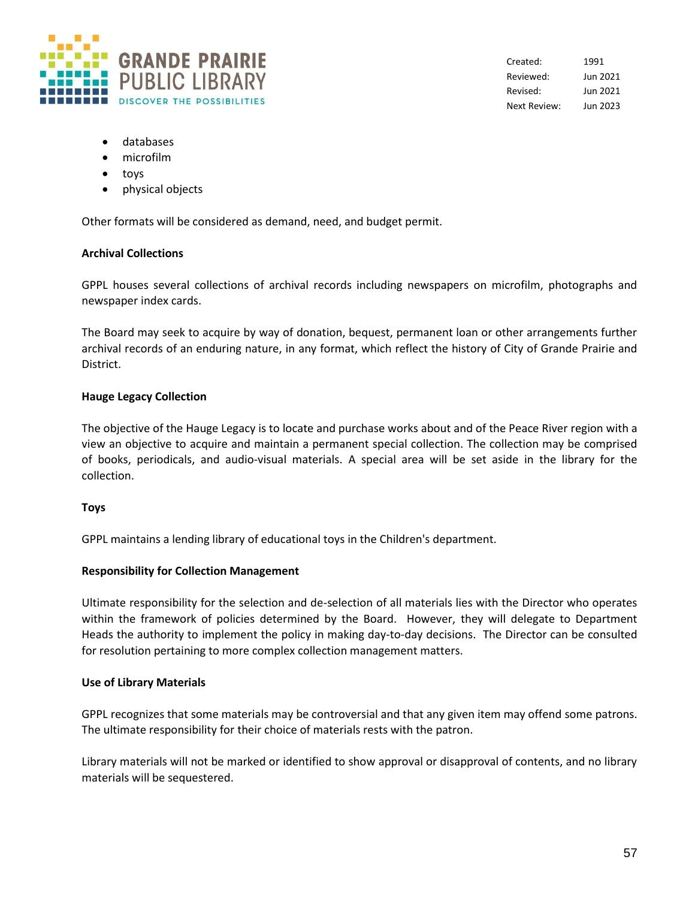- databases
- microfilm
- toys
- physical objects

Other formats will be considered as demand, need, and budget permit.

**Archival Collections**

GPPL houses several collections of archival records including newspapers on microfilm, photographs and newspaper index cards.

The Board may seek to acquire by way of donation, bequest, permanent loan or other arrangements further archival records of an enduring nature, in any format, which reflect the history of City of Grande Prairie and District.

**Hauge Legacy Collection**

The objective of the Hauge Legacy is to locate and purchase works about and of the Peace River region with a view an objective to acquire and maintain a permanent special collection. The collection may be comprised of books, periodicals, and audio-visual materials. A special area will be set aside in the library for the collection.

**Toys**

GPPL maintains a lending library of educational toys in the Children's department.

**Responsibility for Collection Management**

Ultimate responsibility for the selection and de-selection of all materials lies with the Director who operates within the framework of policies determined by the Board. However, they will delegate to Department Heads the authority to implement the policy in making day-to-day decisions. The Director can be consulted for resolution pertaining to more complex collection management matters.

**Use of Library Materials**

GPPL recognizes that some materials may be controversial and that any given item may offend some patrons. The ultimate responsibility for their choice of materials rests with the patron.

Library materials will not be marked or identified to show approval or disapproval of contents, and no library materials will be sequestered.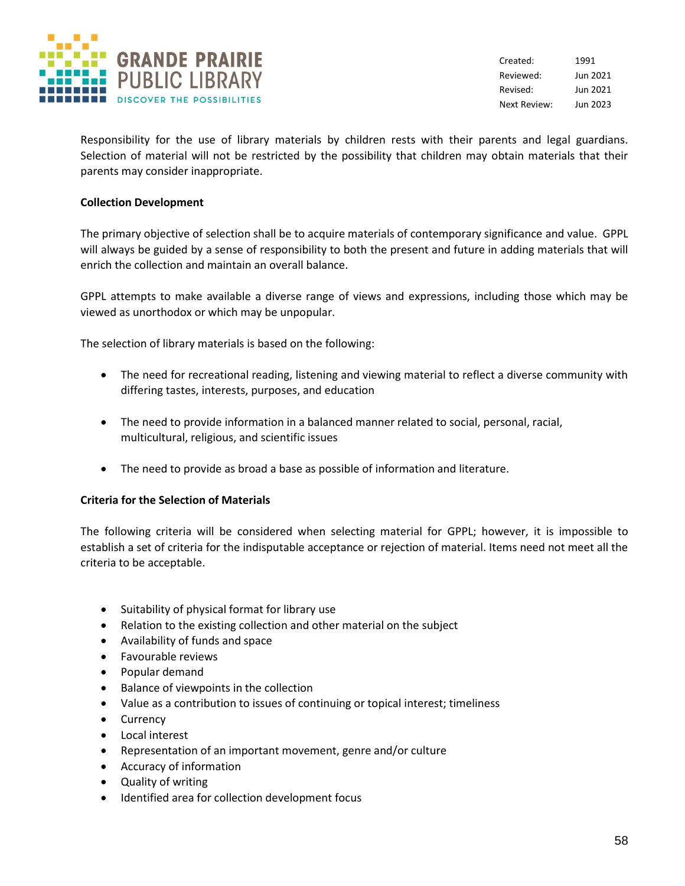Responsibility for the use of library materials by children rests with their parents and legal guardians. Selection of material will not be restricted by the possibility that children may obtain materials that their parents may consider inappropriate.

**Collection Development**

The primary objective of selection shall be to acquire materials of contemporary significance and value. GPPL will always be guided by a sense of responsibility to both the present and future in adding materials that will enrich the collection and maintain an overall balance.

GPPL attempts to make available a diverse range of views and expressions, including those which may be viewed as unorthodox or which may be unpopular.

The selection of library materials is based on the following:

- The need for recreational reading, listening and viewing material to reflect a diverse community with differing tastes, interests, purposes, and education
- The need to provide information in a balanced manner related to social, personal, racial, multicultural, religious, and scientific issues
- The need to provide as broad a base as possible of information and literature.

**Criteria for the Selection of Materials**

The following criteria will be considered when selecting material for GPPL; however, it is impossible to establish a set of criteria for the indisputable acceptance or rejection of material. Items need not meet all the criteria to be acceptable.

- Suitability of physical format for library use
- Relation to the existing collection and other material on the subject
- Availability of funds and space
- Favourable reviews
- Popular demand
- Balance of viewpoints in the collection
- Value as a contribution to issues of continuing or topical interest; timeliness
- Currency
- Local interest
- Representation of an important movement, genre and/or culture
- Accuracy of information
- Quality of writing
- Identified area for collection development focus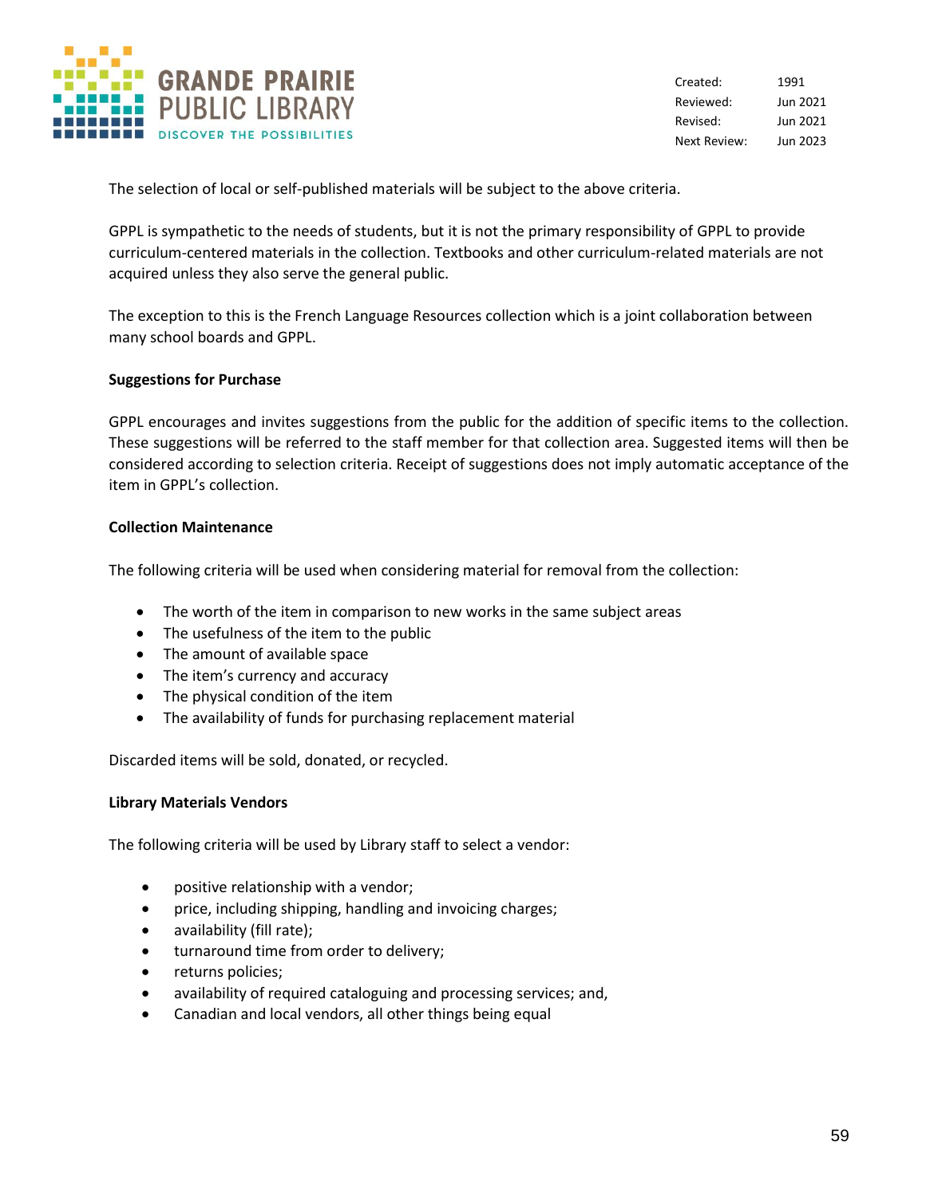The selection of local or self-published materials will be subject to the above criteria.

GPPL is sympathetic to the needs of students, but it is not the primary responsibility of GPPL to provide curriculum-centered materials in the collection. Textbooks and other curriculum-related materials are not acquired unless they also serve the general public.

The exception to this is the French Language Resources collection which is a joint collaboration between many school boards and GPPL.

**Suggestions for Purchase**

GPPL encourages and invites suggestions from the public for the addition of specific items to the collection. These suggestions will be referred to the staff member for that collection area. Suggested items will then be considered according to selection criteria. Receipt of suggestions does not imply automatic acceptance of the item in GPPL's collection.

**Collection Maintenance**

The following criteria will be used when considering material for removal from the collection:

- The worth of the item in comparison to new works in the same subject areas
- The usefulness of the item to the public
- The amount of available space
- The item's currency and accuracy
- The physical condition of the item
- The availability of funds for purchasing replacement material

Discarded items will be sold, donated, or recycled.

**Library Materials Vendors**

The following criteria will be used by Library staff to select a vendor:

- positive relationship with a vendor;
- price, including shipping, handling and invoicing charges;
- availability (fill rate);
- turnaround time from order to delivery;
- returns policies;
- availability of required cataloguing and processing services; and,
- Canadian and local vendors, all other things being equal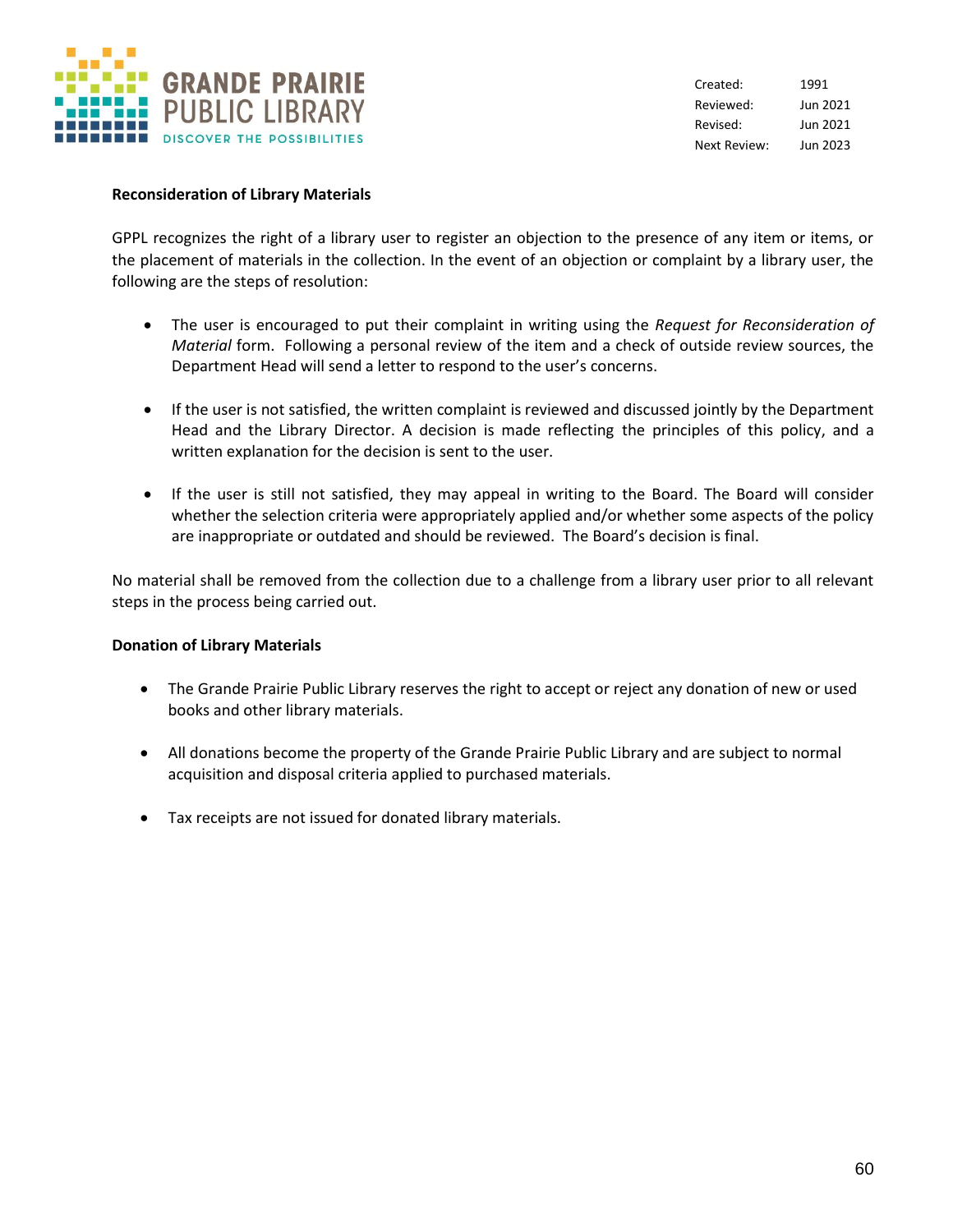**Reconsideration of Library Materials**

GPPL recognizes the right of a library user to register an objection to the presence of any item or items, or the placement of materials in the collection. In the event of an objection or complaint by a library user, the following are the steps of resolution:

- The user is encouraged to put their complaint in writing using the *Request for Reconsideration of Material* form. Following a personal review of the item and a check of outside review sources, the Department Head will send a letter to respond to the user's concerns.
- If the user is not satisfied, the written complaint is reviewed and discussed jointly by the Department Head and the Library Director. A decision is made reflecting the principles of this policy, and a written explanation for the decision is sent to the user.
- If the user is still not satisfied, they may appeal in writing to the Board. The Board will consider whether the selection criteria were appropriately applied and/or whether some aspects of the policy are inappropriate or outdated and should be reviewed. The Board's decision is final.

No material shall be removed from the collection due to a challenge from a library user prior to all relevant steps in the process being carried out.

**Donation of Library Materials**

- The Grande Prairie Public Library reserves the right to accept or reject any donation of new or used books and other library materials.
- All donations become the property of the Grande Prairie Public Library and are subject to normal acquisition and disposal criteria applied to purchased materials.
- Tax receipts are not issued for donated library materials.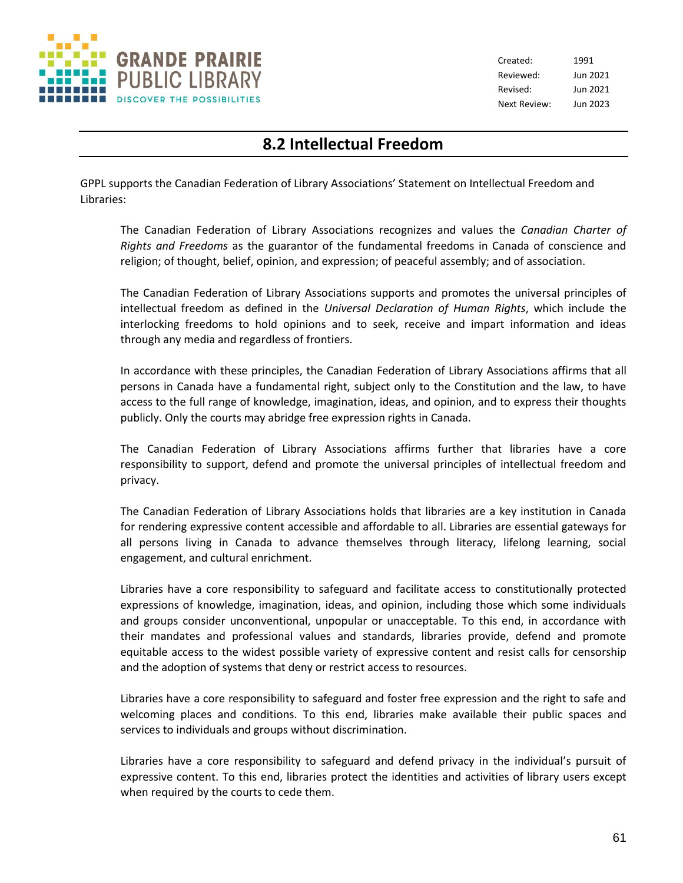| Created: | 1991 |
| --- | --- |
| Reviewed: | Jun 2021 |
| Revised: | Jun 2021 |
| Next Review: | Jun 2023 |

## 8.2 Intellectual Freedom

GPPL supports the Canadian Federation of Library Associations' Statement on Intellectual Freedom and Libraries:

> The Canadian Federation of Library Associations recognizes and values the *Canadian Charter of Rights and Freedoms* as the guarantor of the fundamental freedoms in Canada of conscience and religion; of thought, belief, opinion, and expression; of peaceful assembly; and of association.
>
> The Canadian Federation of Library Associations supports and promotes the universal principles of intellectual freedom as defined in the *Universal Declaration of Human Rights*, which include the interlocking freedoms to hold opinions and to seek, receive and impart information and ideas through any media and regardless of frontiers.
>
> In accordance with these principles, the Canadian Federation of Library Associations affirms that all persons in Canada have a fundamental right, subject only to the Constitution and the law, to have access to the full range of knowledge, imagination, ideas, and opinion, and to express their thoughts publicly. Only the courts may abridge free expression rights in Canada.
>
> The Canadian Federation of Library Associations affirms further that libraries have a core responsibility to support, defend and promote the universal principles of intellectual freedom and privacy.
>
> The Canadian Federation of Library Associations holds that libraries are a key institution in Canada for rendering expressive content accessible and affordable to all. Libraries are essential gateways for all persons living in Canada to advance themselves through literacy, lifelong learning, social engagement, and cultural enrichment.
>
> Libraries have a core responsibility to safeguard and facilitate access to constitutionally protected expressions of knowledge, imagination, ideas, and opinion, including those which some individuals and groups consider unconventional, unpopular or unacceptable. To this end, in accordance with their mandates and professional values and standards, libraries provide, defend and promote equitable access to the widest possible variety of expressive content and resist calls for censorship and the adoption of systems that deny or restrict access to resources.
>
> Libraries have a core responsibility to safeguard and foster free expression and the right to safe and welcoming places and conditions. To this end, libraries make available their public spaces and services to individuals and groups without discrimination.
>
> Libraries have a core responsibility to safeguard and defend privacy in the individual's pursuit of expressive content. To this end, libraries protect the identities and activities of library users except when required by the courts to cede them.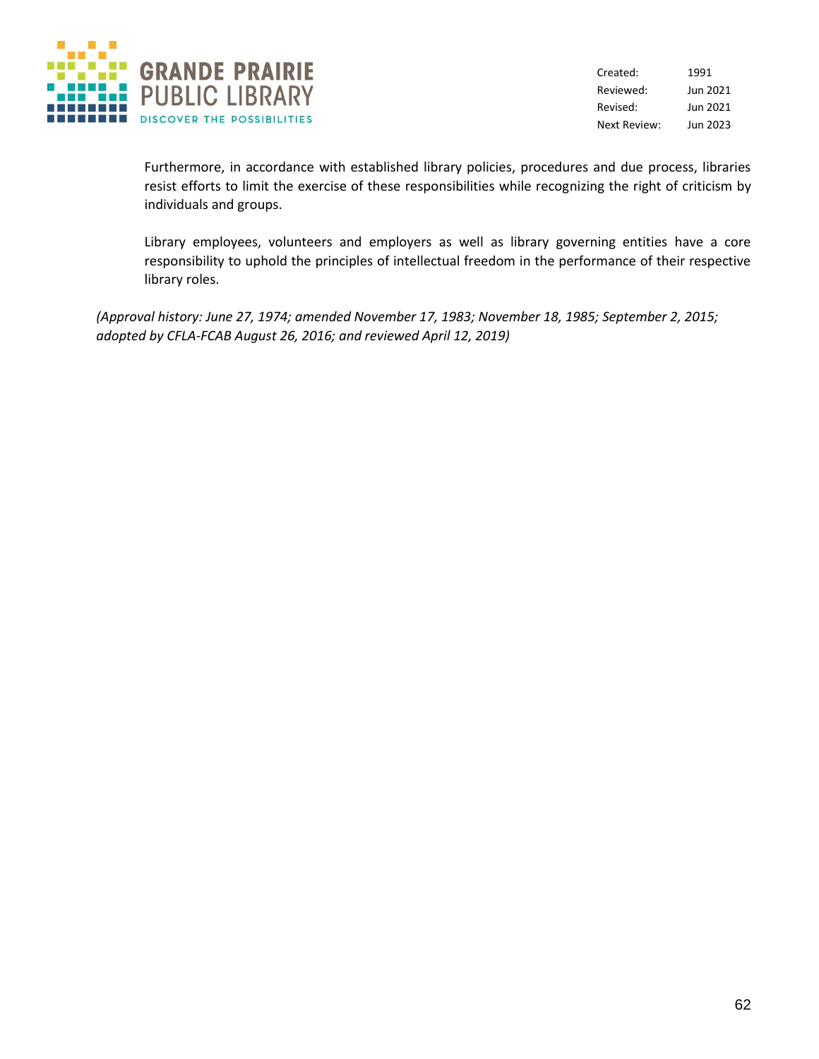Furthermore, in accordance with established library policies, procedures and due process, libraries resist efforts to limit the exercise of these responsibilities while recognizing the right of criticism by individuals and groups.

Library employees, volunteers and employers as well as library governing entities have a core responsibility to uphold the principles of intellectual freedom in the performance of their respective library roles.

*(Approval history: June 27, 1974; amended November 17, 1983; November 18, 1985; September 2, 2015; adopted by CFLA-FCAB August 26, 2016; and reviewed April 12, 2019)*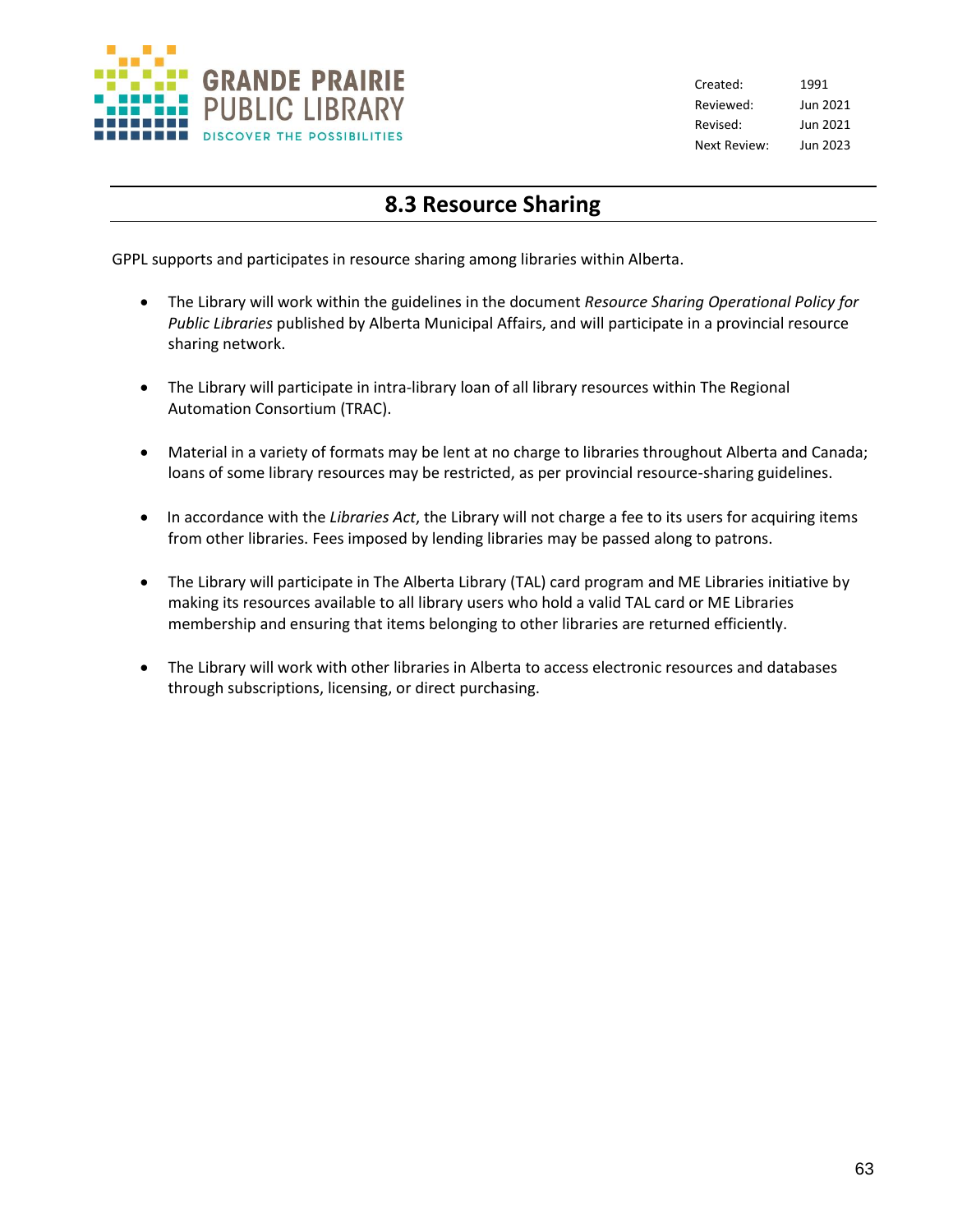| | |
|---|---|
| Created: | 1991 |
| Reviewed: | Jun 2021 |
| Revised: | Jun 2021 |
| Next Review: | Jun 2023 |

# 8.3 Resource Sharing

GPPL supports and participates in resource sharing among libraries within Alberta.

- The Library will work within the guidelines in the document *Resource Sharing Operational Policy for Public Libraries* published by Alberta Municipal Affairs, and will participate in a provincial resource sharing network.

- The Library will participate in intra-library loan of all library resources within The Regional Automation Consortium (TRAC).

- Material in a variety of formats may be lent at no charge to libraries throughout Alberta and Canada; loans of some library resources may be restricted, as per provincial resource-sharing guidelines.

- In accordance with the *Libraries Act*, the Library will not charge a fee to its users for acquiring items from other libraries. Fees imposed by lending libraries may be passed along to patrons.

- The Library will participate in The Alberta Library (TAL) card program and ME Libraries initiative by making its resources available to all library users who hold a valid TAL card or ME Libraries membership and ensuring that items belonging to other libraries are returned efficiently.

- The Library will work with other libraries in Alberta to access electronic resources and databases through subscriptions, licensing, or direct purchasing.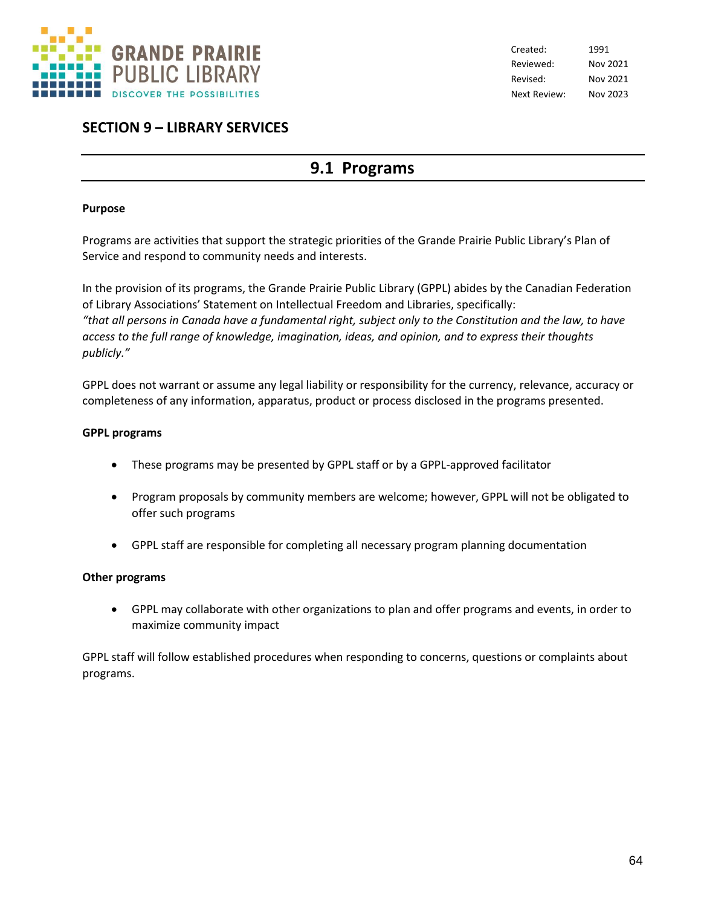| Created: | 1991 |
| --- | --- |
| Reviewed: | Nov 2021 |
| Revised: | Nov 2021 |
| Next Review: | Nov 2023 |

## SECTION 9 – LIBRARY SERVICES

# 9.1 Programs

**Purpose**

Programs are activities that support the strategic priorities of the Grande Prairie Public Library's Plan of Service and respond to community needs and interests.

In the provision of its programs, the Grande Prairie Public Library (GPPL) abides by the Canadian Federation of Library Associations' Statement on Intellectual Freedom and Libraries, specifically:
*"that all persons in Canada have a fundamental right, subject only to the Constitution and the law, to have access to the full range of knowledge, imagination, ideas, and opinion, and to express their thoughts publicly."*

GPPL does not warrant or assume any legal liability or responsibility for the currency, relevance, accuracy or completeness of any information, apparatus, product or process disclosed in the programs presented.

**GPPL programs**

- These programs may be presented by GPPL staff or by a GPPL-approved facilitator
- Program proposals by community members are welcome; however, GPPL will not be obligated to offer such programs
- GPPL staff are responsible for completing all necessary program planning documentation

**Other programs**

- GPPL may collaborate with other organizations to plan and offer programs and events, in order to maximize community impact

GPPL staff will follow established procedures when responding to concerns, questions or complaints about programs.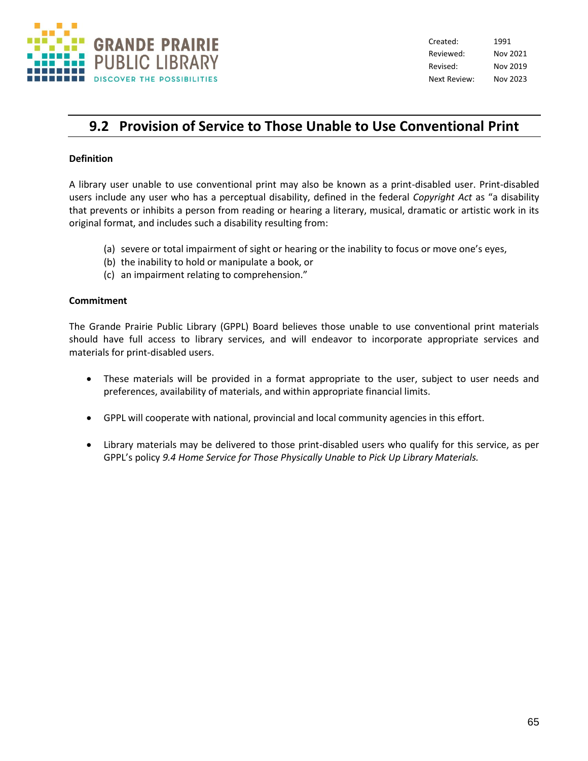| Created: | 1991 |
| --- | --- |
| Reviewed: | Nov 2021 |
| Revised: | Nov 2019 |
| Next Review: | Nov 2023 |

## 9.2 Provision of Service to Those Unable to Use Conventional Print

**Definition**

A library user unable to use conventional print may also be known as a print-disabled user. Print-disabled users include any user who has a perceptual disability, defined in the federal *Copyright Act* as "a disability that prevents or inhibits a person from reading or hearing a literary, musical, dramatic or artistic work in its original format, and includes such a disability resulting from:

(a) severe or total impairment of sight or hearing or the inability to focus or move one's eyes,
(b) the inability to hold or manipulate a book, or
(c) an impairment relating to comprehension."

**Commitment**

The Grande Prairie Public Library (GPPL) Board believes those unable to use conventional print materials should have full access to library services, and will endeavor to incorporate appropriate services and materials for print-disabled users.

- These materials will be provided in a format appropriate to the user, subject to user needs and preferences, availability of materials, and within appropriate financial limits.
- GPPL will cooperate with national, provincial and local community agencies in this effort.
- Library materials may be delivered to those print-disabled users who qualify for this service, as per GPPL's policy *9.4 Home Service for Those Physically Unable to Pick Up Library Materials.*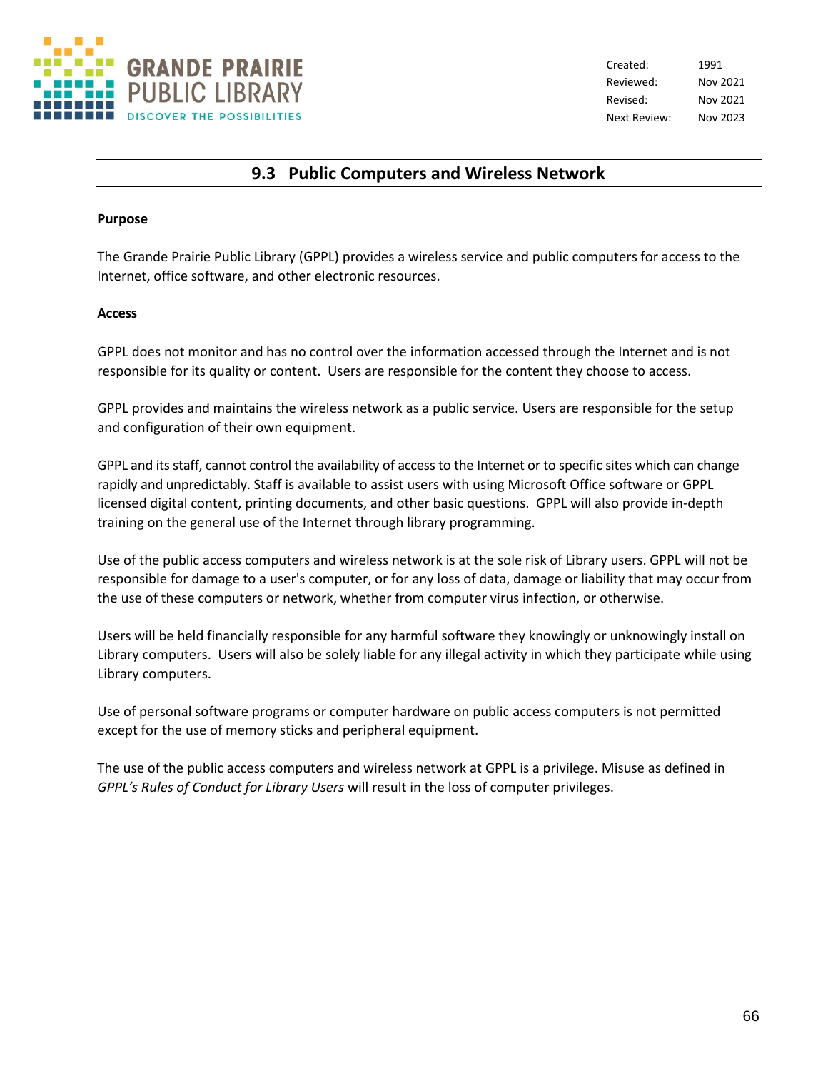| Created: | 1991 |
| --- | --- |
| Reviewed: | Nov 2021 |
| Revised: | Nov 2021 |
| Next Review: | Nov 2023 |

## 9.3 Public Computers and Wireless Network

**Purpose**

The Grande Prairie Public Library (GPPL) provides a wireless service and public computers for access to the Internet, office software, and other electronic resources.

**Access**

GPPL does not monitor and has no control over the information accessed through the Internet and is not responsible for its quality or content. Users are responsible for the content they choose to access.

GPPL provides and maintains the wireless network as a public service. Users are responsible for the setup and configuration of their own equipment.

GPPL and its staff, cannot control the availability of access to the Internet or to specific sites which can change rapidly and unpredictably. Staff is available to assist users with using Microsoft Office software or GPPL licensed digital content, printing documents, and other basic questions. GPPL will also provide in-depth training on the general use of the Internet through library programming.

Use of the public access computers and wireless network is at the sole risk of Library users. GPPL will not be responsible for damage to a user's computer, or for any loss of data, damage or liability that may occur from the use of these computers or network, whether from computer virus infection, or otherwise.

Users will be held financially responsible for any harmful software they knowingly or unknowingly install on Library computers. Users will also be solely liable for any illegal activity in which they participate while using Library computers.

Use of personal software programs or computer hardware on public access computers is not permitted except for the use of memory sticks and peripheral equipment.

The use of the public access computers and wireless network at GPPL is a privilege. Misuse as defined in *GPPL's Rules of Conduct for Library Users* will result in the loss of computer privileges.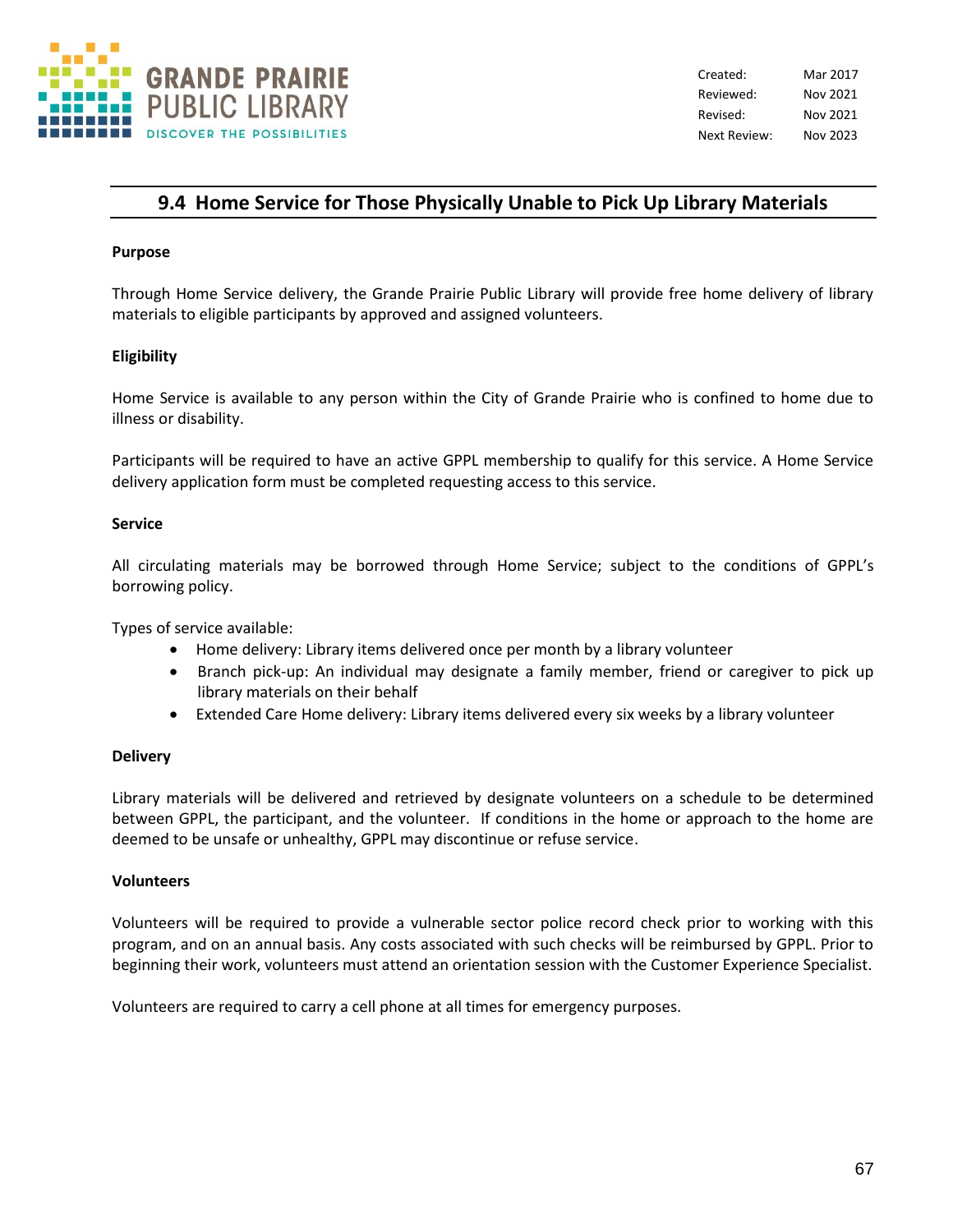| Created: | Mar 2017 |
|---|---|
| Reviewed: | Nov 2021 |
| Revised: | Nov 2021 |
| Next Review: | Nov 2023 |

## 9.4 Home Service for Those Physically Unable to Pick Up Library Materials

**Purpose**

Through Home Service delivery, the Grande Prairie Public Library will provide free home delivery of library materials to eligible participants by approved and assigned volunteers.

**Eligibility**

Home Service is available to any person within the City of Grande Prairie who is confined to home due to illness or disability.

Participants will be required to have an active GPPL membership to qualify for this service. A Home Service delivery application form must be completed requesting access to this service.

**Service**

All circulating materials may be borrowed through Home Service; subject to the conditions of GPPL's borrowing policy.

Types of service available:

- Home delivery: Library items delivered once per month by a library volunteer
- Branch pick-up: An individual may designate a family member, friend or caregiver to pick up library materials on their behalf
- Extended Care Home delivery: Library items delivered every six weeks by a library volunteer

**Delivery**

Library materials will be delivered and retrieved by designate volunteers on a schedule to be determined between GPPL, the participant, and the volunteer. If conditions in the home or approach to the home are deemed to be unsafe or unhealthy, GPPL may discontinue or refuse service.

**Volunteers**

Volunteers will be required to provide a vulnerable sector police record check prior to working with this program, and on an annual basis. Any costs associated with such checks will be reimbursed by GPPL. Prior to beginning their work, volunteers must attend an orientation session with the Customer Experience Specialist.

Volunteers are required to carry a cell phone at all times for emergency purposes.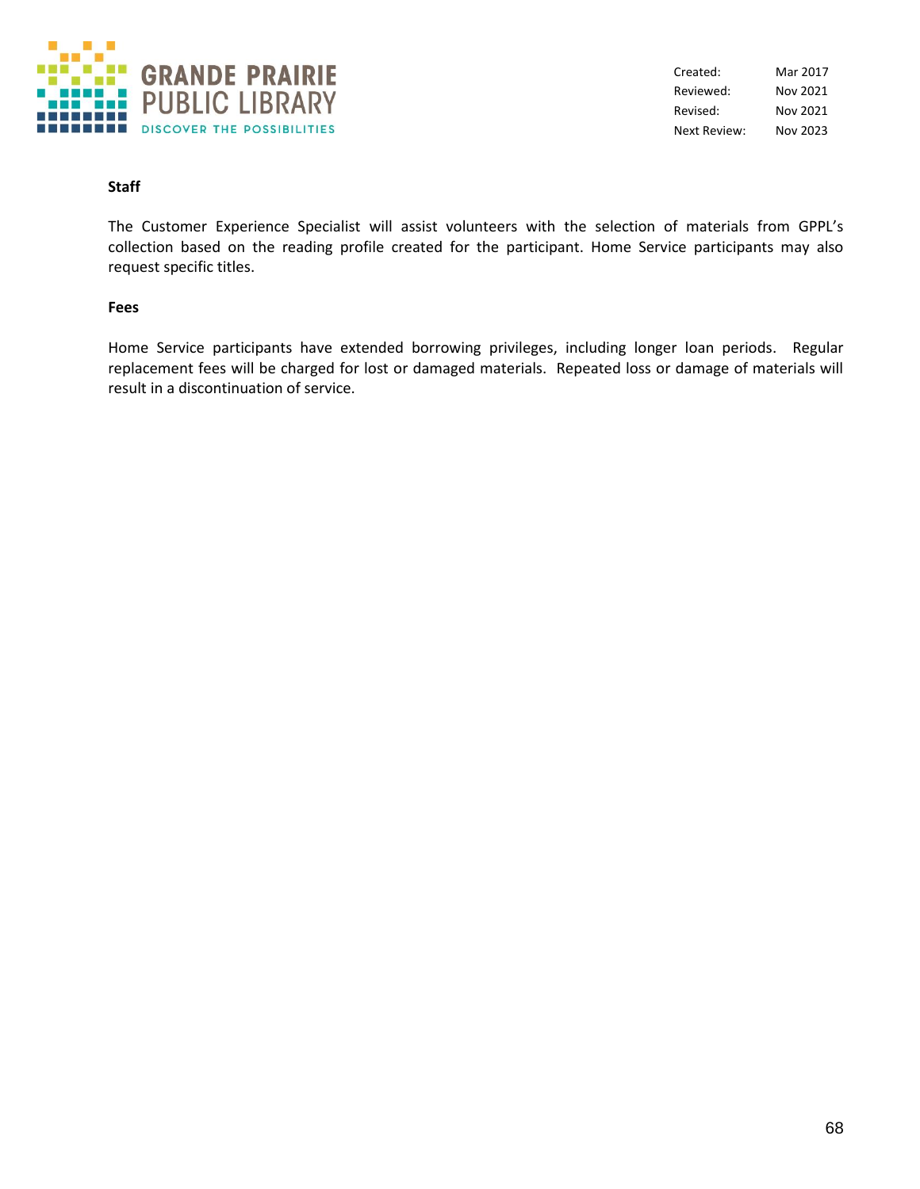**Staff**

The Customer Experience Specialist will assist volunteers with the selection of materials from GPPL's collection based on the reading profile created for the participant. Home Service participants may also request specific titles.

**Fees**

Home Service participants have extended borrowing privileges, including longer loan periods. Regular replacement fees will be charged for lost or damaged materials. Repeated loss or damage of materials will result in a discontinuation of service.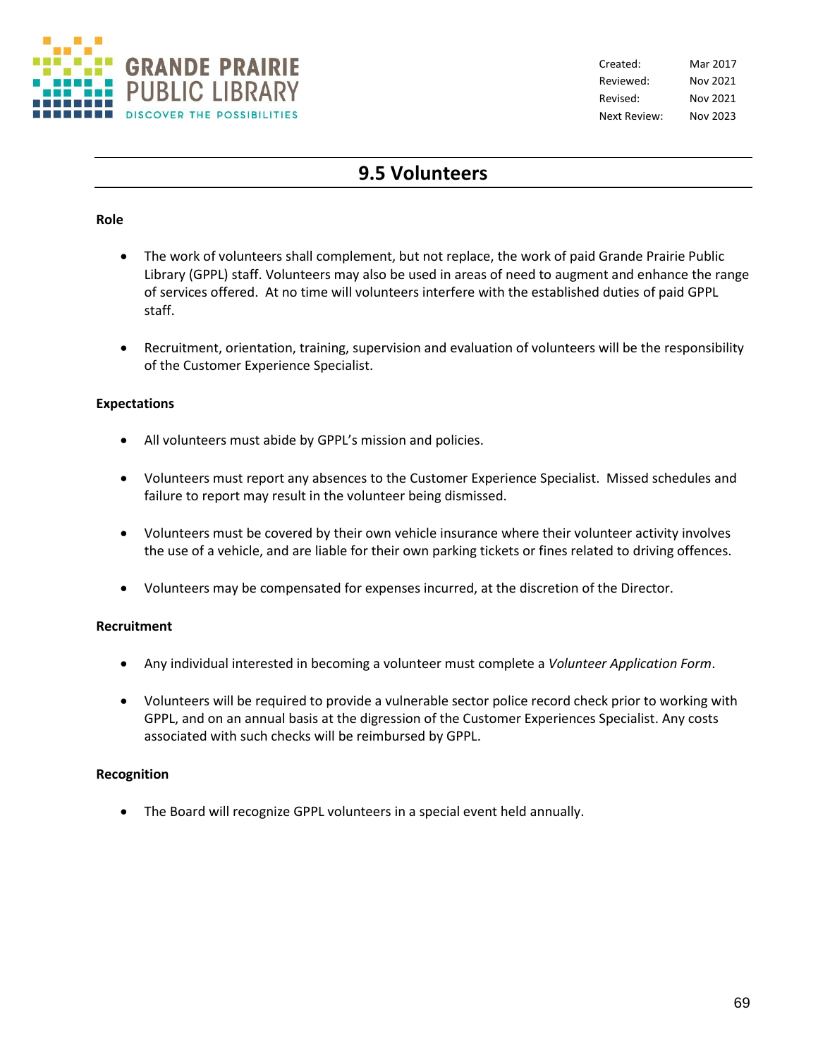Created: Mar 2017
Reviewed: Nov 2021
Revised: Nov 2021
Next Review: Nov 2023

# 9.5 Volunteers

**Role**

- The work of volunteers shall complement, but not replace, the work of paid Grande Prairie Public Library (GPPL) staff. Volunteers may also be used in areas of need to augment and enhance the range of services offered. At no time will volunteers interfere with the established duties of paid GPPL staff.

- Recruitment, orientation, training, supervision and evaluation of volunteers will be the responsibility of the Customer Experience Specialist.

**Expectations**

- All volunteers must abide by GPPL's mission and policies.

- Volunteers must report any absences to the Customer Experience Specialist. Missed schedules and failure to report may result in the volunteer being dismissed.

- Volunteers must be covered by their own vehicle insurance where their volunteer activity involves the use of a vehicle, and are liable for their own parking tickets or fines related to driving offences.

- Volunteers may be compensated for expenses incurred, at the discretion of the Director.

**Recruitment**

- Any individual interested in becoming a volunteer must complete a *Volunteer Application Form*.

- Volunteers will be required to provide a vulnerable sector police record check prior to working with GPPL, and on an annual basis at the digression of the Customer Experiences Specialist. Any costs associated with such checks will be reimbursed by GPPL.

**Recognition**

- The Board will recognize GPPL volunteers in a special event held annually.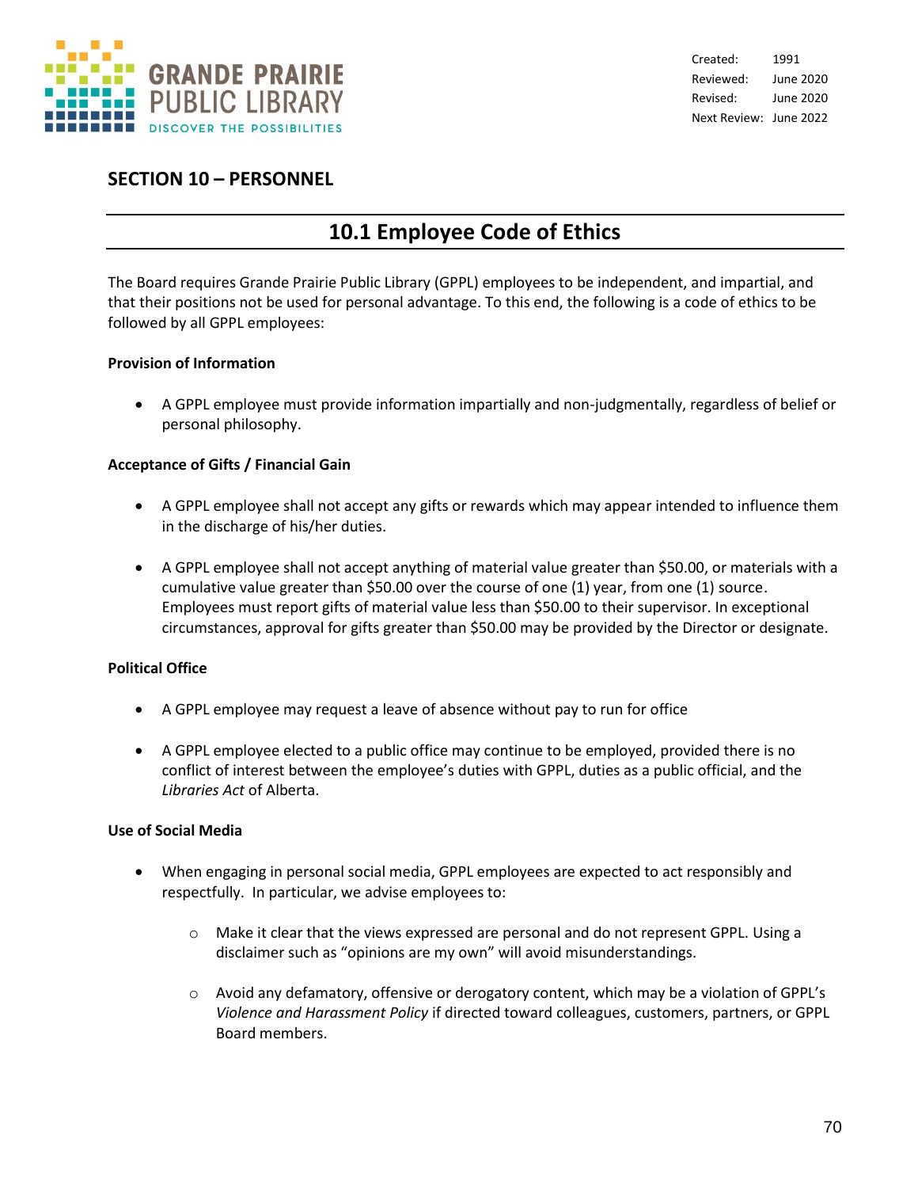Created: 1991
Reviewed: June 2020
Revised: June 2020
Next Review: June 2022

# SECTION 10 – PERSONNEL

## 10.1 Employee Code of Ethics

The Board requires Grande Prairie Public Library (GPPL) employees to be independent, and impartial, and that their positions not be used for personal advantage. To this end, the following is a code of ethics to be followed by all GPPL employees:

**Provision of Information**

- A GPPL employee must provide information impartially and non-judgmentally, regardless of belief or personal philosophy.

**Acceptance of Gifts / Financial Gain**

- A GPPL employee shall not accept any gifts or rewards which may appear intended to influence them in the discharge of his/her duties.
- A GPPL employee shall not accept anything of material value greater than $50.00, or materials with a cumulative value greater than $50.00 over the course of one (1) year, from one (1) source. Employees must report gifts of material value less than $50.00 to their supervisor. In exceptional circumstances, approval for gifts greater than $50.00 may be provided by the Director or designate.

**Political Office**

- A GPPL employee may request a leave of absence without pay to run for office
- A GPPL employee elected to a public office may continue to be employed, provided there is no conflict of interest between the employee's duties with GPPL, duties as a public official, and the *Libraries Act* of Alberta.

**Use of Social Media**

- When engaging in personal social media, GPPL employees are expected to act responsibly and respectfully. In particular, we advise employees to:
  - Make it clear that the views expressed are personal and do not represent GPPL. Using a disclaimer such as "opinions are my own" will avoid misunderstandings.
  - Avoid any defamatory, offensive or derogatory content, which may be a violation of GPPL's *Violence and Harassment Policy* if directed toward colleagues, customers, partners, or GPPL Board members.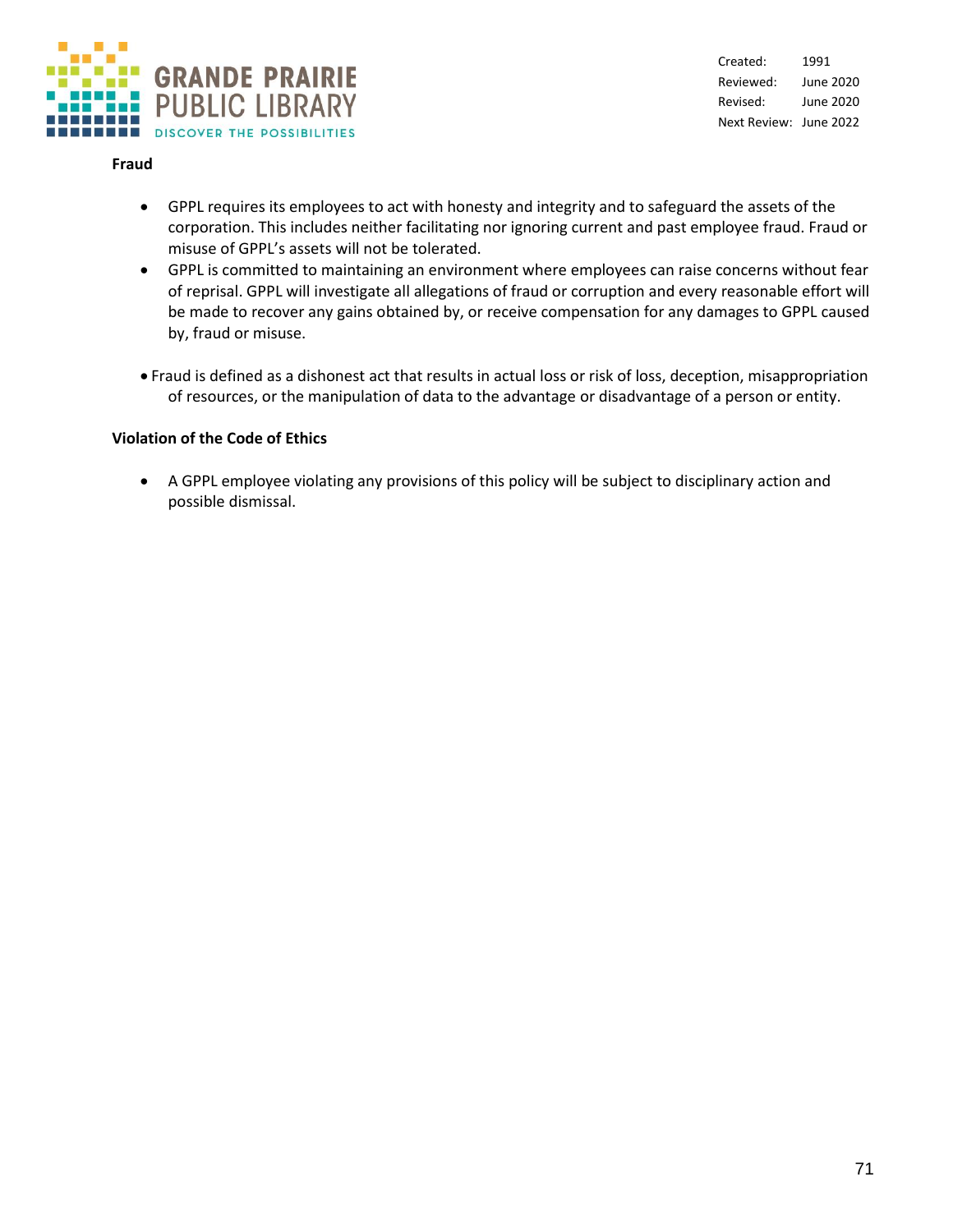**Fraud**

- GPPL requires its employees to act with honesty and integrity and to safeguard the assets of the corporation. This includes neither facilitating nor ignoring current and past employee fraud. Fraud or misuse of GPPL's assets will not be tolerated.
- GPPL is committed to maintaining an environment where employees can raise concerns without fear of reprisal. GPPL will investigate all allegations of fraud or corruption and every reasonable effort will be made to recover any gains obtained by, or receive compensation for any damages to GPPL caused by, fraud or misuse.
- Fraud is defined as a dishonest act that results in actual loss or risk of loss, deception, misappropriation of resources, or the manipulation of data to the advantage or disadvantage of a person or entity.

**Violation of the Code of Ethics**

- A GPPL employee violating any provisions of this policy will be subject to disciplinary action and possible dismissal.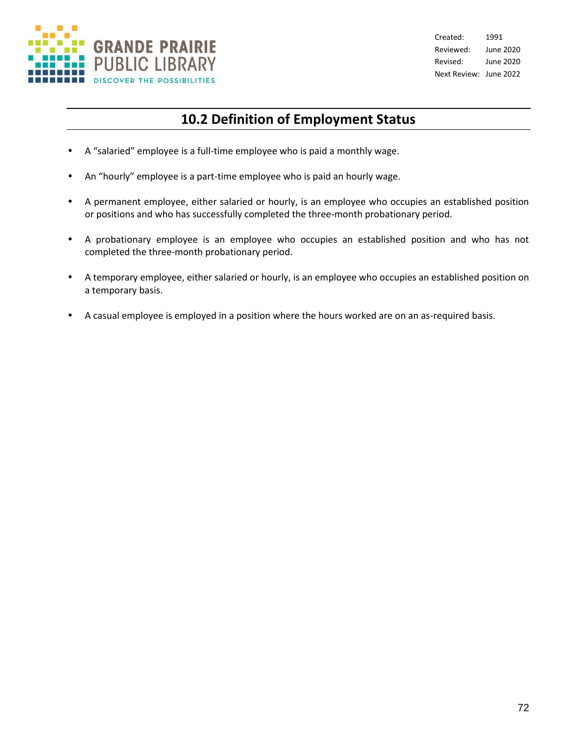Created: 1991
Reviewed: June 2020
Revised: June 2020
Next Review: June 2022

## 10.2 Definition of Employment Status

- A “salaried” employee is a full-time employee who is paid a monthly wage.
- An “hourly” employee is a part-time employee who is paid an hourly wage.
- A permanent employee, either salaried or hourly, is an employee who occupies an established position or positions and who has successfully completed the three-month probationary period.
- A probationary employee is an employee who occupies an established position and who has not completed the three-month probationary period.
- A temporary employee, either salaried or hourly, is an employee who occupies an established position on a temporary basis.
- A casual employee is employed in a position where the hours worked are on an as-required basis.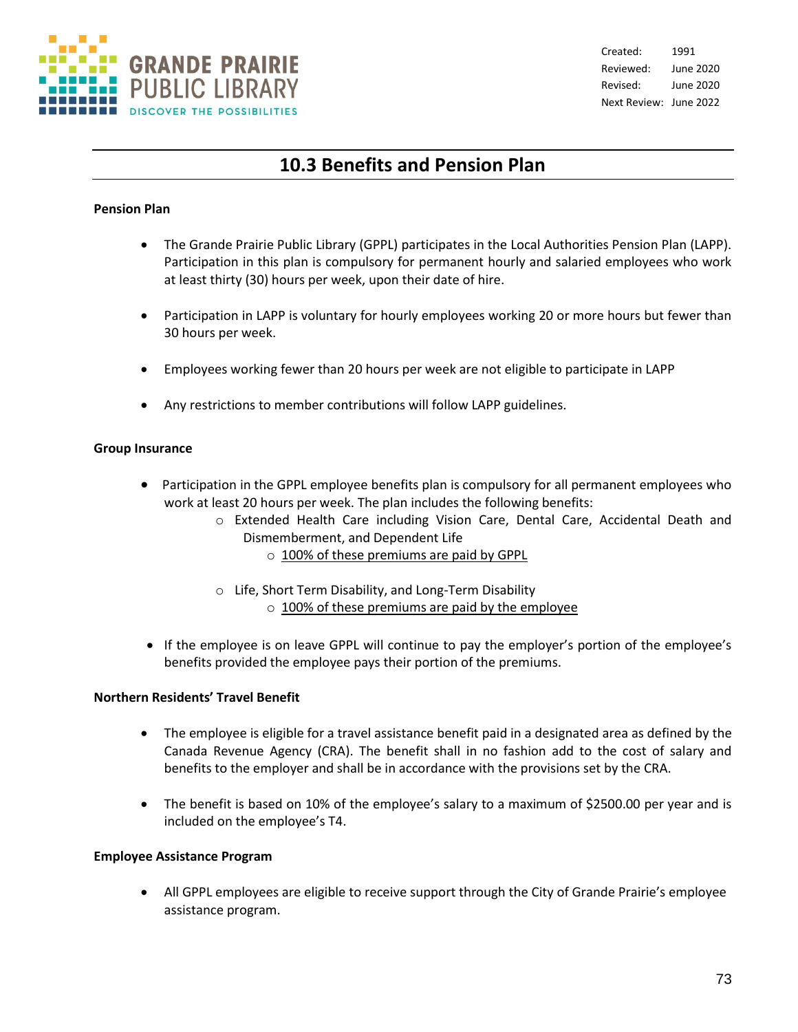Created: 1991
Reviewed: June 2020
Revised: June 2020
Next Review: June 2022

# 10.3 Benefits and Pension Plan

**Pension Plan**

- The Grande Prairie Public Library (GPPL) participates in the Local Authorities Pension Plan (LAPP). Participation in this plan is compulsory for permanent hourly and salaried employees who work at least thirty (30) hours per week, upon their date of hire.
- Participation in LAPP is voluntary for hourly employees working 20 or more hours but fewer than 30 hours per week.
- Employees working fewer than 20 hours per week are not eligible to participate in LAPP
- Any restrictions to member contributions will follow LAPP guidelines.

**Group Insurance**

- Participation in the GPPL employee benefits plan is compulsory for all permanent employees who work at least 20 hours per week. The plan includes the following benefits:
  - Extended Health Care including Vision Care, Dental Care, Accidental Death and Dismemberment, and Dependent Life
    - <u>100% of these premiums are paid by GPPL</u>
  - Life, Short Term Disability, and Long-Term Disability
    - <u>100% of these premiums are paid by the employee</u>
- If the employee is on leave GPPL will continue to pay the employer's portion of the employee's benefits provided the employee pays their portion of the premiums.

**Northern Residents' Travel Benefit**

- The employee is eligible for a travel assistance benefit paid in a designated area as defined by the Canada Revenue Agency (CRA). The benefit shall in no fashion add to the cost of salary and benefits to the employer and shall be in accordance with the provisions set by the CRA.
- The benefit is based on 10% of the employee's salary to a maximum of $2500.00 per year and is included on the employee's T4.

**Employee Assistance Program**

- All GPPL employees are eligible to receive support through the City of Grande Prairie's employee assistance program.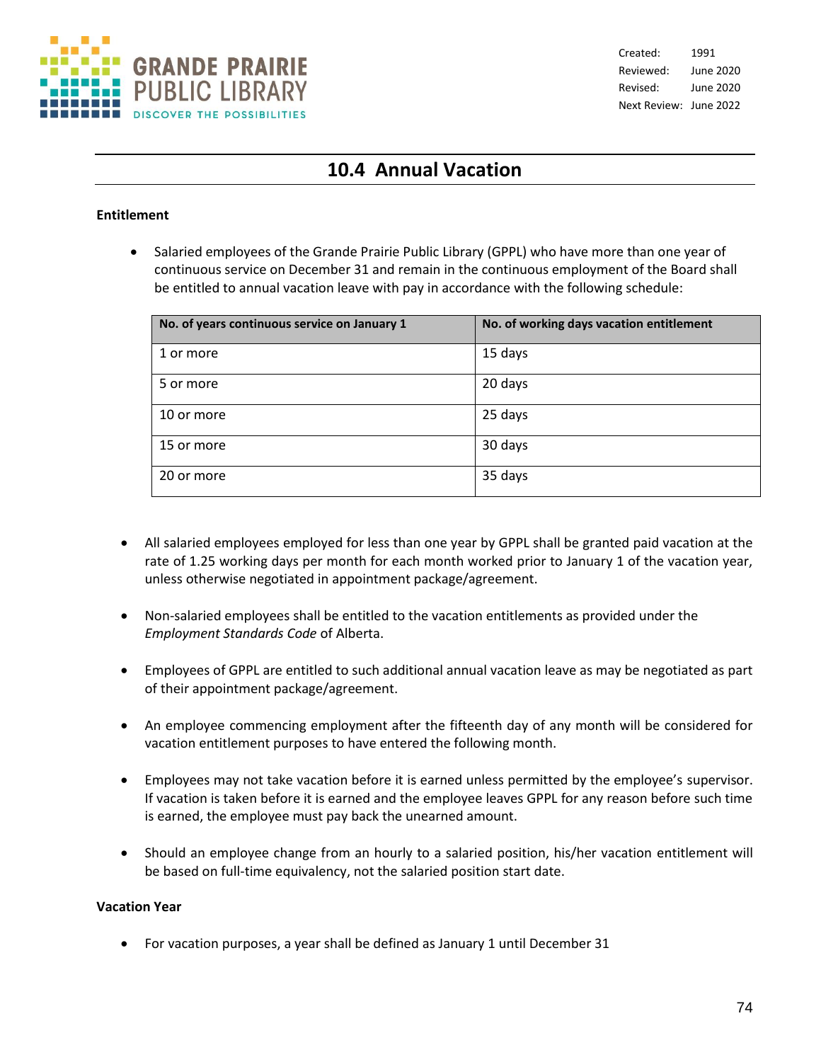Created: 1991
Reviewed: June 2020
Revised: June 2020
Next Review: June 2022

# 10.4 Annual Vacation

**Entitlement**

- Salaried employees of the Grande Prairie Public Library (GPPL) who have more than one year of continuous service on December 31 and remain in the continuous employment of the Board shall be entitled to annual vacation leave with pay in accordance with the following schedule:

| No. of years continuous service on January 1 | No. of working days vacation entitlement |
|---|---|
| 1 or more | 15 days |
| 5 or more | 20 days |
| 10 or more | 25 days |
| 15 or more | 30 days |
| 20 or more | 35 days |

- All salaried employees employed for less than one year by GPPL shall be granted paid vacation at the rate of 1.25 working days per month for each month worked prior to January 1 of the vacation year, unless otherwise negotiated in appointment package/agreement.

- Non-salaried employees shall be entitled to the vacation entitlements as provided under the *Employment Standards Code* of Alberta.

- Employees of GPPL are entitled to such additional annual vacation leave as may be negotiated as part of their appointment package/agreement.

- An employee commencing employment after the fifteenth day of any month will be considered for vacation entitlement purposes to have entered the following month.

- Employees may not take vacation before it is earned unless permitted by the employee's supervisor. If vacation is taken before it is earned and the employee leaves GPPL for any reason before such time is earned, the employee must pay back the unearned amount.

- Should an employee change from an hourly to a salaried position, his/her vacation entitlement will be based on full-time equivalency, not the salaried position start date.

**Vacation Year**

- For vacation purposes, a year shall be defined as January 1 until December 31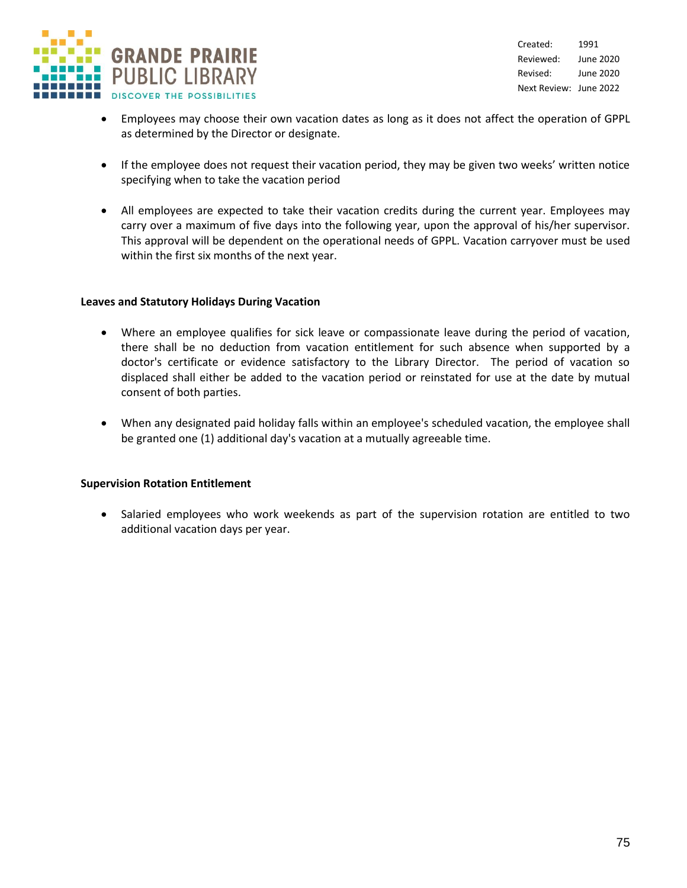- Employees may choose their own vacation dates as long as it does not affect the operation of GPPL as determined by the Director or designate.

- If the employee does not request their vacation period, they may be given two weeks' written notice specifying when to take the vacation period

- All employees are expected to take their vacation credits during the current year. Employees may carry over a maximum of five days into the following year, upon the approval of his/her supervisor. This approval will be dependent on the operational needs of GPPL. Vacation carryover must be used within the first six months of the next year.

**Leaves and Statutory Holidays During Vacation**

- Where an employee qualifies for sick leave or compassionate leave during the period of vacation, there shall be no deduction from vacation entitlement for such absence when supported by a doctor's certificate or evidence satisfactory to the Library Director. The period of vacation so displaced shall either be added to the vacation period or reinstated for use at the date by mutual consent of both parties.

- When any designated paid holiday falls within an employee's scheduled vacation, the employee shall be granted one (1) additional day's vacation at a mutually agreeable time.

**Supervision Rotation Entitlement**

- Salaried employees who work weekends as part of the supervision rotation are entitled to two additional vacation days per year.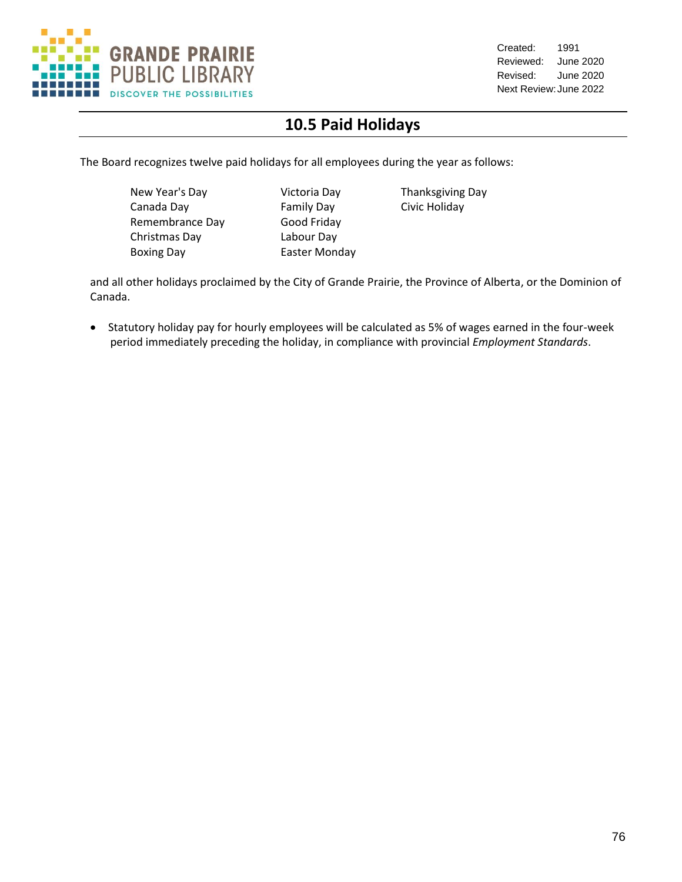Created: 1991
Reviewed: June 2020
Revised: June 2020
Next Review: June 2022

# 10.5 Paid Holidays

The Board recognizes twelve paid holidays for all employees during the year as follows:

| | | |
|---|---|---|
| New Year's Day | Victoria Day | Thanksgiving Day |
| Canada Day | Family Day | Civic Holiday |
| Remembrance Day | Good Friday | |
| Christmas Day | Labour Day | |
| Boxing Day | Easter Monday | |

and all other holidays proclaimed by the City of Grande Prairie, the Province of Alberta, or the Dominion of Canada.

- Statutory holiday pay for hourly employees will be calculated as 5% of wages earned in the four-week period immediately preceding the holiday, in compliance with provincial *Employment Standards*.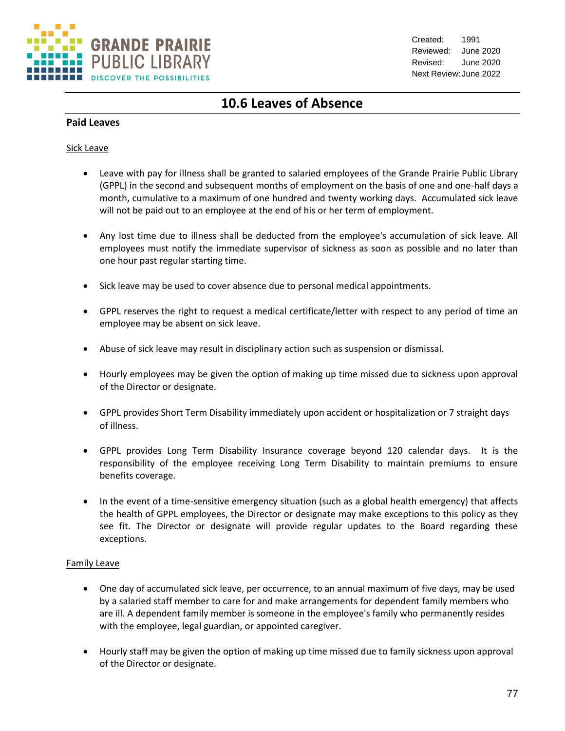Created: 1991
Reviewed: June 2020
Revised: June 2020
Next Review: June 2022

# 10.6 Leaves of Absence

**Paid Leaves**

Sick Leave

- Leave with pay for illness shall be granted to salaried employees of the Grande Prairie Public Library (GPPL) in the second and subsequent months of employment on the basis of one and one-half days a month, cumulative to a maximum of one hundred and twenty working days. Accumulated sick leave will not be paid out to an employee at the end of his or her term of employment.
- Any lost time due to illness shall be deducted from the employee's accumulation of sick leave. All employees must notify the immediate supervisor of sickness as soon as possible and no later than one hour past regular starting time.
- Sick leave may be used to cover absence due to personal medical appointments.
- GPPL reserves the right to request a medical certificate/letter with respect to any period of time an employee may be absent on sick leave.
- Abuse of sick leave may result in disciplinary action such as suspension or dismissal.
- Hourly employees may be given the option of making up time missed due to sickness upon approval of the Director or designate.
- GPPL provides Short Term Disability immediately upon accident or hospitalization or 7 straight days of illness.
- GPPL provides Long Term Disability Insurance coverage beyond 120 calendar days. It is the responsibility of the employee receiving Long Term Disability to maintain premiums to ensure benefits coverage.
- In the event of a time-sensitive emergency situation (such as a global health emergency) that affects the health of GPPL employees, the Director or designate may make exceptions to this policy as they see fit. The Director or designate will provide regular updates to the Board regarding these exceptions.

Family Leave

- One day of accumulated sick leave, per occurrence, to an annual maximum of five days, may be used by a salaried staff member to care for and make arrangements for dependent family members who are ill. A dependent family member is someone in the employee's family who permanently resides with the employee, legal guardian, or appointed caregiver.
- Hourly staff may be given the option of making up time missed due to family sickness upon approval of the Director or designate.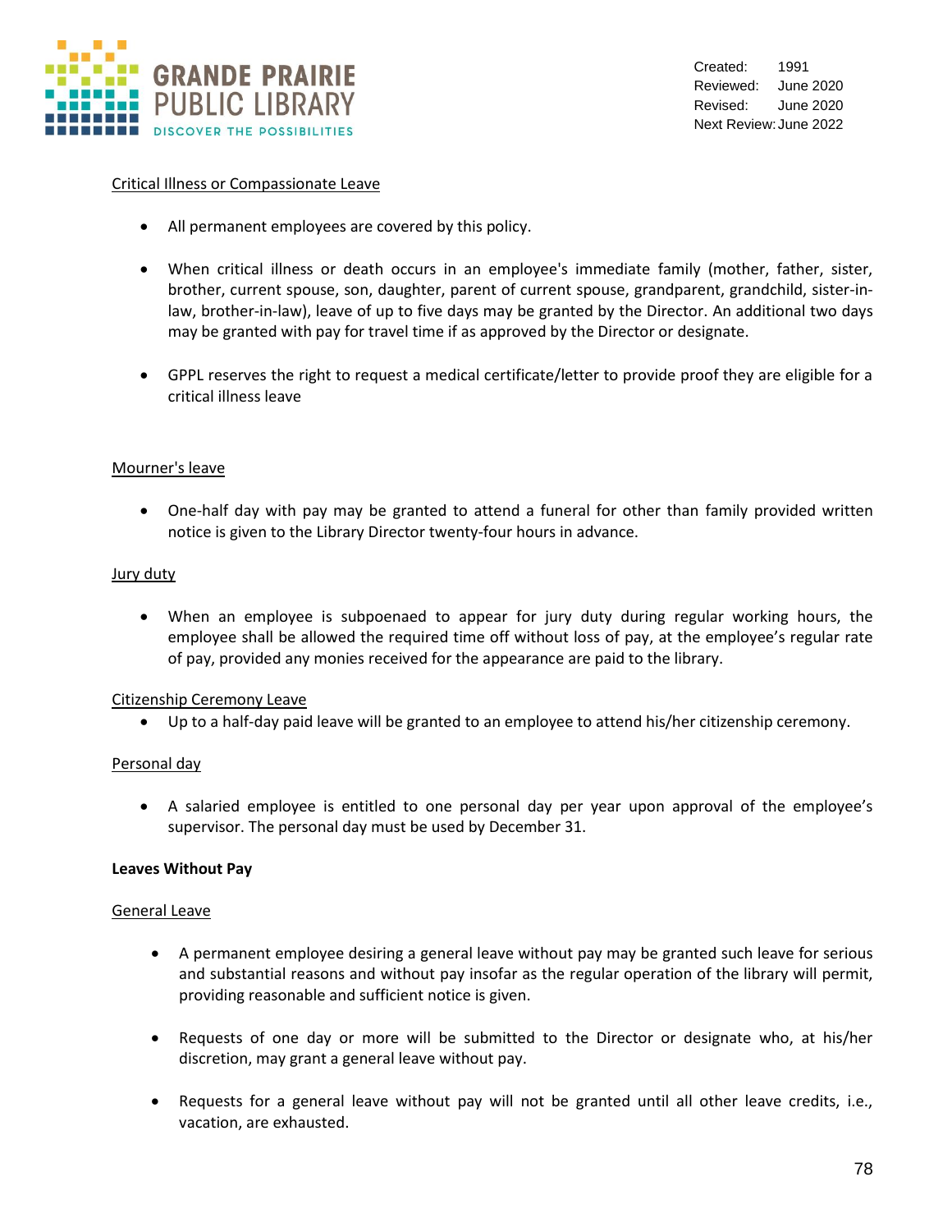Critical Illness or Compassionate Leave

- All permanent employees are covered by this policy.

- When critical illness or death occurs in an employee's immediate family (mother, father, sister, brother, current spouse, son, daughter, parent of current spouse, grandparent, grandchild, sister-in-law, brother-in-law), leave of up to five days may be granted by the Director. An additional two days may be granted with pay for travel time if as approved by the Director or designate.

- GPPL reserves the right to request a medical certificate/letter to provide proof they are eligible for a critical illness leave

Mourner's leave

- One-half day with pay may be granted to attend a funeral for other than family provided written notice is given to the Library Director twenty-four hours in advance.

Jury duty

- When an employee is subpoenaed to appear for jury duty during regular working hours, the employee shall be allowed the required time off without loss of pay, at the employee's regular rate of pay, provided any monies received for the appearance are paid to the library.

Citizenship Ceremony Leave

- Up to a half-day paid leave will be granted to an employee to attend his/her citizenship ceremony.

Personal day

- A salaried employee is entitled to one personal day per year upon approval of the employee's supervisor. The personal day must be used by December 31.

**Leaves Without Pay**

General Leave

- A permanent employee desiring a general leave without pay may be granted such leave for serious and substantial reasons and without pay insofar as the regular operation of the library will permit, providing reasonable and sufficient notice is given.

- Requests of one day or more will be submitted to the Director or designate who, at his/her discretion, may grant a general leave without pay.

- Requests for a general leave without pay will not be granted until all other leave credits, i.e., vacation, are exhausted.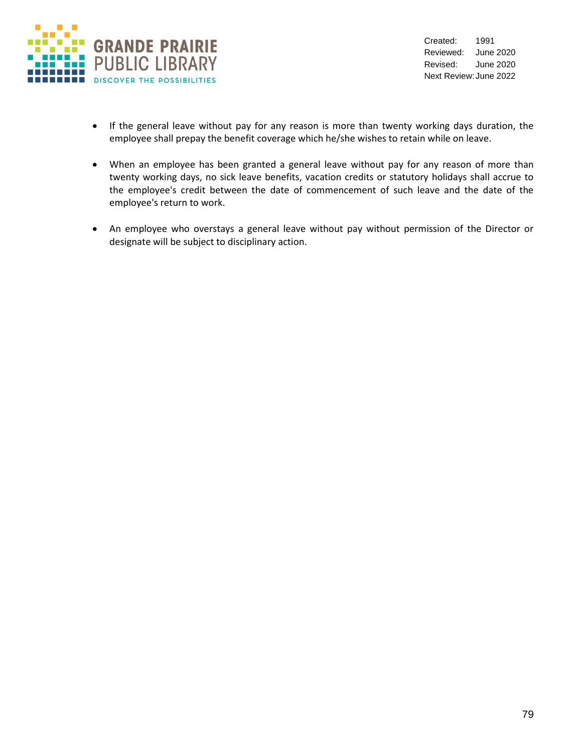- If the general leave without pay for any reason is more than twenty working days duration, the employee shall prepay the benefit coverage which he/she wishes to retain while on leave.

- When an employee has been granted a general leave without pay for any reason of more than twenty working days, no sick leave benefits, vacation credits or statutory holidays shall accrue to the employee's credit between the date of commencement of such leave and the date of the employee's return to work.

- An employee who overstays a general leave without pay without permission of the Director or designate will be subject to disciplinary action.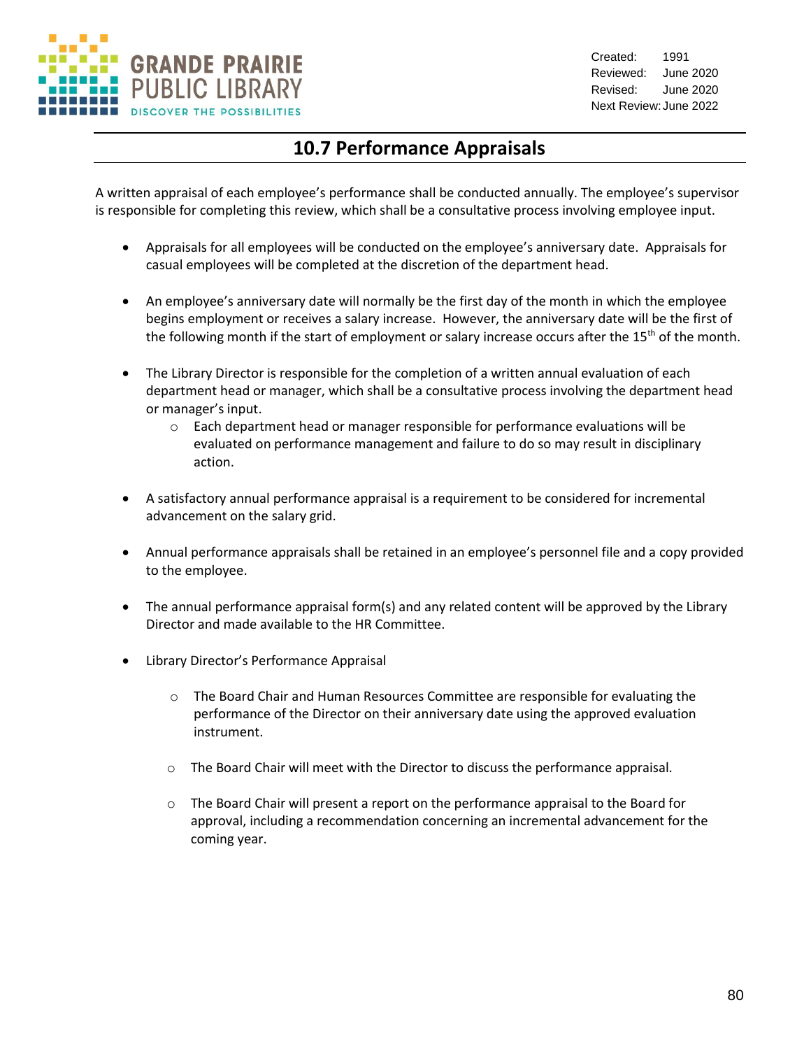Created: 1991
Reviewed: June 2020
Revised: June 2020
Next Review: June 2022

# 10.7 Performance Appraisals

A written appraisal of each employee's performance shall be conducted annually. The employee's supervisor is responsible for completing this review, which shall be a consultative process involving employee input.

- Appraisals for all employees will be conducted on the employee's anniversary date. Appraisals for casual employees will be completed at the discretion of the department head.

- An employee's anniversary date will normally be the first day of the month in which the employee begins employment or receives a salary increase. However, the anniversary date will be the first of the following month if the start of employment or salary increase occurs after the 15th of the month.

- The Library Director is responsible for the completion of a written annual evaluation of each department head or manager, which shall be a consultative process involving the department head or manager's input.
  - Each department head or manager responsible for performance evaluations will be evaluated on performance management and failure to do so may result in disciplinary action.

- A satisfactory annual performance appraisal is a requirement to be considered for incremental advancement on the salary grid.

- Annual performance appraisals shall be retained in an employee's personnel file and a copy provided to the employee.

- The annual performance appraisal form(s) and any related content will be approved by the Library Director and made available to the HR Committee.

- Library Director's Performance Appraisal

  - The Board Chair and Human Resources Committee are responsible for evaluating the performance of the Director on their anniversary date using the approved evaluation instrument.

  - The Board Chair will meet with the Director to discuss the performance appraisal.

  - The Board Chair will present a report on the performance appraisal to the Board for approval, including a recommendation concerning an incremental advancement for the coming year.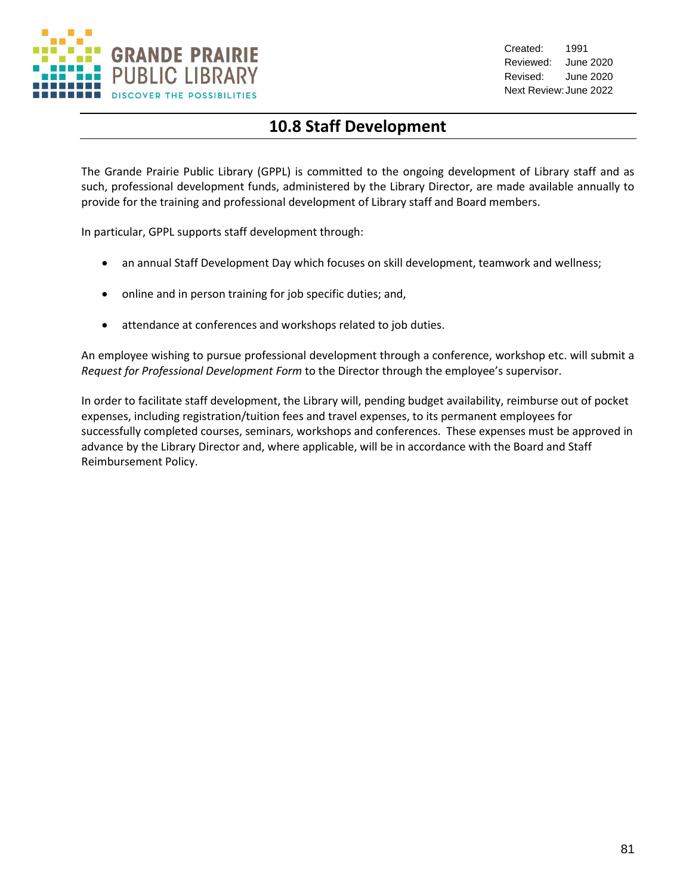Created: 1991
Reviewed: June 2020
Revised: June 2020
Next Review: June 2022

# 10.8 Staff Development

The Grande Prairie Public Library (GPPL) is committed to the ongoing development of Library staff and as such, professional development funds, administered by the Library Director, are made available annually to provide for the training and professional development of Library staff and Board members.

In particular, GPPL supports staff development through:

- an annual Staff Development Day which focuses on skill development, teamwork and wellness;
- online and in person training for job specific duties; and,
- attendance at conferences and workshops related to job duties.

An employee wishing to pursue professional development through a conference, workshop etc. will submit a *Request for Professional Development Form* to the Director through the employee's supervisor.

In order to facilitate staff development, the Library will, pending budget availability, reimburse out of pocket expenses, including registration/tuition fees and travel expenses, to its permanent employees for successfully completed courses, seminars, workshops and conferences. These expenses must be approved in advance by the Library Director and, where applicable, will be in accordance with the Board and Staff Reimbursement Policy.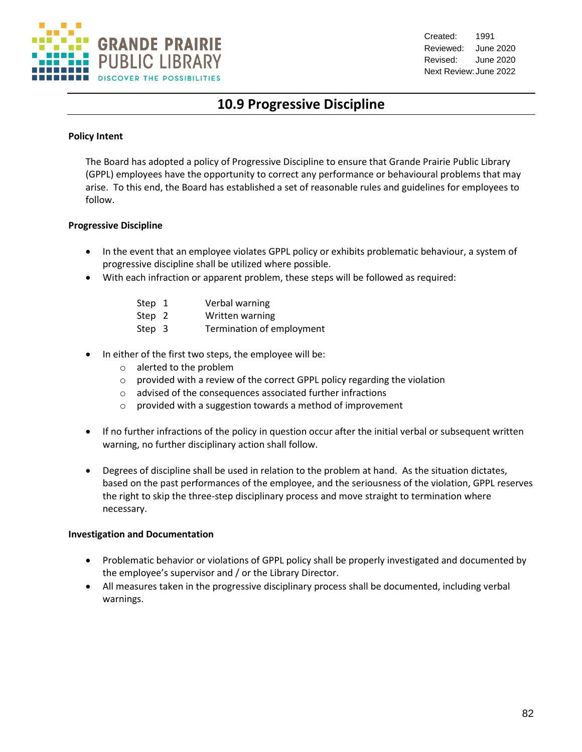Created: 1991
Reviewed: June 2020
Revised: June 2020
Next Review: June 2022

# 10.9 Progressive Discipline

**Policy Intent**

The Board has adopted a policy of Progressive Discipline to ensure that Grande Prairie Public Library (GPPL) employees have the opportunity to correct any performance or behavioural problems that may arise. To this end, the Board has established a set of reasonable rules and guidelines for employees to follow.

**Progressive Discipline**

- In the event that an employee violates GPPL policy or exhibits problematic behaviour, a system of progressive discipline shall be utilized where possible.
- With each infraction or apparent problem, these steps will be followed as required:

  Step 1 Verbal warning
  Step 2 Written warning
  Step 3 Termination of employment

- In either of the first two steps, the employee will be:
  - alerted to the problem
  - provided with a review of the correct GPPL policy regarding the violation
  - advised of the consequences associated further infractions
  - provided with a suggestion towards a method of improvement

- If no further infractions of the policy in question occur after the initial verbal or subsequent written warning, no further disciplinary action shall follow.

- Degrees of discipline shall be used in relation to the problem at hand. As the situation dictates, based on the past performances of the employee, and the seriousness of the violation, GPPL reserves the right to skip the three-step disciplinary process and move straight to termination where necessary.

**Investigation and Documentation**

- Problematic behavior or violations of GPPL policy shall be properly investigated and documented by the employee's supervisor and / or the Library Director.
- All measures taken in the progressive disciplinary process shall be documented, including verbal warnings.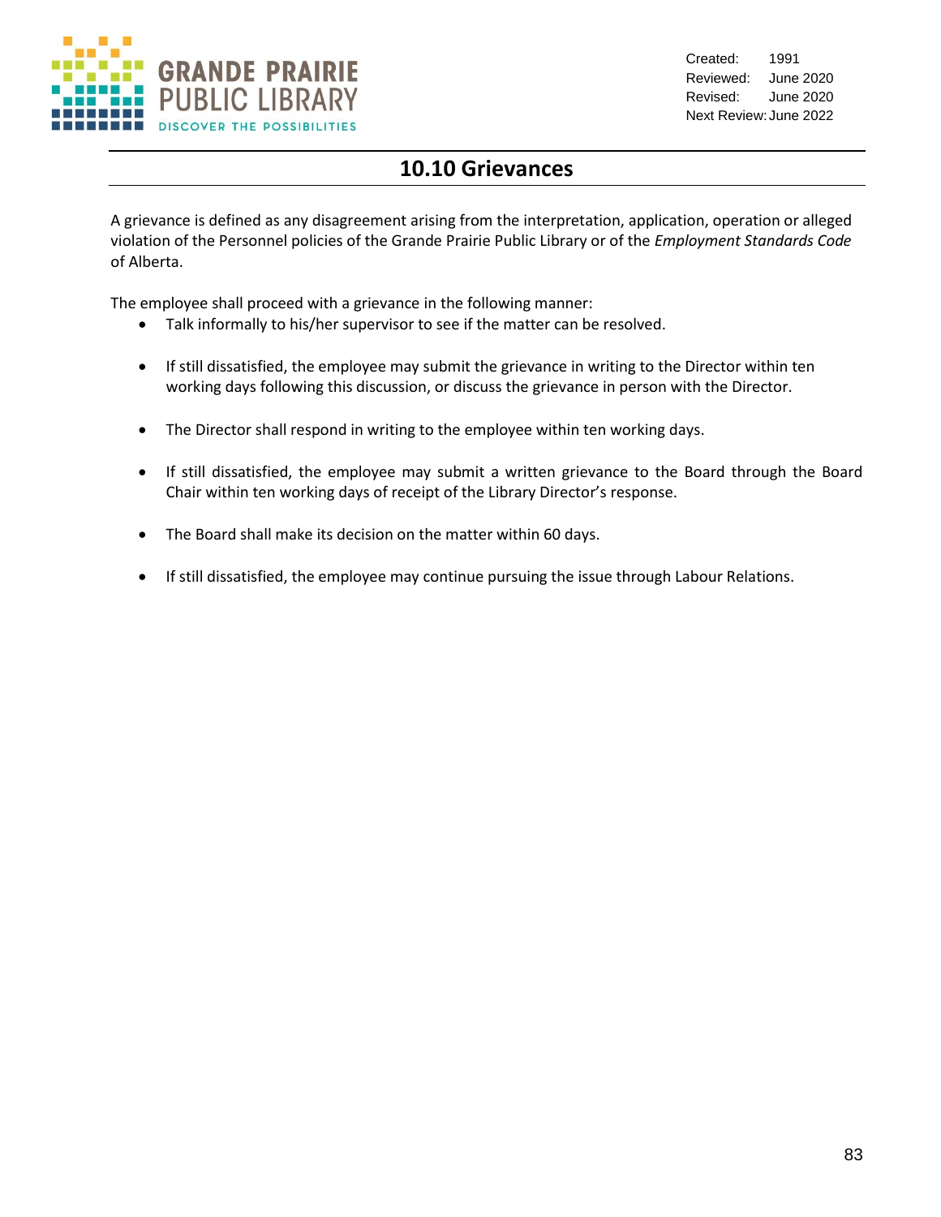Created: 1991
Reviewed: June 2020
Revised: June 2020
Next Review: June 2022

## 10.10 Grievances

A grievance is defined as any disagreement arising from the interpretation, application, operation or alleged violation of the Personnel policies of the Grande Prairie Public Library or of the *Employment Standards Code* of Alberta.

The employee shall proceed with a grievance in the following manner:

- Talk informally to his/her supervisor to see if the matter can be resolved.
- If still dissatisfied, the employee may submit the grievance in writing to the Director within ten working days following this discussion, or discuss the grievance in person with the Director.
- The Director shall respond in writing to the employee within ten working days.
- If still dissatisfied, the employee may submit a written grievance to the Board through the Board Chair within ten working days of receipt of the Library Director's response.
- The Board shall make its decision on the matter within 60 days.
- If still dissatisfied, the employee may continue pursuing the issue through Labour Relations.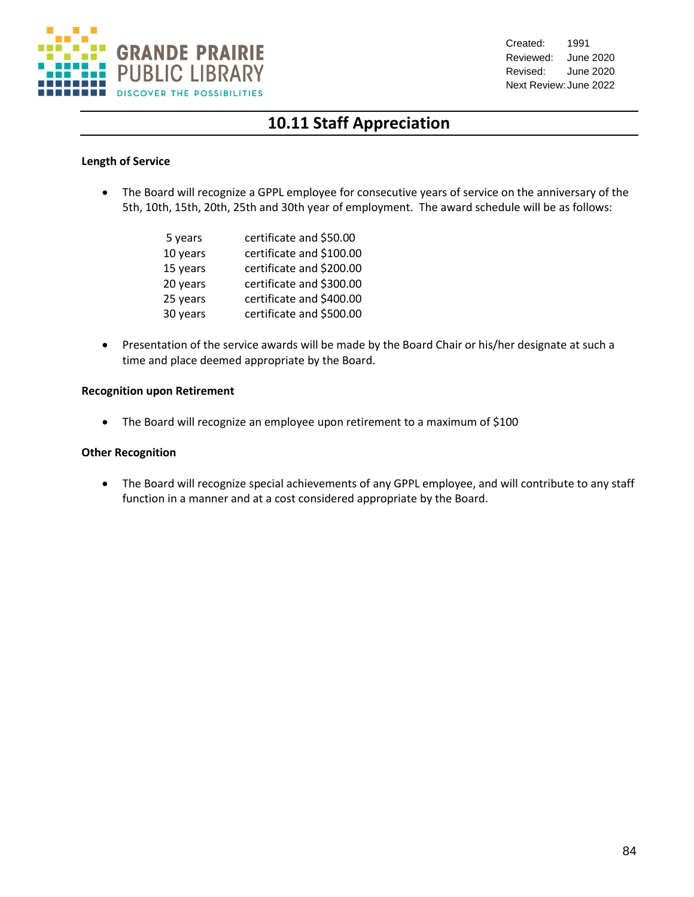Created: 1991
Reviewed: June 2020
Revised: June 2020
Next Review: June 2022

# 10.11 Staff Appreciation

**Length of Service**

- The Board will recognize a GPPL employee for consecutive years of service on the anniversary of the 5th, 10th, 15th, 20th, 25th and 30th year of employment. The award schedule will be as follows:

| | |
|---|---|
| 5 years | certificate and $50.00 |
| 10 years | certificate and $100.00 |
| 15 years | certificate and $200.00 |
| 20 years | certificate and $300.00 |
| 25 years | certificate and $400.00 |
| 30 years | certificate and $500.00 |

- Presentation of the service awards will be made by the Board Chair or his/her designate at such a time and place deemed appropriate by the Board.

**Recognition upon Retirement**

- The Board will recognize an employee upon retirement to a maximum of $100

**Other Recognition**

- The Board will recognize special achievements of any GPPL employee, and will contribute to any staff function in a manner and at a cost considered appropriate by the Board.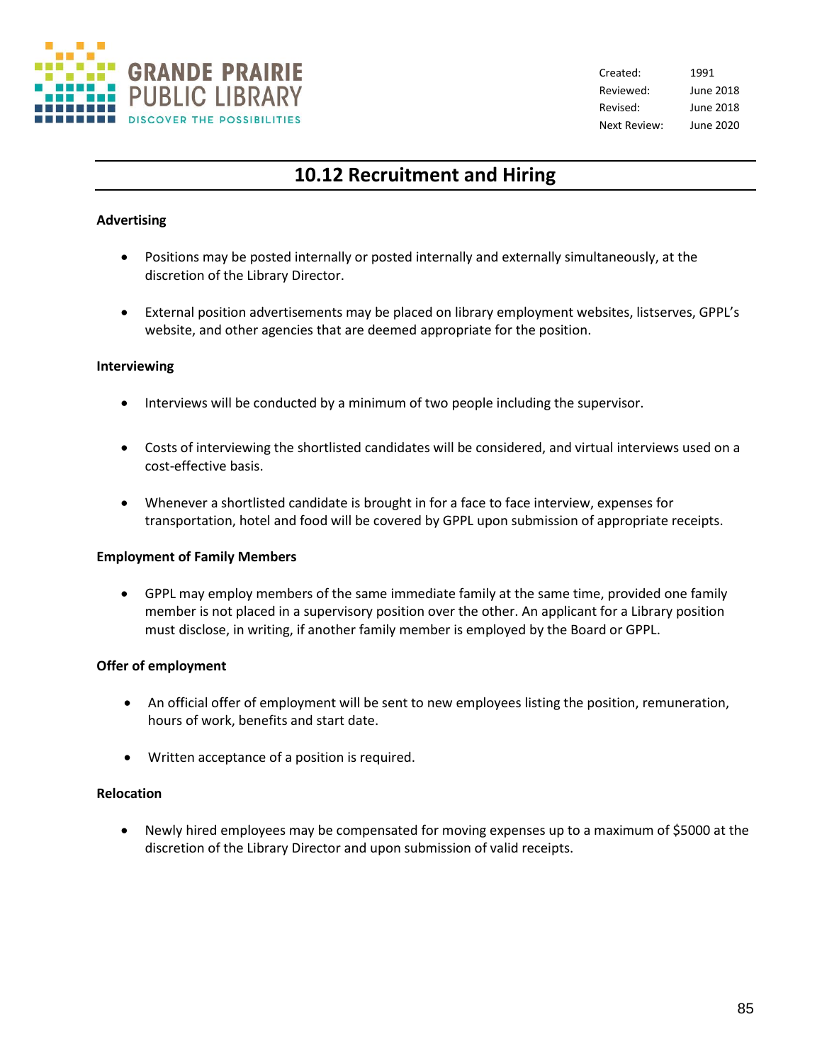Created: 1991
Reviewed: June 2018
Revised: June 2018
Next Review: June 2020

# 10.12 Recruitment and Hiring

**Advertising**

- Positions may be posted internally or posted internally and externally simultaneously, at the discretion of the Library Director.

- External position advertisements may be placed on library employment websites, listserves, GPPL's website, and other agencies that are deemed appropriate for the position.

**Interviewing**

- Interviews will be conducted by a minimum of two people including the supervisor.

- Costs of interviewing the shortlisted candidates will be considered, and virtual interviews used on a cost-effective basis.

- Whenever a shortlisted candidate is brought in for a face to face interview, expenses for transportation, hotel and food will be covered by GPPL upon submission of appropriate receipts.

**Employment of Family Members**

- GPPL may employ members of the same immediate family at the same time, provided one family member is not placed in a supervisory position over the other. An applicant for a Library position must disclose, in writing, if another family member is employed by the Board or GPPL.

**Offer of employment**

- An official offer of employment will be sent to new employees listing the position, remuneration, hours of work, benefits and start date.

- Written acceptance of a position is required.

**Relocation**

- Newly hired employees may be compensated for moving expenses up to a maximum of $5000 at the discretion of the Library Director and upon submission of valid receipts.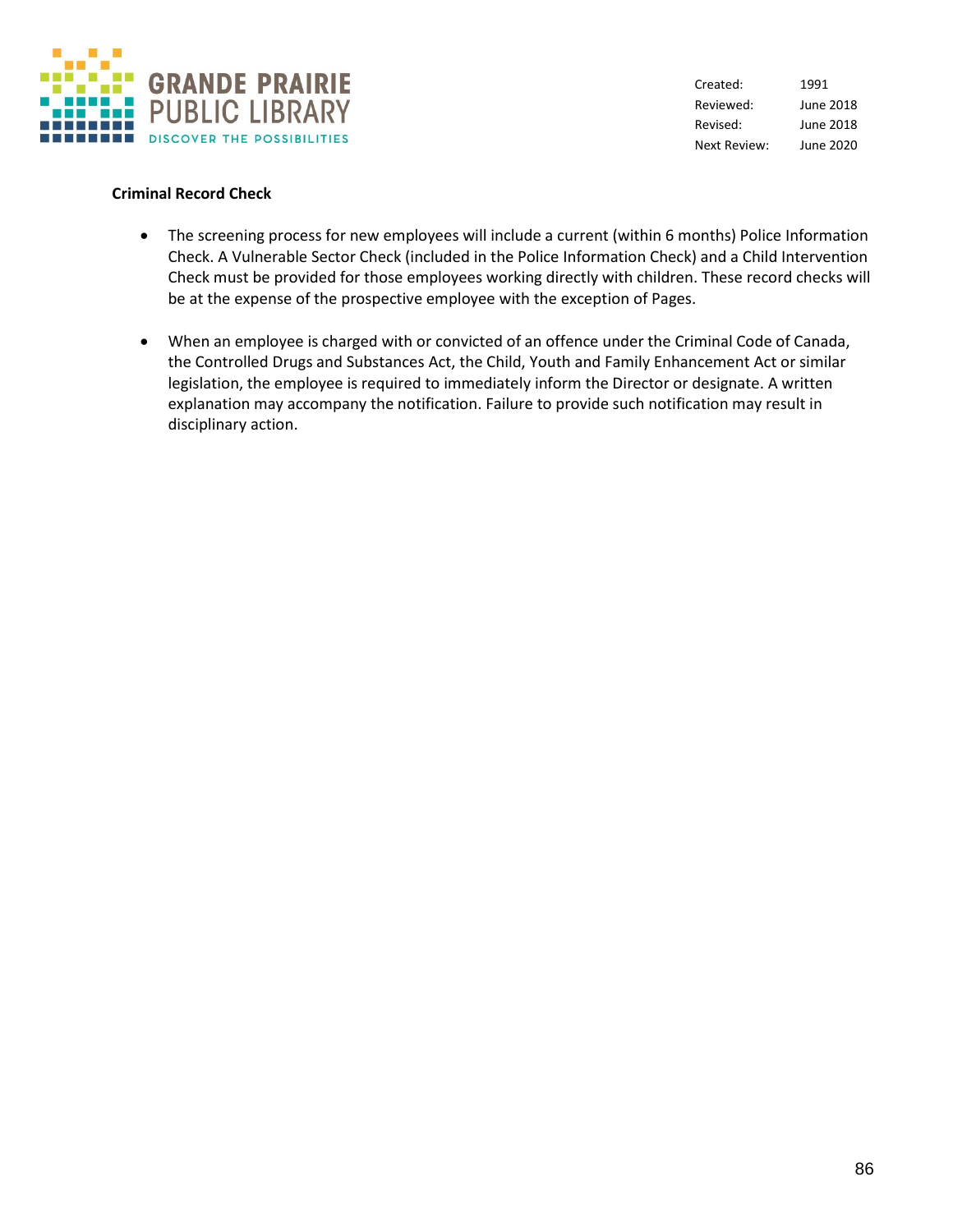**Criminal Record Check**

- The screening process for new employees will include a current (within 6 months) Police Information Check. A Vulnerable Sector Check (included in the Police Information Check) and a Child Intervention Check must be provided for those employees working directly with children. These record checks will be at the expense of the prospective employee with the exception of Pages.

- When an employee is charged with or convicted of an offence under the Criminal Code of Canada, the Controlled Drugs and Substances Act, the Child, Youth and Family Enhancement Act or similar legislation, the employee is required to immediately inform the Director or designate. A written explanation may accompany the notification. Failure to provide such notification may result in disciplinary action.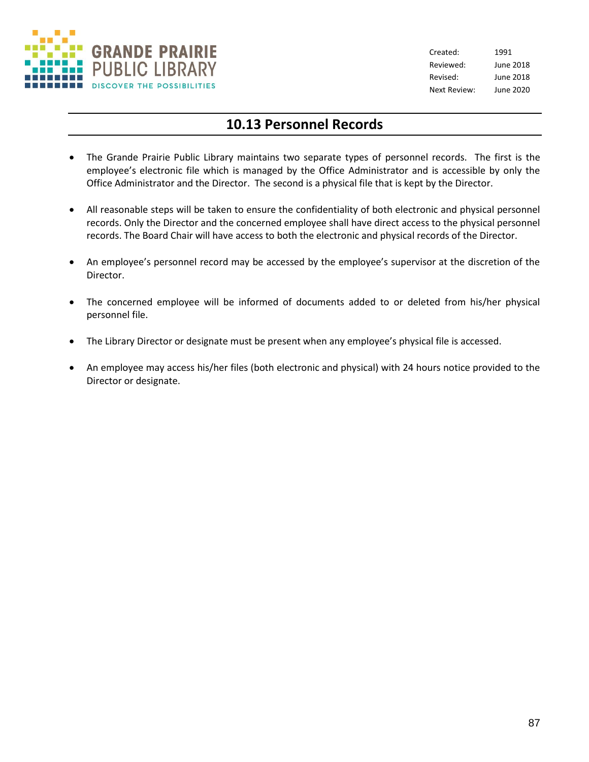Created: 1991
Reviewed: June 2018
Revised: June 2018
Next Review: June 2020

# 10.13 Personnel Records

- The Grande Prairie Public Library maintains two separate types of personnel records. The first is the employee's electronic file which is managed by the Office Administrator and is accessible by only the Office Administrator and the Director. The second is a physical file that is kept by the Director.
- All reasonable steps will be taken to ensure the confidentiality of both electronic and physical personnel records. Only the Director and the concerned employee shall have direct access to the physical personnel records. The Board Chair will have access to both the electronic and physical records of the Director.
- An employee's personnel record may be accessed by the employee's supervisor at the discretion of the Director.
- The concerned employee will be informed of documents added to or deleted from his/her physical personnel file.
- The Library Director or designate must be present when any employee's physical file is accessed.
- An employee may access his/her files (both electronic and physical) with 24 hours notice provided to the Director or designate.